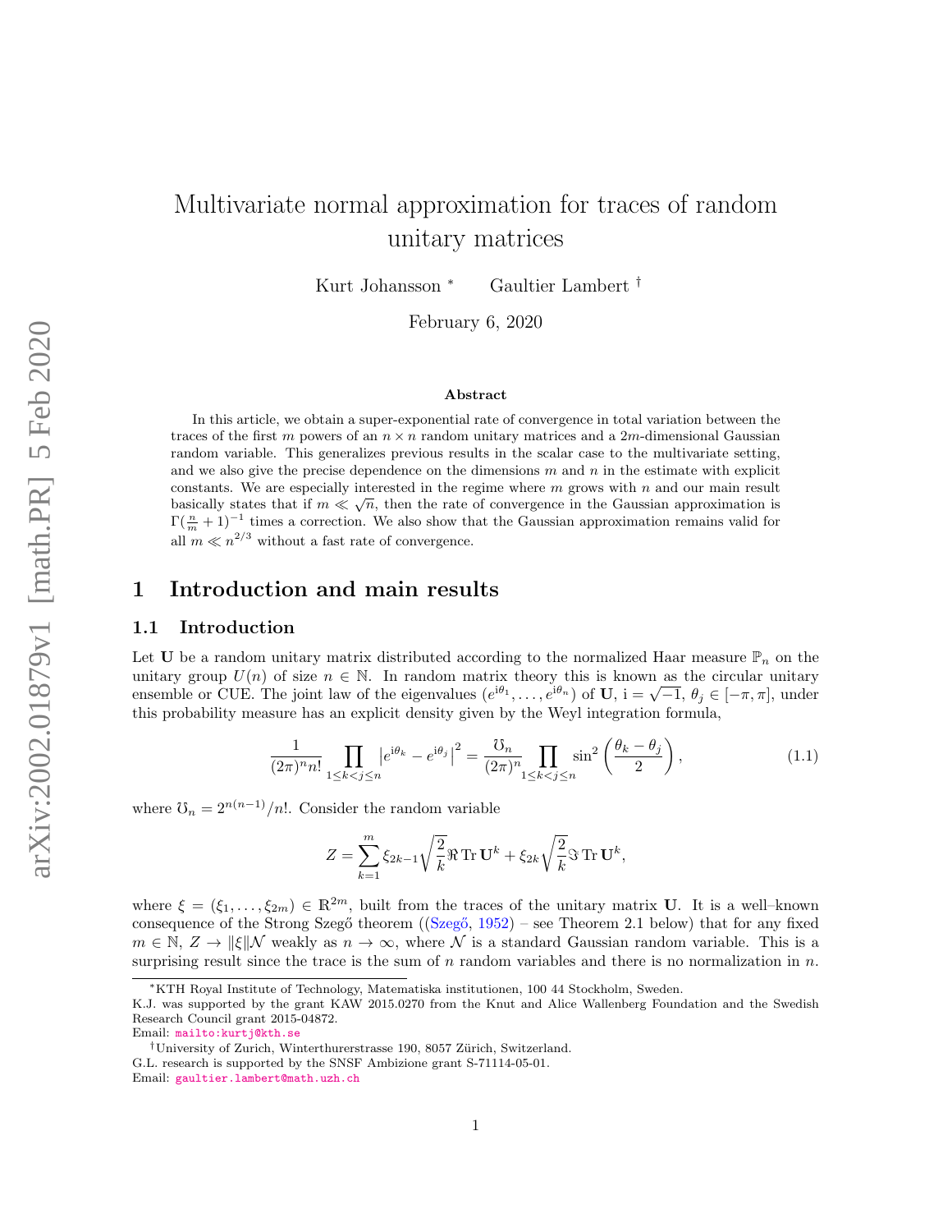# Multivariate normal approximation for traces of random unitary matrices

Kurt Johansson [*] Gaultier Lambert [†]

February 6, 2020

### Abstract

In this article, we obtain a super-exponential rate of convergence in total variation between the traces of the first $m$ powers of an $n \times n$ random unitary matrices and a $2m$-dimensional Gaussian random variable. This generalizes previous results in the scalar case to the multivariate setting, and we also give the precise dependence on the dimensions $m$ and $n$ in the estimate with explicit constants. We are especially interested in the regime where $m$ grows with $n$ and our main result basically states that if $m \ll \sqrt{n}$, then the rate of convergence in the Gaussian approximation is $\Gamma(\frac{n}{m}+1)^{-1}$ times a correction. We also show that the Gaussian approximation remains valid for all $m \ll n^{2/3}$ without a fast rate of convergence.

## 1 Introduction and main results

### 1.1 Introduction

Let $\mathbf{U}$ be a random unitary matrix distributed according to the normalized Haar measure $\mathbb{P}_n$ on the unitary group $U(n)$ of size $n \in \mathbb{N}$. In random matrix theory this is known as the circular unitary ensemble or CUE. The joint law of the eigenvalues $(e^{\mathrm{i}\theta_1}, \ldots, e^{\mathrm{i}\theta_n})$ of $\mathbf{U}$, $\mathrm{i} = \sqrt{-1}$, $\theta_j \in [-\pi, \pi]$, under this probability measure has an explicit density given by the Weyl integration formula,

$$\frac{1}{(2\pi)^n n!} \prod_{1 \le k < j \le n} \left| e^{\mathrm{i}\theta_k} - e^{\mathrm{i}\theta_j} \right|^2 = \frac{\mho_n}{(2\pi)^n} \prod_{1 \le k < j \le n} \sin^2\left(\frac{\theta_k - \theta_j}{2}\right), \tag{1.1}$$

where $\mho_n = 2^{n(n-1)}/n!$. Consider the random variable

$$Z = \sum_{k=1}^{m} \xi_{2k-1} \sqrt{\frac{2}{k}} \Re \operatorname{Tr} \mathbf{U}^k + \xi_{2k} \sqrt{\frac{2}{k}} \Im \operatorname{Tr} \mathbf{U}^k,$$

where $\xi = (\xi_1, \ldots, \xi_{2m}) \in \mathbb{R}^{2m}$, built from the traces of the unitary matrix $\mathbf{U}$. It is a well–known consequence of the Strong Szegő theorem ((Szegő, 1952) – see Theorem 2.1 below) that for any fixed $m \in \mathbb{N}$, $Z \to \|\xi\| \mathcal{N}$ weakly as $n \to \infty$, where $\mathcal{N}$ is a standard Gaussian random variable. This is a surprising result since the trace is the sum of $n$ random variables and there is no normalization in $n$.

---

[*] KTH Royal Institute of Technology, Matematiska institutionen, 100 44 Stockholm, Sweden.
K.J. was supported by the grant KAW 2015.0270 from the Knut and Alice Wallenberg Foundation and the Swedish Research Council grant 2015-04872.
Email: mailto:kurtj@kth.se

[†] University of Zurich, Winterthurerstrasse 190, 8057 Zürich, Switzerland.
G.L. research is supported by the SNSF Ambizione grant S-71114-05-01.
Email: gaultier.lambert@math.uzh.ch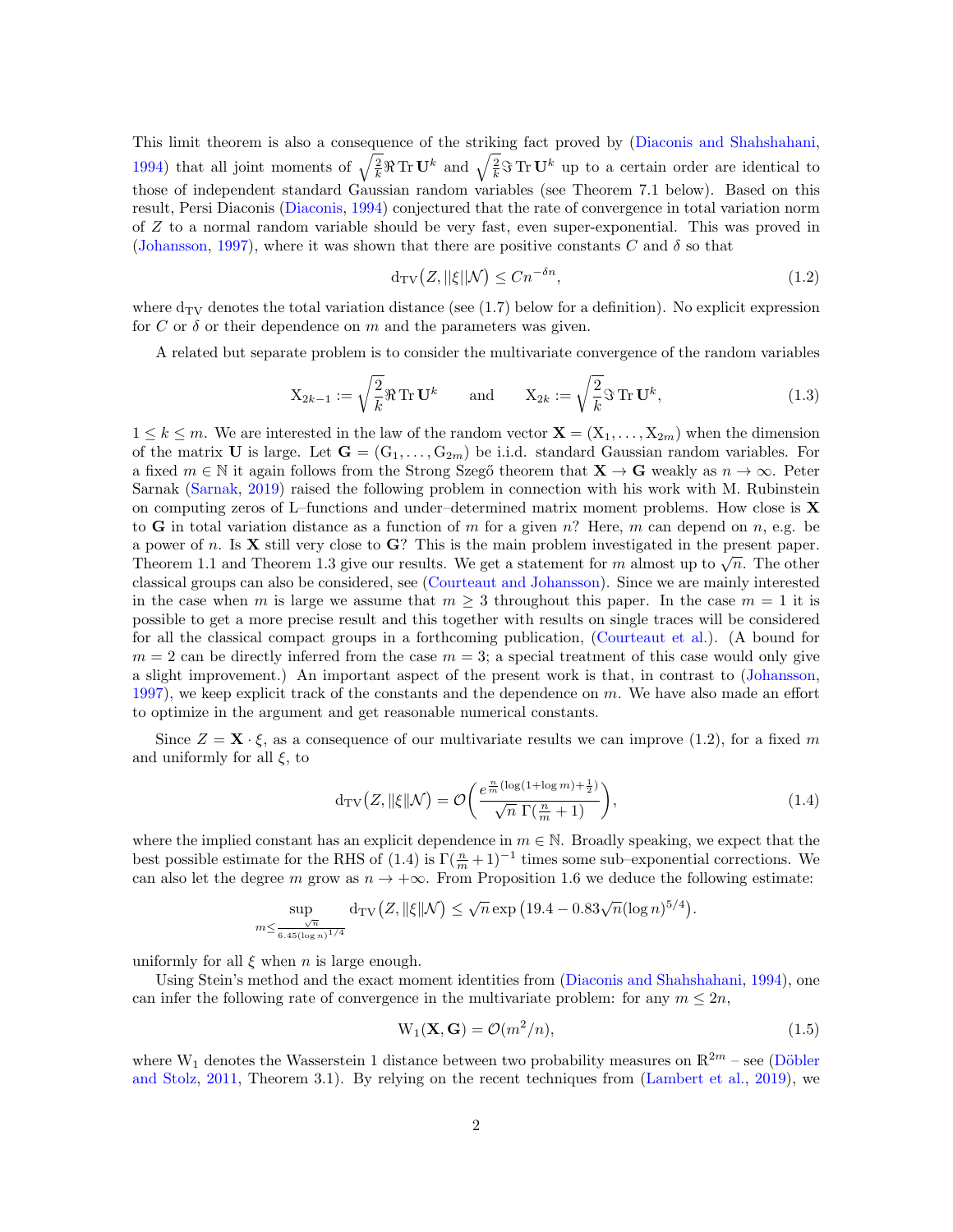This limit theorem is also a consequence of the striking fact proved by (Diaconis and Shahshahani, 1994) that all joint moments of $\sqrt{\frac{2}{k}}\Re \operatorname{Tr} \mathbf{U}^k$ and $\sqrt{\frac{2}{k}}\Im \operatorname{Tr} \mathbf{U}^k$ up to a certain order are identical to those of independent standard Gaussian random variables (see Theorem 7.1 below). Based on this result, Persi Diaconis (Diaconis, 1994) conjectured that the rate of convergence in total variation norm of $Z$ to a normal random variable should be very fast, even super-exponential. This was proved in (Johansson, 1997), where it was shown that there are positive constants $C$ and $\delta$ so that

$$\mathrm{d_{TV}}\big(Z, \|\xi\|\mathcal{N}\big) \leq C n^{-\delta n}, \tag{1.2}$$

where $\mathrm{d_{TV}}$ denotes the total variation distance (see (1.7) below for a definition). No explicit expression for $C$ or $\delta$ or their dependence on $m$ and the parameters was given.

A related but separate problem is to consider the multivariate convergence of the random variables

$$\mathrm{X}_{2k-1} := \sqrt{\frac{2}{k}}\Re \operatorname{Tr} \mathbf{U}^k \qquad \text{and} \qquad \mathrm{X}_{2k} := \sqrt{\frac{2}{k}}\Im \operatorname{Tr} \mathbf{U}^k, \tag{1.3}$$

$1 \leq k \leq m$. We are interested in the law of the random vector $\mathbf{X} = (\mathrm{X}_1, \dots, \mathrm{X}_{2m})$ when the dimension of the matrix $\mathbf{U}$ is large. Let $\mathbf{G} = (\mathrm{G}_1, \dots, \mathrm{G}_{2m})$ be i.i.d. standard Gaussian random variables. For a fixed $m \in \mathbb{N}$ it again follows from the Strong Szegő theorem that $\mathbf{X} \to \mathbf{G}$ weakly as $n \to \infty$. Peter Sarnak (Sarnak, 2019) raised the following problem in connection with his work with M. Rubinstein on computing zeros of L–functions and under–determined matrix moment problems. How close is $\mathbf{X}$ to $\mathbf{G}$ in total variation distance as a function of $m$ for a given $n$? Here, $m$ can depend on $n$, e.g. be a power of $n$. Is $\mathbf{X}$ still very close to $\mathbf{G}$? This is the main problem investigated in the present paper. Theorem 1.1 and Theorem 1.3 give our results. We get a statement for $m$ almost up to $\sqrt{n}$. The other classical groups can also be considered, see (Courteaut and Johansson). Since we are mainly interested in the case when $m$ is large we assume that $m \geq 3$ throughout this paper. In the case $m = 1$ it is possible to get a more precise result and this together with results on single traces will be considered for all the classical compact groups in a forthcoming publication, (Courteaut et al.). (A bound for $m = 2$ can be directly inferred from the case $m = 3$; a special treatment of this case would only give a slight improvement.) An important aspect of the present work is that, in contrast to (Johansson, 1997), we keep explicit track of the constants and the dependence on $m$. We have also made an effort to optimize in the argument and get reasonable numerical constants.

Since $Z = \mathbf{X} \cdot \xi$, as a consequence of our multivariate results we can improve (1.2), for a fixed $m$ and uniformly for all $\xi$, to

$$\mathrm{d_{TV}}\big(Z, \|\xi\|\mathcal{N}\big) = \mathcal{O}\bigg(\frac{e^{\frac{n}{m}(\log(1+\log m)+\frac{1}{2})}}{\sqrt{n}\;\Gamma(\frac{n}{m}+1)}\bigg), \tag{1.4}$$

where the implied constant has an explicit dependence in $m \in \mathbb{N}$. Broadly speaking, we expect that the best possible estimate for the RHS of (1.4) is $\Gamma(\frac{n}{m}+1)^{-1}$ times some sub–exponential corrections. We can also let the degree $m$ grow as $n \to +\infty$. From Proposition 1.6 we deduce the following estimate:

$$\sup_{m \leq \frac{\sqrt{n}}{6.45(\log n)^{1/4}}} \mathrm{d_{TV}}\big(Z, \|\xi\|\mathcal{N}\big) \leq \sqrt{n}\exp\big(19.4 - 0.83\sqrt{n}(\log n)^{5/4}\big).$$

uniformly for all $\xi$ when $n$ is large enough.

Using Stein's method and the exact moment identities from (Diaconis and Shahshahani, 1994), one can infer the following rate of convergence in the multivariate problem: for any $m \leq 2n$,

$$\mathrm{W}_1(\mathbf{X}, \mathbf{G}) = \mathcal{O}(m^2/n), \tag{1.5}$$

where $\mathrm{W}_1$ denotes the Wasserstein 1 distance between two probability measures on $\mathbb{R}^{2m}$ – see (Döbler and Stolz, 2011, Theorem 3.1). By relying on the recent techniques from (Lambert et al., 2019), we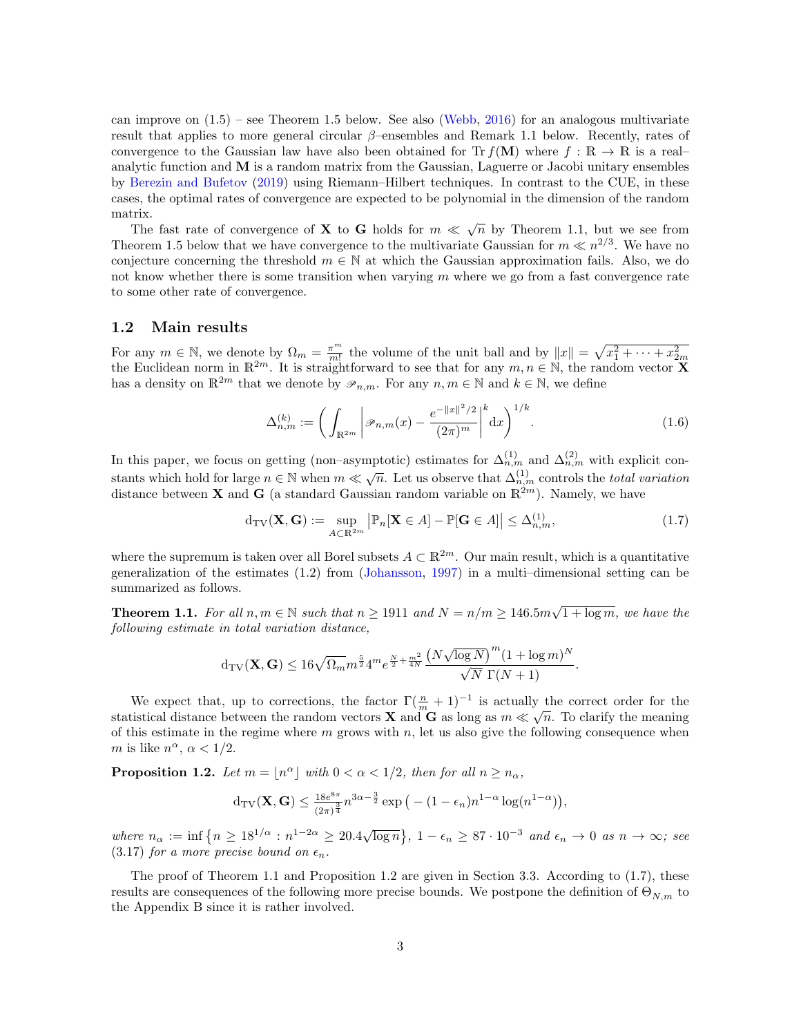can improve on (1.5) – see Theorem 1.5 below. See also (Webb, 2016) for an analogous multivariate result that applies to more general circular $\beta$–ensembles and Remark 1.1 below. Recently, rates of convergence to the Gaussian law have also been obtained for $\operatorname{Tr} f(\mathbf{M})$ where $f : \mathbb{R} \to \mathbb{R}$ is a real–analytic function and $\mathbf{M}$ is a random matrix from the Gaussian, Laguerre or Jacobi unitary ensembles by Berezin and Bufetov (2019) using Riemann–Hilbert techniques. In contrast to the CUE, in these cases, the optimal rates of convergence are expected to be polynomial in the dimension of the random matrix.

The fast rate of convergence of $\mathbf{X}$ to $\mathbf{G}$ holds for $m \ll \sqrt{n}$ by Theorem 1.1, but we see from Theorem 1.5 below that we have convergence to the multivariate Gaussian for $m \ll n^{2/3}$. We have no conjecture concerning the threshold $m \in \mathbb{N}$ at which the Gaussian approximation fails. Also, we do not know whether there is some transition when varying $m$ where we go from a fast convergence rate to some other rate of convergence.

## 1.2 Main results

For any $m \in \mathbb{N}$, we denote by $\Omega_m = \frac{\pi^m}{m!}$ the volume of the unit ball and by $\|x\| = \sqrt{x_1^2 + \cdots + x_{2m}^2}$ the Euclidean norm in $\mathbb{R}^{2m}$. It is straightforward to see that for any $m, n \in \mathbb{N}$, the random vector $\mathbf{X}$ has a density on $\mathbb{R}^{2m}$ that we denote by $\mathscr{P}_{n,m}$. For any $n, m \in \mathbb{N}$ and $k \in \mathbb{N}$, we define

$$\Delta_{n,m}^{(k)} := \left( \int_{\mathbb{R}^{2m}} \left| \mathscr{P}_{n,m}(x) - \frac{e^{-\|x\|^2/2}}{(2\pi)^m} \right|^k \mathrm{d}x \right)^{1/k}. \tag{1.6}$$

In this paper, we focus on getting (non–asymptotic) estimates for $\Delta_{n,m}^{(1)}$ and $\Delta_{n,m}^{(2)}$ with explicit constants which hold for large $n \in \mathbb{N}$ when $m \ll \sqrt{n}$. Let us observe that $\Delta_{n,m}^{(1)}$ controls the *total variation* distance between $\mathbf{X}$ and $\mathbf{G}$ (a standard Gaussian random variable on $\mathbb{R}^{2m}$). Namely, we have

$$\mathrm{d_{TV}}(\mathbf{X}, \mathbf{G}) := \sup_{A \subset \mathbb{R}^{2m}} \left| \mathbb{P}_n[\mathbf{X} \in A] - \mathbb{P}[\mathbf{G} \in A] \right| \leq \Delta_{n,m}^{(1)}, \tag{1.7}$$

where the supremum is taken over all Borel subsets $A \subset \mathbb{R}^{2m}$. Our main result, which is a quantitative generalization of the estimates (1.2) from (Johansson, 1997) in a multi–dimensional setting can be summarized as follows.

**Theorem 1.1.** *For all $n, m \in \mathbb{N}$ such that $n \geq 1911$ and $N = n/m \geq 146.5m\sqrt{1 + \log m}$, we have the following estimate in total variation distance,*

$$\mathrm{d_{TV}}(\mathbf{X}, \mathbf{G}) \leq 16\sqrt{\Omega_m} m^{\frac{5}{2}} 4^m e^{\frac{N}{2} + \frac{m^2}{4N}} \frac{\left(N\sqrt{\log N}\right)^m (1 + \log m)^N}{\sqrt{N}\, \Gamma(N+1)}.$$

We expect that, up to corrections, the factor $\Gamma(\frac{n}{m} + 1)^{-1}$ is actually the correct order for the statistical distance between the random vectors $\mathbf{X}$ and $\mathbf{G}$ as long as $m \ll \sqrt{n}$. To clarify the meaning of this estimate in the regime where $m$ grows with $n$, let us also give the following consequence when $m$ is like $n^\alpha$, $\alpha < 1/2$.

**Proposition 1.2.** *Let $m = \lfloor n^\alpha \rfloor$ with $0 < \alpha < 1/2$, then for all $n \geq n_\alpha$,*

$$\mathrm{d_{TV}}(\mathbf{X}, \mathbf{G}) \leq \tfrac{18 e^{8\pi}}{(2\pi)^{\frac{3}{4}}} n^{3\alpha - \frac{3}{2}} \exp\left( -(1 - \epsilon_n) n^{1-\alpha} \log(n^{1-\alpha}) \right),$$

*where $n_\alpha := \inf\left\{ n \geq 18^{1/\alpha} : n^{1-2\alpha} \geq 20.4\sqrt{\log n} \right\}$, $1 - \epsilon_n \geq 87 \cdot 10^{-3}$ and $\epsilon_n \to 0$ as $n \to \infty$; see (3.17) for a more precise bound on $\epsilon_n$.*

The proof of Theorem 1.1 and Proposition 1.2 are given in Section 3.3. According to (1.7), these results are consequences of the following more precise bounds. We postpone the definition of $\Theta_{N,m}$ to the Appendix B since it is rather involved.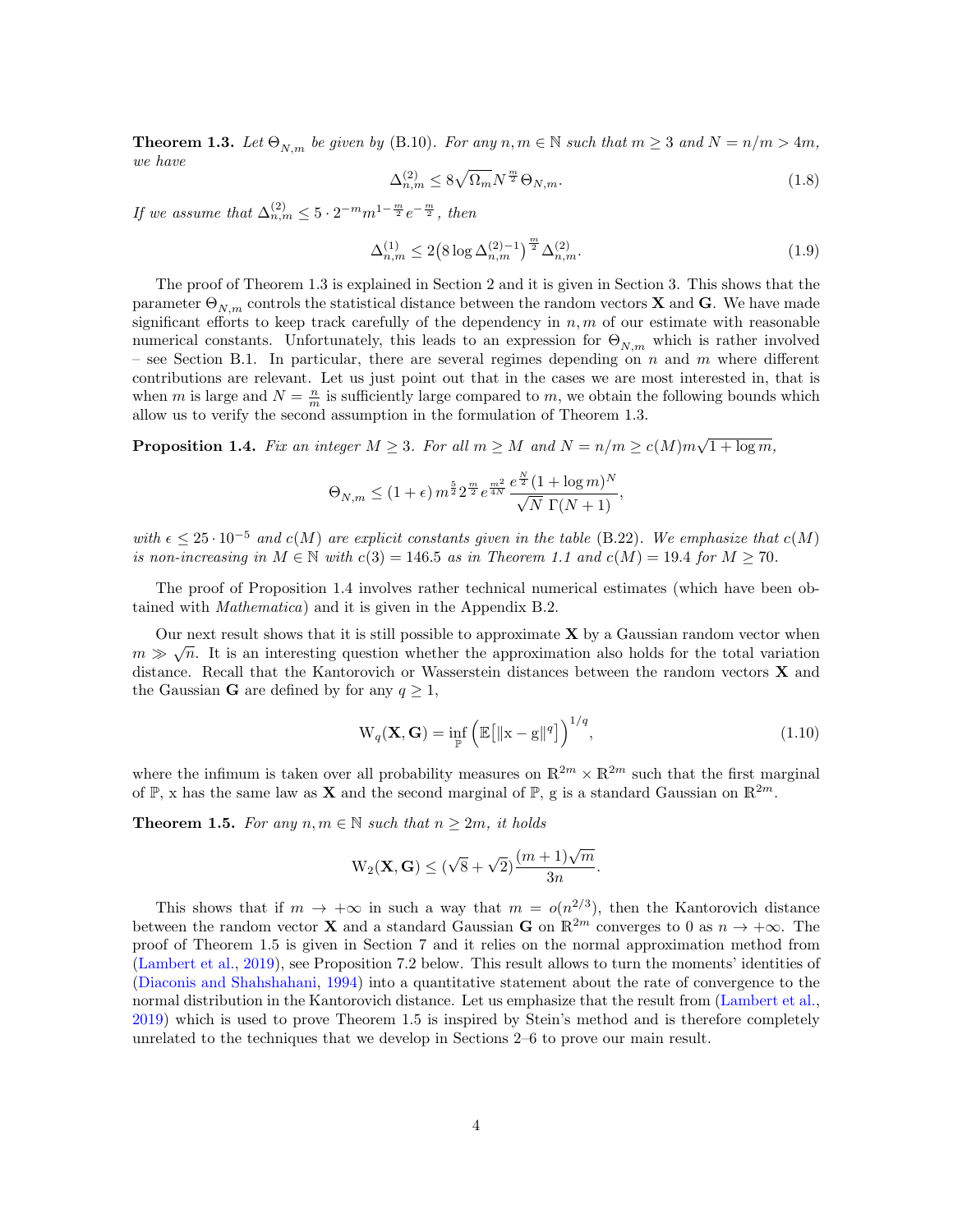**Theorem 1.3.** *Let $\Theta_{N,m}$ be given by (B.10). For any $n, m \in \mathbb{N}$ such that $m \geq 3$ and $N = n/m > 4m$, we have*

$$\Delta^{(2)}_{n,m} \leq 8\sqrt{\Omega_m} N^{\frac{m}{2}} \Theta_{N,m}. \tag{1.8}$$

*If we assume that $\Delta^{(2)}_{n,m} \leq 5 \cdot 2^{-m} m^{1-\frac{m}{2}} e^{-\frac{m}{2}}$, then*

$$\Delta^{(1)}_{n,m} \leq 2\big(8 \log \Delta^{(2)-1}_{n,m}\big)^{\frac{m}{2}} \Delta^{(2)}_{n,m}. \tag{1.9}$$

The proof of Theorem 1.3 is explained in Section 2 and it is given in Section 3. This shows that the parameter $\Theta_{N,m}$ controls the statistical distance between the random vectors $\mathbf{X}$ and $\mathbf{G}$. We have made significant efforts to keep track carefully of the dependency in $n, m$ of our estimate with reasonable numerical constants. Unfortunately, this leads to an expression for $\Theta_{N,m}$ which is rather involved – see Section B.1. In particular, there are several regimes depending on $n$ and $m$ where different contributions are relevant. Let us just point out that in the cases we are most interested in, that is when $m$ is large and $N = \frac{n}{m}$ is sufficiently large compared to $m$, we obtain the following bounds which allow us to verify the second assumption in the formulation of Theorem 1.3.

**Proposition 1.4.** *Fix an integer $M \geq 3$. For all $m \geq M$ and $N = n/m \geq c(M) m\sqrt{1 + \log m}$,*

$$\Theta_{N,m} \leq (1 + \epsilon)\, m^{\frac{5}{2}} 2^{\frac{m}{2}} e^{\frac{m^2}{4N}} \frac{e^{\frac{N}{2}} (1 + \log m)^N}{\sqrt{N}\ \Gamma(N + 1)},$$

*with $\epsilon \leq 25 \cdot 10^{-5}$ and $c(M)$ are explicit constants given in the table (B.22). We emphasize that $c(M)$ is non-increasing in $M \in \mathbb{N}$ with $c(3) = 146.5$ as in Theorem 1.1 and $c(M) = 19.4$ for $M \geq 70$.*

The proof of Proposition 1.4 involves rather technical numerical estimates (which have been obtained with *Mathematica*) and it is given in the Appendix B.2.

Our next result shows that it is still possible to approximate $\mathbf{X}$ by a Gaussian random vector when $m \gg \sqrt{n}$. It is an interesting question whether the approximation also holds for the total variation distance. Recall that the Kantorovich or Wasserstein distances between the random vectors $\mathbf{X}$ and the Gaussian $\mathbf{G}$ are defined by for any $q \geq 1$,

$$\mathrm{W}_q(\mathbf{X}, \mathbf{G}) = \inf_{\mathbb{P}} \Big(\mathbb{E}\big[\|\mathrm{x} - \mathrm{g}\|^q\big]\Big)^{1/q}, \tag{1.10}$$

where the infimum is taken over all probability measures on $\mathbb{R}^{2m} \times \mathbb{R}^{2m}$ such that the first marginal of $\mathbb{P}$, x has the same law as $\mathbf{X}$ and the second marginal of $\mathbb{P}$, g is a standard Gaussian on $\mathbb{R}^{2m}$.

**Theorem 1.5.** *For any $n, m \in \mathbb{N}$ such that $n \geq 2m$, it holds*

$$\mathrm{W}_2(\mathbf{X}, \mathbf{G}) \leq (\sqrt{8} + \sqrt{2}) \frac{(m+1)\sqrt{m}}{3n}.$$

This shows that if $m \to +\infty$ in such a way that $m = o(n^{2/3})$, then the Kantorovich distance between the random vector $\mathbf{X}$ and a standard Gaussian $\mathbf{G}$ on $\mathbb{R}^{2m}$ converges to 0 as $n \to +\infty$. The proof of Theorem 1.5 is given in Section 7 and it relies on the normal approximation method from (Lambert et al., 2019), see Proposition 7.2 below. This result allows to turn the moments' identities of (Diaconis and Shahshahani, 1994) into a quantitative statement about the rate of convergence to the normal distribution in the Kantorovich distance. Let us emphasize that the result from (Lambert et al., 2019) which is used to prove Theorem 1.5 is inspired by Stein's method and is therefore completely unrelated to the techniques that we develop in Sections 2–6 to prove our main result.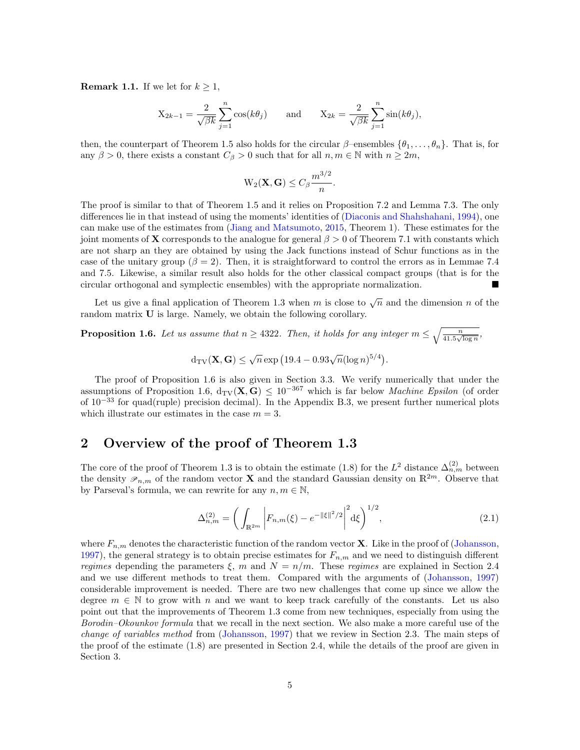**Remark 1.1.** If we let for $k \geq 1$,

$$\mathrm{X}_{2k-1} = \frac{2}{\sqrt{\beta k}} \sum_{j=1}^{n} \cos(k\theta_j) \qquad \text{and} \qquad \mathrm{X}_{2k} = \frac{2}{\sqrt{\beta k}} \sum_{j=1}^{n} \sin(k\theta_j),$$

then, the counterpart of Theorem 1.5 also holds for the circular $\beta$–ensembles $\{\theta_1, \dots, \theta_n\}$. That is, for any $\beta > 0$, there exists a constant $C_\beta > 0$ such that for all $n, m \in \mathbb{N}$ with $n \geq 2m$,

$$\mathrm{W}_2(\mathbf{X}, \mathbf{G}) \leq C_\beta \frac{m^{3/2}}{n}.$$

The proof is similar to that of Theorem 1.5 and it relies on Proposition 7.2 and Lemma 7.3. The only differences lie in that instead of using the moments' identities of (Diaconis and Shahshahani, 1994), one can make use of the estimates from (Jiang and Matsumoto, 2015, Theorem 1). These estimates for the joint moments of $\mathbf{X}$ corresponds to the analogue for general $\beta > 0$ of Theorem 7.1 with constants which are not sharp an they are obtained by using the Jack functions instead of Schur functions as in the case of the unitary group ($\beta = 2$). Then, it is straightforward to control the errors as in Lemmae 7.4 and 7.5. Likewise, a similar result also holds for the other classical compact groups (that is for the circular orthogonal and symplectic ensembles) with the appropriate normalization. ■

Let us give a final application of Theorem 1.3 when $m$ is close to $\sqrt{n}$ and the dimension $n$ of the random matrix $\mathbf{U}$ is large. Namely, we obtain the following corollary.

**Proposition 1.6.** *Let us assume that $n \geq 4322$. Then, it holds for any integer $m \leq \sqrt{\frac{n}{41.5\sqrt{\log n}}}$,*

$$\mathrm{d}_{\mathrm{TV}}(\mathbf{X}, \mathbf{G}) \leq \sqrt{n} \exp\left(19.4 - 0.93\sqrt{n}(\log n)^{5/4}\right).$$

The proof of Proposition 1.6 is also given in Section 3.3. We verify numerically that under the assumptions of Proposition 1.6, $\mathrm{d}_{\mathrm{TV}}(\mathbf{X}, \mathbf{G}) \leq 10^{-367}$ which is far below *Machine Epsilon* (of order of $10^{-33}$ for quad(ruple) precision decimal). In the Appendix B.3, we present further numerical plots which illustrate our estimates in the case $m = 3$.

## 2 Overview of the proof of Theorem 1.3

The core of the proof of Theorem 1.3 is to obtain the estimate (1.8) for the $L^2$ distance $\Delta^{(2)}_{n,m}$ between the density $\mathscr{P}_{n,m}$ of the random vector $\mathbf{X}$ and the standard Gaussian density on $\mathbb{R}^{2m}$. Observe that by Parseval's formula, we can rewrite for any $n, m \in \mathbb{N}$,

$$\Delta^{(2)}_{n,m} = \left( \int_{\mathbb{R}^{2m}} \left| F_{n,m}(\xi) - e^{-\|\xi\|^2/2} \right|^2 \mathrm{d}\xi \right)^{1/2}, \tag{2.1}$$

where $F_{n,m}$ denotes the characteristic function of the random vector $\mathbf{X}$. Like in the proof of (Johansson, 1997), the general strategy is to obtain precise estimates for $F_{n,m}$ and we need to distinguish different *regimes* depending the parameters $\xi$, $m$ and $N = n/m$. These *regimes* are explained in Section 2.4 and we use different methods to treat them. Compared with the arguments of (Johansson, 1997) considerable improvement is needed. There are two new challenges that come up since we allow the degree $m \in \mathbb{N}$ to grow with $n$ and we want to keep track carefully of the constants. Let us also point out that the improvements of Theorem 1.3 come from new techniques, especially from using the *Borodin–Okounkov formula* that we recall in the next section. We also make a more careful use of the *change of variables method* from (Johansson, 1997) that we review in Section 2.3. The main steps of the proof of the estimate (1.8) are presented in Section 2.4, while the details of the proof are given in Section 3.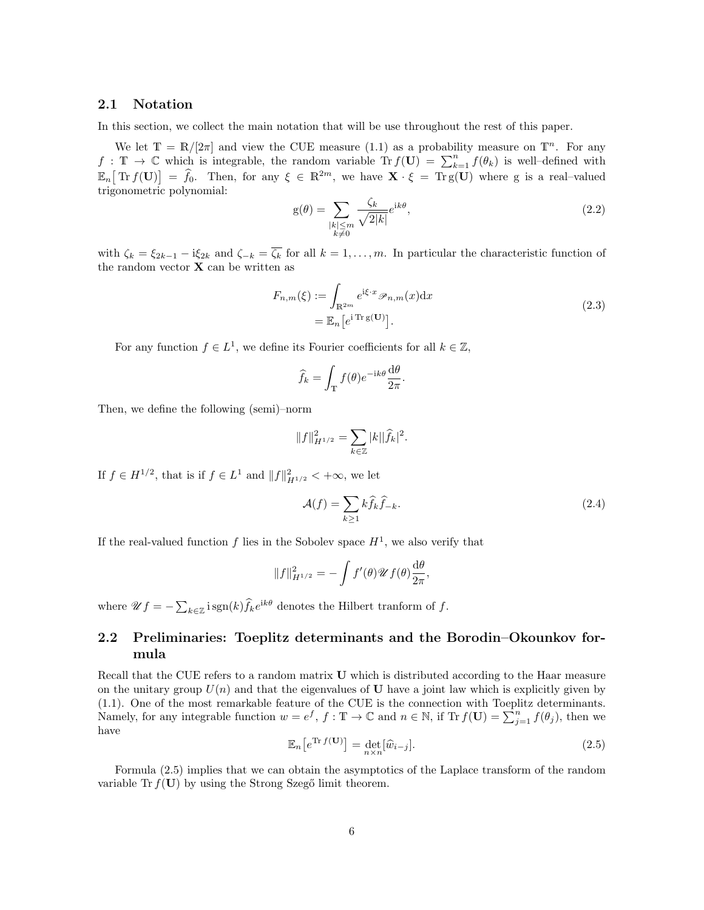### 2.1 Notation

In this section, we collect the main notation that will be use throughout the rest of this paper.

We let $\mathbb{T} = \mathbb{R}/[2\pi]$ and view the CUE measure (1.1) as a probability measure on $\mathbb{T}^n$. For any $f : \mathbb{T} \to \mathbb{C}$ which is integrable, the random variable $\operatorname{Tr} f(\mathbf{U}) = \sum_{k=1}^n f(\theta_k)$ is well–defined with $\mathbb{E}_n\big[\operatorname{Tr} f(\mathbf{U})\big] = \widehat{f}_0$. Then, for any $\xi \in \mathbb{R}^{2m}$, we have $\mathbf{X} \cdot \xi = \operatorname{Tr} \mathrm{g}(\mathbf{U})$ where g is a real–valued trigonometric polynomial:

$$
\mathrm{g}(\theta) = \sum_{\substack{|k| \le m \\ k \neq 0}} \frac{\zeta_k}{\sqrt{2|k|}} e^{\mathrm{i}k\theta}, \tag{2.2}
$$

with $\zeta_k = \xi_{2k-1} - \mathrm{i}\xi_{2k}$ and $\zeta_{-k} = \overline{\zeta_k}$ for all $k = 1, \dots, m$. In particular the characteristic function of the random vector $\mathbf{X}$ can be written as

$$
\begin{aligned}
F_{n,m}(\xi) &:= \int_{\mathbb{R}^{2m}} e^{\mathrm{i}\xi \cdot x} \mathscr{P}_{n,m}(x) \mathrm{d}x \\
&= \mathbb{E}_n\big[e^{\mathrm{i} \operatorname{Tr} \mathrm{g}(\mathbf{U})}\big].
\end{aligned} \tag{2.3}
$$

For any function $f \in L^1$, we define its Fourier coefficients for all $k \in \mathbb{Z}$,

$$
\widehat{f}_k = \int_{\mathbb{T}} f(\theta) e^{-\mathrm{i}k\theta} \frac{\mathrm{d}\theta}{2\pi}.
$$

Then, we define the following (semi)–norm

$$
\|f\|_{H^{1/2}}^2 = \sum_{k \in \mathbb{Z}} |k| |\widehat{f}_k|^2.
$$

If $f \in H^{1/2}$, that is if $f \in L^1$ and $\|f\|_{H^{1/2}}^2 < +\infty$, we let

$$
\mathcal{A}(f) = \sum_{k \ge 1} k \widehat{f}_k \widehat{f}_{-k}. \tag{2.4}
$$

If the real-valued function $f$ lies in the Sobolev space $H^1$, we also verify that

$$
\|f\|_{H^{1/2}}^2 = -\int f'(\theta) \mathscr{U} f(\theta) \frac{\mathrm{d}\theta}{2\pi},
$$

where $\mathscr{U} f = -\sum_{k \in \mathbb{Z}} \mathrm{i} \operatorname{sgn}(k) \widehat{f}_k e^{\mathrm{i}k\theta}$ denotes the Hilbert tranform of $f$.

### 2.2 Preliminaries: Toeplitz determinants and the Borodin–Okounkov formula

Recall that the CUE refers to a random matrix $\mathbf{U}$ which is distributed according to the Haar measure on the unitary group $U(n)$ and that the eigenvalues of $\mathbf{U}$ have a joint law which is explicitly given by (1.1). One of the most remarkable feature of the CUE is the connection with Toeplitz determinants. Namely, for any integrable function $w = e^f$, $f : \mathbb{T} \to \mathbb{C}$ and $n \in \mathbb{N}$, if $\operatorname{Tr} f(\mathbf{U}) = \sum_{j=1}^n f(\theta_j)$, then we have

$$
\mathbb{E}_n\big[e^{\operatorname{Tr} f(\mathbf{U})}\big] = \det_{n \times n} [\widehat{w}_{i-j}]. \tag{2.5}
$$

Formula (2.5) implies that we can obtain the asymptotics of the Laplace transform of the random variable $\operatorname{Tr} f(\mathbf{U})$ by using the Strong Szegő limit theorem.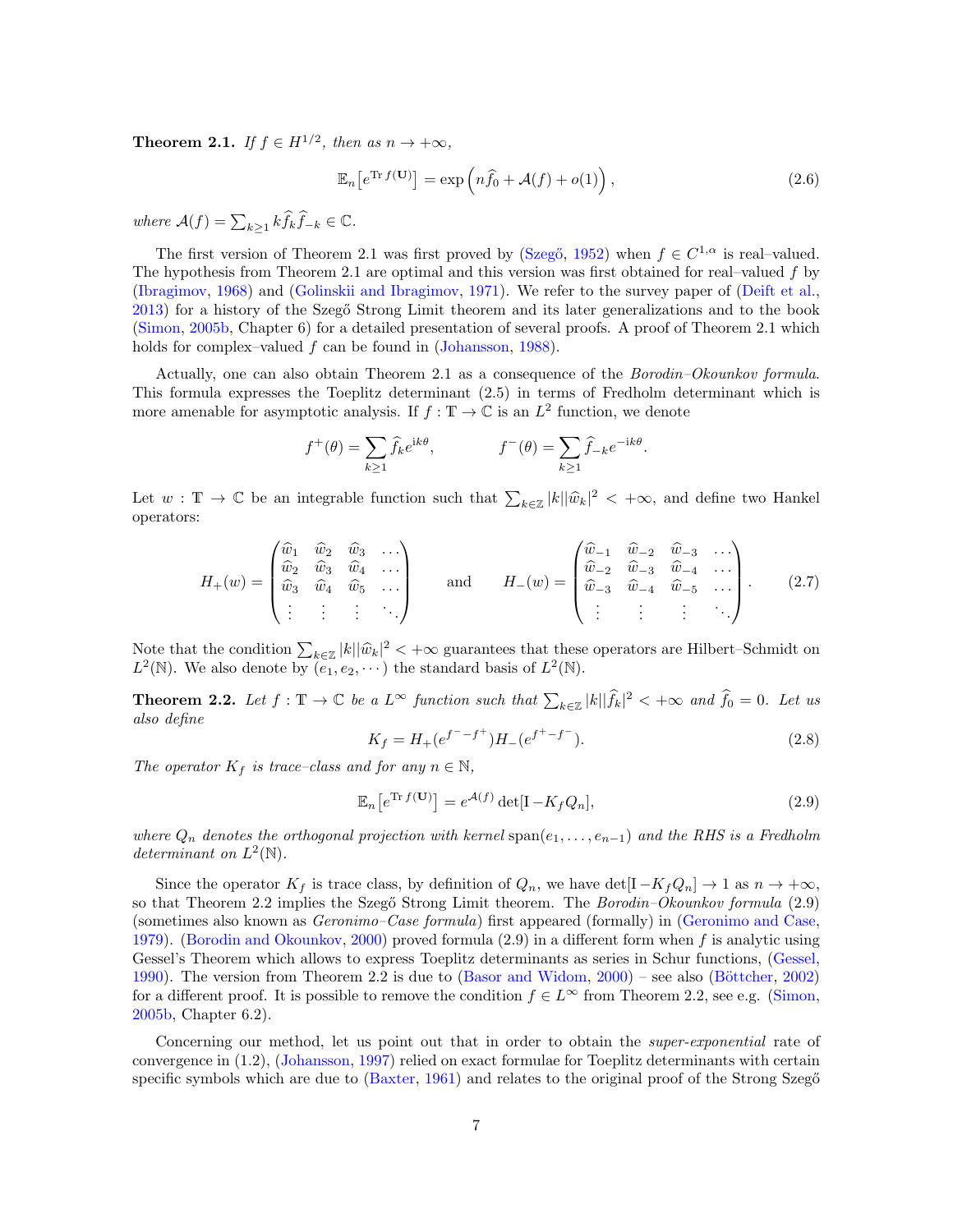**Theorem 2.1.** *If $f \in H^{1/2}$, then as $n \to +\infty$,*

$$\mathbb{E}_n\big[e^{\operatorname{Tr} f(\mathbf{U})}\big] = \exp\Big(n\widehat{f}_0 + \mathcal{A}(f) + o(1)\Big), \tag{2.6}$$

*where $\mathcal{A}(f) = \sum_{k\geq 1} k\widehat{f}_k\widehat{f}_{-k} \in \mathbb{C}$.*

The first version of Theorem 2.1 was first proved by (Szegő, 1952) when $f \in C^{1,\alpha}$ is real–valued. The hypothesis from Theorem 2.1 are optimal and this version was first obtained for real–valued $f$ by (Ibragimov, 1968) and (Golinskii and Ibragimov, 1971). We refer to the survey paper of (Deift et al., 2013) for a history of the Szegő Strong Limit theorem and its later generalizations and to the book (Simon, 2005b, Chapter 6) for a detailed presentation of several proofs. A proof of Theorem 2.1 which holds for complex–valued $f$ can be found in (Johansson, 1988).

Actually, one can also obtain Theorem 2.1 as a consequence of the *Borodin–Okounkov formula*. This formula expresses the Toeplitz determinant (2.5) in terms of Fredholm determinant which is more amenable for asymptotic analysis. If $f : \mathbb{T} \to \mathbb{C}$ is an $L^2$ function, we denote

$$f^+(\theta) = \sum_{k\geq 1} \widehat{f}_k e^{\mathrm{i}k\theta}, \qquad f^-(\theta) = \sum_{k\geq 1} \widehat{f}_{-k} e^{-\mathrm{i}k\theta}.$$

Let $w : \mathbb{T} \to \mathbb{C}$ be an integrable function such that $\sum_{k\in\mathbb{Z}} |k||\widehat{w}_k|^2 < +\infty$, and define two Hankel operators:

$$H_+(w) = \begin{pmatrix} \widehat{w}_1 & \widehat{w}_2 & \widehat{w}_3 & \cdots \\ \widehat{w}_2 & \widehat{w}_3 & \widehat{w}_4 & \cdots \\ \widehat{w}_3 & \widehat{w}_4 & \widehat{w}_5 & \cdots \\ \vdots & \vdots & \vdots & \ddots \end{pmatrix} \qquad \text{and} \qquad H_-(w) = \begin{pmatrix} \widehat{w}_{-1} & \widehat{w}_{-2} & \widehat{w}_{-3} & \cdots \\ \widehat{w}_{-2} & \widehat{w}_{-3} & \widehat{w}_{-4} & \cdots \\ \widehat{w}_{-3} & \widehat{w}_{-4} & \widehat{w}_{-5} & \cdots \\ \vdots & \vdots & \vdots & \ddots \end{pmatrix}. \tag{2.7}$$

Note that the condition $\sum_{k\in\mathbb{Z}} |k||\widehat{w}_k|^2 < +\infty$ guarantees that these operators are Hilbert–Schmidt on $L^2(\mathbb{N})$. We also denote by $(e_1, e_2, \cdots)$ the standard basis of $L^2(\mathbb{N})$.

**Theorem 2.2.** *Let $f : \mathbb{T} \to \mathbb{C}$ be a $L^\infty$ function such that $\sum_{k\in\mathbb{Z}} |k||\widehat{f}_k|^2 < +\infty$ and $\widehat{f}_0 = 0$. Let us also define*

$$K_f = H_+(e^{f^- - f^+})H_-(e^{f^+ - f^-}). \tag{2.8}$$

*The operator $K_f$ is trace–class and for any $n \in \mathbb{N}$,*

$$\mathbb{E}_n\big[e^{\operatorname{Tr} f(\mathbf{U})}\big] = e^{\mathcal{A}(f)} \det[\mathrm{I} - K_f Q_n], \tag{2.9}$$

*where $Q_n$ denotes the orthogonal projection with kernel* $\operatorname{span}(e_1, \ldots, e_{n-1})$ *and the RHS is a Fredholm determinant on $L^2(\mathbb{N})$.*

Since the operator $K_f$ is trace class, by definition of $Q_n$, we have $\det[\mathrm{I} - K_f Q_n] \to 1$ as $n \to +\infty$, so that Theorem 2.2 implies the Szegő Strong Limit theorem. The *Borodin–Okounkov formula* (2.9) (sometimes also known as *Geronimo–Case formula*) first appeared (formally) in (Geronimo and Case, 1979). (Borodin and Okounkov, 2000) proved formula (2.9) in a different form when $f$ is analytic using Gessel's Theorem which allows to express Toeplitz determinants as series in Schur functions, (Gessel, 1990). The version from Theorem 2.2 is due to (Basor and Widom, 2000) – see also (Böttcher, 2002) for a different proof. It is possible to remove the condition $f \in L^\infty$ from Theorem 2.2, see e.g. (Simon, 2005b, Chapter 6.2).

Concerning our method, let us point out that in order to obtain the *super-exponential* rate of convergence in (1.2), (Johansson, 1997) relied on exact formulae for Toeplitz determinants with certain specific symbols which are due to (Baxter, 1961) and relates to the original proof of the Strong Szegő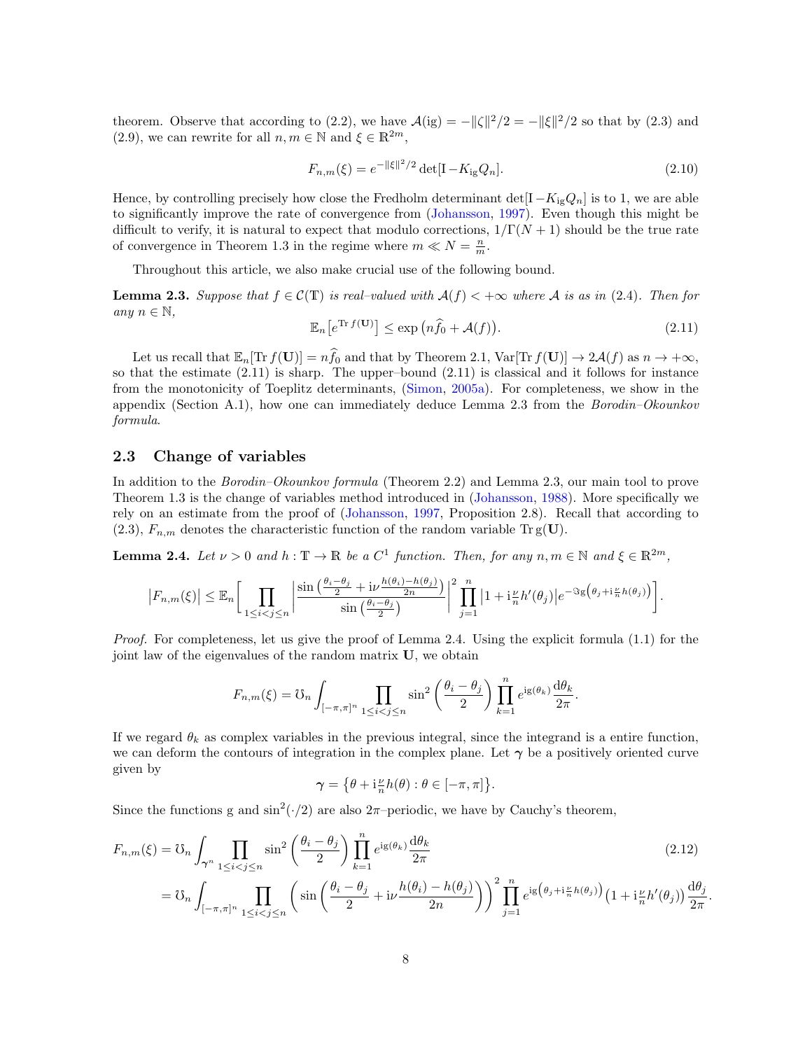theorem. Observe that according to (2.2), we have $\mathcal{A}(\mathrm{ig}) = -\|\zeta\|^2/2 = -\|\xi\|^2/2$ so that by (2.3) and (2.9), we can rewrite for all $n, m \in \mathbb{N}$ and $\xi \in \mathbb{R}^{2m}$,

$$F_{n,m}(\xi) = e^{-\|\xi\|^2/2} \det[\mathrm{I} - K_{\mathrm{ig}} Q_n]. \tag{2.10}$$

Hence, by controlling precisely how close the Fredholm determinant $\det[\mathrm{I} - K_{\mathrm{ig}} Q_n]$ is to 1, we are able to significantly improve the rate of convergence from (Johansson, 1997). Even though this might be difficult to verify, it is natural to expect that modulo corrections, $1/\Gamma(N+1)$ should be the true rate of convergence in Theorem 1.3 in the regime where $m \ll N = \frac{n}{m}$.

Throughout this article, we also make crucial use of the following bound.

**Lemma 2.3.** *Suppose that $f \in \mathcal{C}(\mathbb{T})$ is real–valued with $\mathcal{A}(f) < +\infty$ where $\mathcal{A}$ is as in (2.4). Then for any $n \in \mathbb{N}$,*

$$\mathbb{E}_n\big[e^{\mathrm{Tr} f(\mathbf{U})}\big] \leq \exp\big(n\widehat{f}_0 + \mathcal{A}(f)\big). \tag{2.11}$$

Let us recall that $\mathbb{E}_n[\mathrm{Tr} f(\mathbf{U})] = n\widehat{f}_0$ and that by Theorem 2.1, $\mathrm{Var}[\mathrm{Tr} f(\mathbf{U})] \to 2\mathcal{A}(f)$ as $n \to +\infty$, so that the estimate (2.11) is sharp. The upper–bound (2.11) is classical and it follows for instance from the monotonicity of Toeplitz determinants, (Simon, 2005a). For completeness, we show in the appendix (Section A.1), how one can immediately deduce Lemma 2.3 from the *Borodin–Okounkov formula*.

## 2.3 Change of variables

In addition to the *Borodin–Okounkov formula* (Theorem 2.2) and Lemma 2.3, our main tool to prove Theorem 1.3 is the change of variables method introduced in (Johansson, 1988). More specifically we rely on an estimate from the proof of (Johansson, 1997, Proposition 2.8). Recall that according to (2.3), $F_{n,m}$ denotes the characteristic function of the random variable $\mathrm{Tr}\, \mathrm{g}(\mathbf{U})$.

**Lemma 2.4.** *Let $\nu > 0$ and $h : \mathbb{T} \to \mathbb{R}$ be a $C^1$ function. Then, for any $n, m \in \mathbb{N}$ and $\xi \in \mathbb{R}^{2m}$,*

$$\big|F_{n,m}(\xi)\big| \leq \mathbb{E}_n\Bigg[\prod_{1\leq i<j\leq n} \left|\frac{\sin\left(\frac{\theta_i-\theta_j}{2} + \mathrm{i}\nu\frac{h(\theta_i)-h(\theta_j)}{2n}\right)}{\sin\left(\frac{\theta_i-\theta_j}{2}\right)}\right|^2 \prod_{j=1}^n \big|1 + \mathrm{i}\tfrac{\nu}{n}h'(\theta_j)\big| e^{-\Im \mathrm{g}\left(\theta_j + \mathrm{i}\frac{\nu}{n}h(\theta_j)\right)}\Bigg].$$

*Proof.* For completeness, let us give the proof of Lemma 2.4. Using the explicit formula (1.1) for the joint law of the eigenvalues of the random matrix $\mathbf{U}$, we obtain

$$F_{n,m}(\xi) = \mho_n \int_{[-\pi,\pi]^n} \prod_{1\leq i<j\leq n} \sin^2\left(\frac{\theta_i - \theta_j}{2}\right) \prod_{k=1}^n e^{\mathrm{ig}(\theta_k)} \frac{\mathrm{d}\theta_k}{2\pi}.$$

If we regard $\theta_k$ as complex variables in the previous integral, since the integrand is a entire function, we can deform the contours of integration in the complex plane. Let $\boldsymbol{\gamma}$ be a positively oriented curve given by

$$\boldsymbol{\gamma} = \big\{\theta + \mathrm{i}\tfrac{\nu}{n}h(\theta) : \theta \in [-\pi,\pi]\big\}.$$

Since the functions g and $\sin^2(\cdot/2)$ are also $2\pi$–periodic, we have by Cauchy's theorem,

$$\begin{aligned}
F_{n,m}(\xi) &= \mho_n \int_{\boldsymbol{\gamma}^n} \prod_{1\leq i<j\leq n} \sin^2\left(\frac{\theta_i - \theta_j}{2}\right) \prod_{k=1}^n e^{\mathrm{ig}(\theta_k)} \frac{\mathrm{d}\theta_k}{2\pi} \\
&= \mho_n \int_{[-\pi,\pi]^n} \prod_{1\leq i<j\leq n} \left(\sin\left(\frac{\theta_i-\theta_j}{2} + \mathrm{i}\nu\frac{h(\theta_i)-h(\theta_j)}{2n}\right)\right)^2 \prod_{j=1}^n e^{\mathrm{ig}\left(\theta_j + \mathrm{i}\frac{\nu}{n}h(\theta_j)\right)} \big(1 + \mathrm{i}\tfrac{\nu}{n}h'(\theta_j)\big) \frac{\mathrm{d}\theta_j}{2\pi}.
\end{aligned} \tag{2.12}$$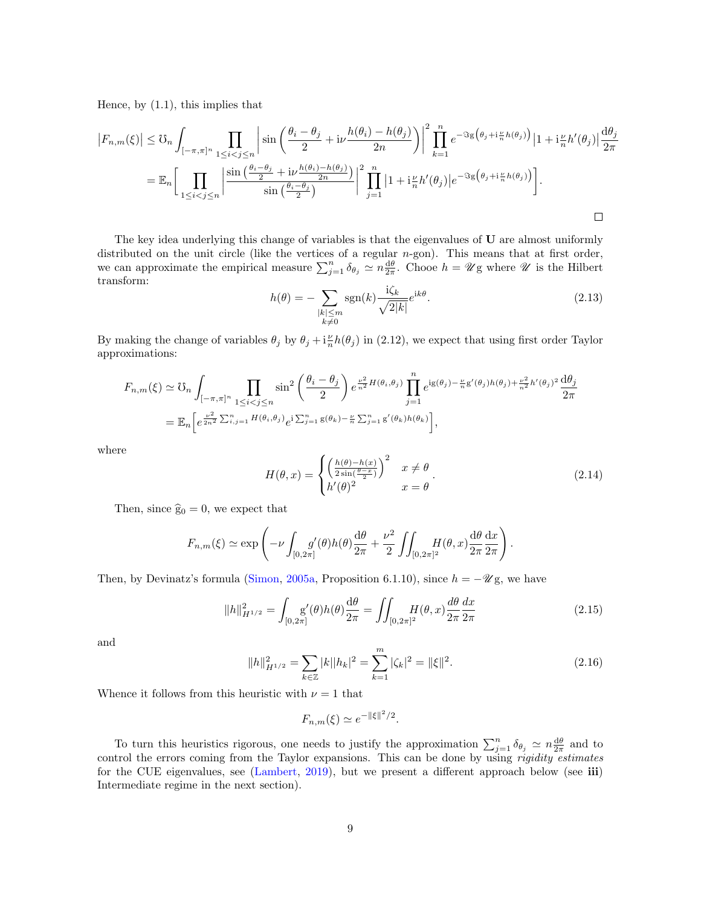Hence, by (1.1), this implies that

$$
\begin{aligned}
\left|F_{n,m}(\xi)\right| &\le \mho_n \int_{[-\pi,\pi]^n} \prod_{1\le i<j\le n} \left| \sin\left(\frac{\theta_i-\theta_j}{2} + \mathrm{i}\nu\frac{h(\theta_i)-h(\theta_j)}{2n}\right)\right|^2 \prod_{k=1}^n e^{-\Im \mathrm{g}\left(\theta_j + \mathrm{i}\frac{\nu}{n}h(\theta_j)\right)} \left|1+\mathrm{i}\tfrac{\nu}{n}h'(\theta_j)\right| \frac{\mathrm{d}\theta_j}{2\pi} \\
&= \mathbb{E}_n\Bigg[ \prod_{1\le i<j\le n} \left| \frac{\sin\left(\frac{\theta_i-\theta_j}{2} + \mathrm{i}\nu\frac{h(\theta_i)-h(\theta_j)}{2n}\right)}{\sin\left(\frac{\theta_i-\theta_j}{2}\right)}\right|^2 \prod_{j=1}^n \left|1+\mathrm{i}\tfrac{\nu}{n}h'(\theta_j)\right| e^{-\Im \mathrm{g}\left(\theta_j+\mathrm{i}\frac{\nu}{n}h(\theta_j)\right)}\Bigg].
\end{aligned}
$$

□

The key idea underlying this change of variables is that the eigenvalues of $\mathbf{U}$ are almost uniformly distributed on the unit circle (like the vertices of a regular $n$-gon). This means that at first order, we can approximate the empirical measure $\sum_{j=1}^n \delta_{\theta_j} \simeq n\frac{\mathrm{d}\theta}{2\pi}$. Chooe $h = \mathscr{U}\mathrm{g}$ where $\mathscr{U}$ is the Hilbert transform:

$$
h(\theta) = -\sum_{\substack{|k|\le m\\ k\neq 0}} \mathrm{sgn}(k)\frac{\mathrm{i}\zeta_k}{\sqrt{2|k|}} e^{\mathrm{i}k\theta}. \tag{2.13}
$$

By making the change of variables $\theta_j$ by $\theta_j + \mathrm{i}\frac{\nu}{n}h(\theta_j)$ in (2.12), we expect that using first order Taylor approximations:

$$
\begin{aligned}
F_{n,m}(\xi) &\simeq \mho_n \int_{[-\pi,\pi]^n} \prod_{1\le i<j\le n} \sin^2\left(\frac{\theta_i-\theta_j}{2}\right) e^{\frac{\nu^2}{n^2}H(\theta_i,\theta_j)} \prod_{j=1}^n e^{\mathrm{i}\mathrm{g}(\theta_j) - \frac{\nu}{n}\mathrm{g}'(\theta_j)h(\theta_j) + \frac{\nu^2}{n^2}h'(\theta_j)^2} \frac{\mathrm{d}\theta_j}{2\pi} \\
&= \mathbb{E}_n\Big[ e^{\frac{\nu^2}{2n^2}\sum_{i,j=1}^n H(\theta_i,\theta_j)} e^{\mathrm{i}\sum_{j=1}^n \mathrm{g}(\theta_k) - \frac{\nu}{n}\sum_{j=1}^n \mathrm{g}'(\theta_k)h(\theta_k)}\Big],
\end{aligned}
$$

where

$$
H(\theta,x) = \begin{cases} \left(\frac{h(\theta)-h(x)}{2\sin(\frac{\theta-x}{2})}\right)^2 & x\neq\theta \\ h'(\theta)^2 & x=\theta \end{cases}. \tag{2.14}
$$

Then, since $\widehat{\mathrm{g}}_0 = 0$, we expect that

$$
F_{n,m}(\xi) \simeq \exp\left( -\nu \int_{[0,2\pi]} \mathrm{g}'(\theta)h(\theta)\frac{\mathrm{d}\theta}{2\pi} + \frac{\nu^2}{2}\iint_{[0,2\pi]^2} H(\theta,x)\frac{\mathrm{d}\theta}{2\pi}\frac{\mathrm{d}x}{2\pi}\right).
$$

Then, by Devinatz's formula (Simon, 2005a, Proposition 6.1.10), since $h = -\mathscr{U}\mathrm{g}$, we have

$$
\|h\|^2_{H^{1/2}} = \int_{[0,2\pi]} \mathrm{g}'(\theta)h(\theta)\frac{\mathrm{d}\theta}{2\pi} = \iint_{[0,2\pi]^2} H(\theta,x)\frac{d\theta}{2\pi}\frac{dx}{2\pi} \tag{2.15}
$$

and

$$
\|h\|^2_{H^{1/2}} = \sum_{k\in\mathbb{Z}} |k||h_k|^2 = \sum_{k=1}^m |\zeta_k|^2 = \|\xi\|^2. \tag{2.16}
$$

Whence it follows from this heuristic with $\nu = 1$ that

$$
F_{n,m}(\xi) \simeq e^{-\|\xi\|^2/2}.
$$

To turn this heuristics rigorous, one needs to justify the approximation $\sum_{j=1}^n \delta_{\theta_j} \simeq n\frac{\mathrm{d}\theta}{2\pi}$ and to control the errors coming from the Taylor expansions. This can be done by using *rigidity estimates* for the CUE eigenvalues, see (Lambert, 2019), but we present a different approach below (see **iii**) Intermediate regime in the next section).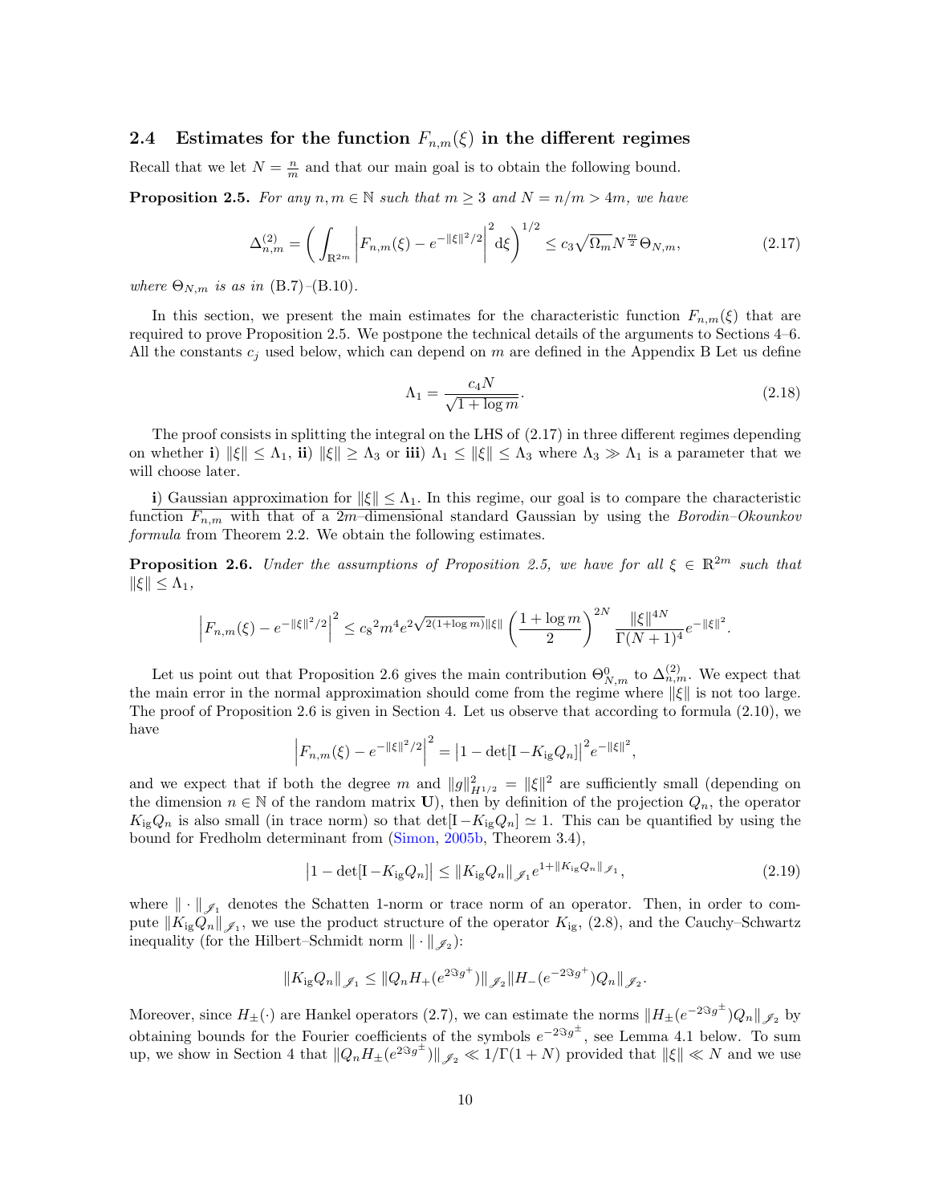### 2.4 Estimates for the function $F_{n,m}(\xi)$ in the different regimes

Recall that we let $N = \frac{n}{m}$ and that our main goal is to obtain the following bound.

**Proposition 2.5.** *For any $n, m \in \mathbb{N}$ such that $m \geq 3$ and $N = n/m > 4m$, we have*

$$\Delta^{(2)}_{n,m} = \left( \int_{\mathbb{R}^{2m}} \left| F_{n,m}(\xi) - e^{-\|\xi\|^2/2} \right|^2 \mathrm{d}\xi \right)^{1/2} \leq c_3 \sqrt{\Omega_m} N^{\frac{m}{2}} \Theta_{N,m}, \tag{2.17}$$

*where $\Theta_{N,m}$ is as in (B.7)–(B.10).*

In this section, we present the main estimates for the characteristic function $F_{n,m}(\xi)$ that are required to prove Proposition 2.5. We postpone the technical details of the arguments to Sections 4–6. All the constants $c_j$ used below, which can depend on $m$ are defined in the Appendix B Let us define

$$\Lambda_1 = \frac{c_4 N}{\sqrt{1 + \log m}}. \tag{2.18}$$

The proof consists in splitting the integral on the LHS of (2.17) in three different regimes depending on whether **i)** $\|\xi\| \leq \Lambda_1$, **ii)** $\|\xi\| \geq \Lambda_3$ or **iii)** $\Lambda_1 \leq \|\xi\| \leq \Lambda_3$ where $\Lambda_3 \gg \Lambda_1$ is a parameter that we will choose later.

**i**) Gaussian approximation for $\|\xi\| \leq \Lambda_1$. In this regime, our goal is to compare the characteristic function $F_{n,m}$ with that of a $2m$–dimensional standard Gaussian by using the *Borodin–Okounkov formula* from Theorem 2.2. We obtain the following estimates.

**Proposition 2.6.** *Under the assumptions of Proposition 2.5, we have for all $\xi \in \mathbb{R}^{2m}$ such that $\|\xi\| \leq \Lambda_1$,*

$$\left| F_{n,m}(\xi) - e^{-\|\xi\|^2/2} \right|^2 \leq c_8{}^2 m^4 e^{2\sqrt{2(1+\log m)}\|\xi\|} \left( \frac{1 + \log m}{2} \right)^{2N} \frac{\|\xi\|^{4N}}{\Gamma(N+1)^4} e^{-\|\xi\|^2}.$$

Let us point out that Proposition 2.6 gives the main contribution $\Theta^0_{N,m}$ to $\Delta^{(2)}_{n,m}$. We expect that the main error in the normal approximation should come from the regime where $\|\xi\|$ is not too large. The proof of Proposition 2.6 is given in Section 4. Let us observe that according to formula (2.10), we have

$$\left| F_{n,m}(\xi) - e^{-\|\xi\|^2/2} \right|^2 = \left| 1 - \det[\mathrm{I} - K_{\mathrm{ig}} Q_n] \right|^2 e^{-\|\xi\|^2},$$

and we expect that if both the degree $m$ and $\|g\|^2_{H^{1/2}} = \|\xi\|^2$ are sufficiently small (depending on the dimension $n \in \mathbb{N}$ of the random matrix $\mathbf{U}$), then by definition of the projection $Q_n$, the operator $K_{\mathrm{ig}} Q_n$ is also small (in trace norm) so that $\det[\mathrm{I} - K_{\mathrm{ig}} Q_n] \simeq 1$. This can be quantified by using the bound for Fredholm determinant from (Simon, 2005b, Theorem 3.4),

$$\left| 1 - \det[\mathrm{I} - K_{\mathrm{ig}} Q_n] \right| \leq \|K_{\mathrm{ig}} Q_n\|_{\mathscr{J}_1} e^{1 + \|K_{\mathrm{ig}} Q_n\|_{\mathscr{J}_1}}, \tag{2.19}$$

where $\|\cdot\|_{\mathscr{J}_1}$ denotes the Schatten 1-norm or trace norm of an operator. Then, in order to compute $\|K_{\mathrm{ig}} Q_n\|_{\mathscr{J}_1}$, we use the product structure of the operator $K_{\mathrm{ig}}$, (2.8), and the Cauchy–Schwartz inequality (for the Hilbert–Schmidt norm $\|\cdot\|_{\mathscr{J}_2}$):

$$\|K_{\mathrm{ig}} Q_n\|_{\mathscr{J}_1} \leq \|Q_n H_+(e^{2\Im g^+})\|_{\mathscr{J}_2} \|H_-(e^{-2\Im g^+}) Q_n\|_{\mathscr{J}_2}.$$

Moreover, since $H_\pm(\cdot)$ are Hankel operators (2.7), we can estimate the norms $\|H_\pm(e^{-2\Im g^\pm}) Q_n\|_{\mathscr{J}_2}$ by obtaining bounds for the Fourier coefficients of the symbols $e^{-2\Im g^\pm}$, see Lemma 4.1 below. To sum up, we show in Section 4 that $\|Q_n H_\pm(e^{2\Im g^\pm})\|_{\mathscr{J}_2} \ll 1/\Gamma(1+N)$ provided that $\|\xi\| \ll N$ and we use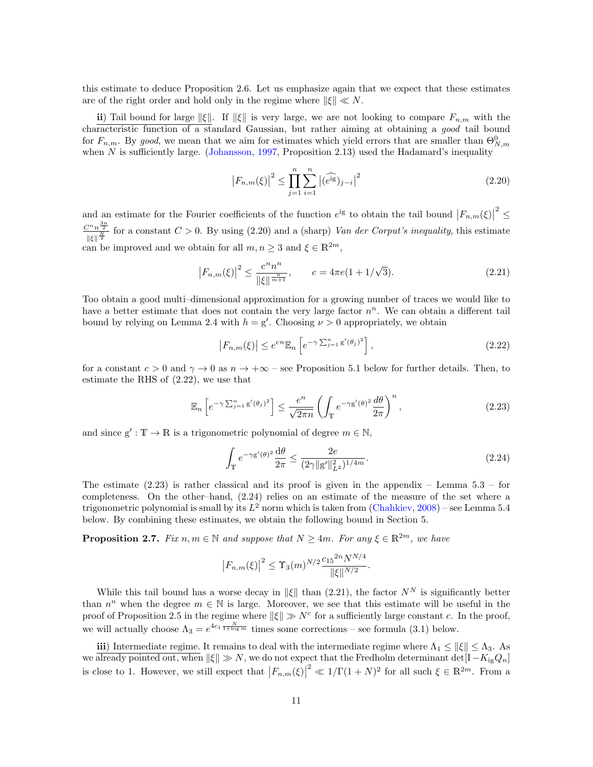this estimate to deduce Proposition 2.6. Let us emphasize again that we expect that these estimates are of the right order and hold only in the regime where $\|\xi\| \ll N$.

ii) Tail bound for large $\|\xi\|$. If $\|\xi\|$ is very large, we are not looking to compare $F_{n,m}$ with the characteristic function of a standard Gaussian, but rather aiming at obtaining a *good* tail bound for $F_{n,m}$. By *good*, we mean that we aim for estimates which yield errors that are smaller than $\Theta^0_{N,m}$ when $N$ is sufficiently large. (Johansson, 1997, Proposition 2.13) used the Hadamard's inequality

$$\left|F_{n,m}(\xi)\right|^2 \le \prod_{j=1}^{n}\sum_{i=1}^{n}\left|\widehat{(e^{\mathrm{ig}})}_{j-i}\right|^2 \tag{2.20}$$

and an estimate for the Fourier coefficients of the function $e^{\mathrm{ig}}$ to obtain the tail bound $\left|F_{n,m}(\xi)\right|^2 \le \frac{C^n n^{\frac{3n}{2}}}{\|\xi\|^{\frac{N}{2}}}$ for a constant $C>0$. By using (2.20) and a (sharp) *Van der Corput's inequality*, this estimate can be improved and we obtain for all $m,n\ge 3$ and $\xi\in\mathbb{R}^{2m}$,

$$\left|F_{n,m}(\xi)\right|^2 \le \frac{c^n n^n}{\|\xi\|^{\frac{n}{m+1}}}, \qquad c = 4\pi e(1+1/\sqrt{3}). \tag{2.21}$$

Too obtain a good multi–dimensional approximation for a growing number of traces we would like to have a better estimate that does not contain the very large factor $n^n$. We can obtain a different tail bound by relying on Lemma 2.4 with $h=\mathrm{g}'$. Choosing $\nu>0$ appropriately, we obtain

$$\left|F_{n,m}(\xi)\right| \le e^{cn}\mathbb{E}_n\left[e^{-\gamma\sum_{j=1}^{n}\mathrm{g}'(\theta_j)^2}\right], \tag{2.22}$$

for a constant $c>0$ and $\gamma\to 0$ as $n\to+\infty$ – see Proposition 5.1 below for further details. Then, to estimate the RHS of (2.22), we use that

$$\mathbb{E}_n\left[e^{-\gamma\sum_{j=1}^{n}\mathrm{g}'(\theta_j)^2}\right] \le \frac{e^n}{\sqrt{2\pi n}}\left(\int_{\mathbb{T}} e^{-\gamma\mathrm{g}'(\theta)^2}\frac{d\theta}{2\pi}\right)^n, \tag{2.23}$$

and since $\mathrm{g}':\mathbb{T}\to\mathbb{R}$ is a trigonometric polynomial of degree $m\in\mathbb{N}$,

$$\int_{\mathbb{T}} e^{-\gamma\mathrm{g}'(\theta)^2}\frac{\mathrm{d}\theta}{2\pi} \le \frac{2e}{(2\gamma\|\mathrm{g}'\|_{L^2}^2)^{1/4m}}. \tag{2.24}$$

The estimate (2.23) is rather classical and its proof is given in the appendix – Lemma 5.3 – for completeness. On the other–hand, (2.24) relies on an estimate of the measure of the set where a trigonometric polynomial is small by its $L^2$ norm which is taken from (Chahkiev, 2008) – see Lemma 5.4 below. By combining these estimates, we obtain the following bound in Section 5.

**Proposition 2.7.** *Fix $n,m\in\mathbb{N}$ and suppose that $N\ge 4m$. For any $\xi\in\mathbb{R}^{2m}$, we have*

$$\left|F_{n,m}(\xi)\right|^2 \le \Upsilon_3(m)^{N/2}\frac{{c_{15}}^{2n}N^{N/4}}{\|\xi\|^{N/2}}.$$

While this tail bound has a worse decay in $\|\xi\|$ than (2.21), the factor $N^N$ is significantly better than $n^n$ when the degree $m\in\mathbb{N}$ is large. Moreover, we see that this estimate will be useful in the proof of Proposition 2.5 in the regime where $\|\xi\|\gg N^c$ for a sufficiently large constant $c$. In the proof, we will actually choose $\Lambda_3 = e^{4c_1\frac{N}{1+\log m}}$ times some corrections – see formula (3.1) below.

iii) Intermediate regime. It remains to deal with the intermediate regime where $\Lambda_1\le\|\xi\|\le\Lambda_3$. As we already pointed out, when $\|\xi\|\gg N$, we do not expect that the Fredholm determinant $\det[\mathrm{I}-K_{\mathrm{ig}}Q_n]$ is close to 1. However, we still expect that $\left|F_{n,m}(\xi)\right|^2 \ll 1/\Gamma(1+N)^2$ for all such $\xi\in\mathbb{R}^{2m}$. From a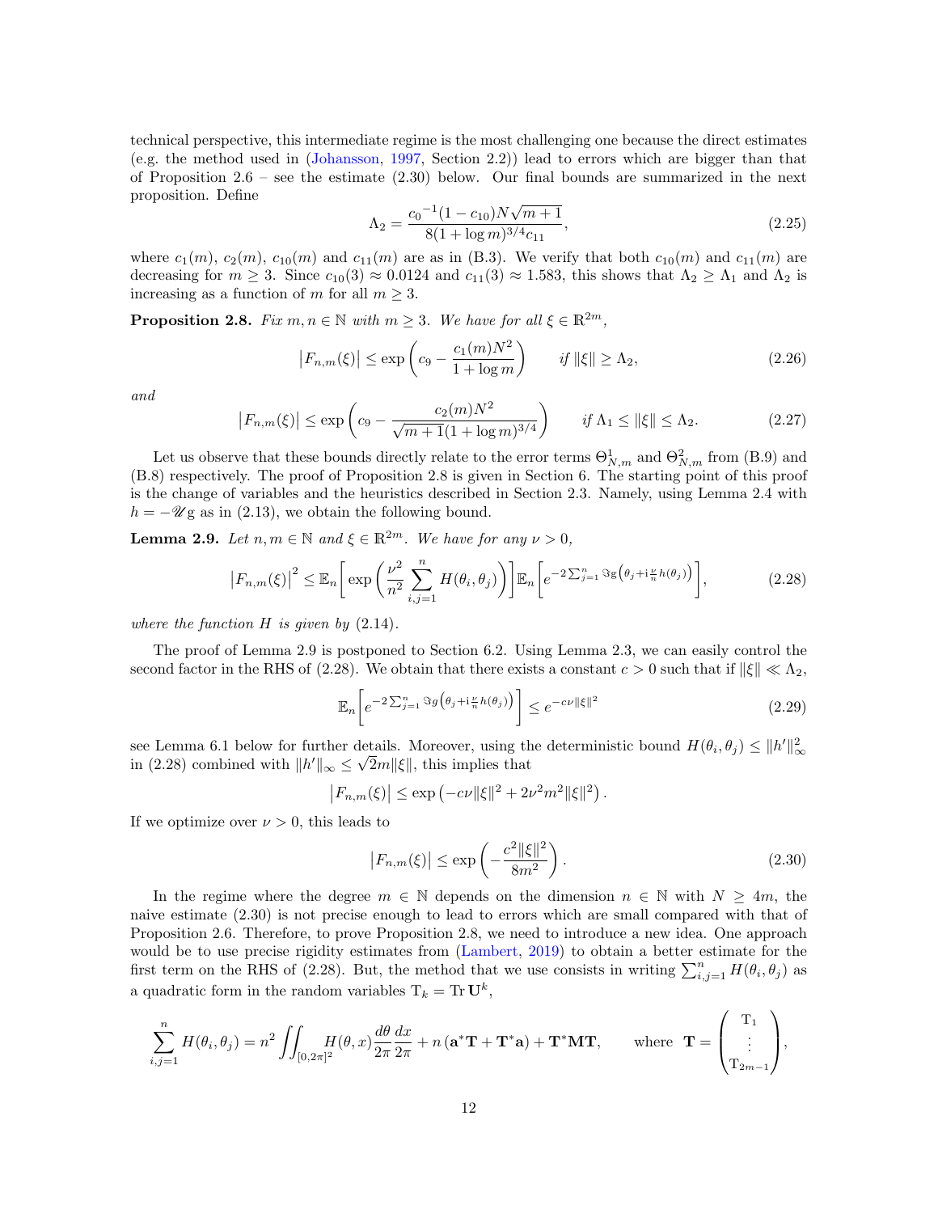technical perspective, this intermediate regime is the most challenging one because the direct estimates (e.g. the method used in (Johansson, 1997, Section 2.2)) lead to errors which are bigger than that of Proposition 2.6 – see the estimate (2.30) below. Our final bounds are summarized in the next proposition. Define

$$\Lambda_2 = \frac{{c_0}^{-1}(1-c_{10})N\sqrt{m+1}}{8(1+\log m)^{3/4}c_{11}}, \tag{2.25}$$

where $c_1(m)$, $c_2(m)$, $c_{10}(m)$ and $c_{11}(m)$ are as in (B.3). We verify that both $c_{10}(m)$ and $c_{11}(m)$ are decreasing for $m \geq 3$. Since $c_{10}(3) \approx 0.0124$ and $c_{11}(3) \approx 1.583$, this shows that $\Lambda_2 \geq \Lambda_1$ and $\Lambda_2$ is increasing as a function of $m$ for all $m \geq 3$.

**Proposition 2.8.** *Fix $m, n \in \mathbb{N}$ with $m \geq 3$. We have for all $\xi \in \mathbb{R}^{2m}$,*

$$\left|F_{n,m}(\xi)\right| \leq \exp\left(c_9 - \frac{c_1(m)N^2}{1+\log m}\right) \qquad \text{if } \|\xi\| \geq \Lambda_2, \tag{2.26}$$

*and*

$$\left|F_{n,m}(\xi)\right| \leq \exp\left(c_9 - \frac{c_2(m)N^2}{\sqrt{m+1}(1+\log m)^{3/4}}\right) \qquad \text{if } \Lambda_1 \leq \|\xi\| \leq \Lambda_2. \tag{2.27}$$

Let us observe that these bounds directly relate to the error terms $\Theta^1_{N,m}$ and $\Theta^2_{N,m}$ from (B.9) and (B.8) respectively. The proof of Proposition 2.8 is given in Section 6. The starting point of this proof is the change of variables and the heuristics described in Section 2.3. Namely, using Lemma 2.4 with $h = -\mathscr{U}\mathrm{g}$ as in (2.13), we obtain the following bound.

**Lemma 2.9.** *Let $n, m \in \mathbb{N}$ and $\xi \in \mathbb{R}^{2m}$. We have for any $\nu > 0$,*

$$\left|F_{n,m}(\xi)\right|^2 \leq \mathbb{E}_n\left[\exp\left(\frac{\nu^2}{n^2}\sum_{i,j=1}^{n} H(\theta_i,\theta_j)\right)\right]\mathbb{E}_n\left[e^{-2\sum_{j=1}^{n}\Im \mathrm{g}\left(\theta_j + \mathrm{i}\frac{\nu}{n}h(\theta_j)\right)}\right], \tag{2.28}$$

*where the function $H$ is given by* (2.14).

The proof of Lemma 2.9 is postponed to Section 6.2. Using Lemma 2.3, we can easily control the second factor in the RHS of (2.28). We obtain that there exists a constant $c > 0$ such that if $\|\xi\| \ll \Lambda_2$,

$$\mathbb{E}_n\left[e^{-2\sum_{j=1}^{n}\Im g\left(\theta_j + \mathrm{i}\frac{\nu}{n}h(\theta_j)\right)}\right] \leq e^{-c\nu\|\xi\|^2} \tag{2.29}$$

see Lemma 6.1 below for further details. Moreover, using the deterministic bound $H(\theta_i,\theta_j) \leq \|h'\|_\infty^2$ in (2.28) combined with $\|h'\|_\infty \leq \sqrt{2}m\|\xi\|$, this implies that

$$\left|F_{n,m}(\xi)\right| \leq \exp\left(-c\nu\|\xi\|^2 + 2\nu^2 m^2\|\xi\|^2\right).$$

If we optimize over $\nu > 0$, this leads to

$$\left|F_{n,m}(\xi)\right| \leq \exp\left(-\frac{c^2\|\xi\|^2}{8m^2}\right). \tag{2.30}$$

In the regime where the degree $m \in \mathbb{N}$ depends on the dimension $n \in \mathbb{N}$ with $N \geq 4m$, the naive estimate (2.30) is not precise enough to lead to errors which are small compared with that of Proposition 2.6. Therefore, to prove Proposition 2.8, we need to introduce a new idea. One approach would be to use precise rigidity estimates from (Lambert, 2019) to obtain a better estimate for the first term on the RHS of (2.28). But, the method that we use consists in writing $\sum_{i,j=1}^{n} H(\theta_i,\theta_j)$ as a quadratic form in the random variables $\mathrm{T}_k = \operatorname{Tr}\mathbf{U}^k$,

$$\sum_{i,j=1}^{n} H(\theta_i,\theta_j) = n^2 \iint_{[0,2\pi]^2} H(\theta,x)\frac{d\theta}{2\pi}\frac{dx}{2\pi} + n\left(\mathbf{a}^*\mathbf{T} + \mathbf{T}^*\mathbf{a}\right) + \mathbf{T}^*\mathbf{M}\mathbf{T}, \qquad \text{where } \mathbf{T} = \begin{pmatrix} \mathrm{T}_1 \\ \vdots \\ \mathrm{T}_{2m-1} \end{pmatrix},$$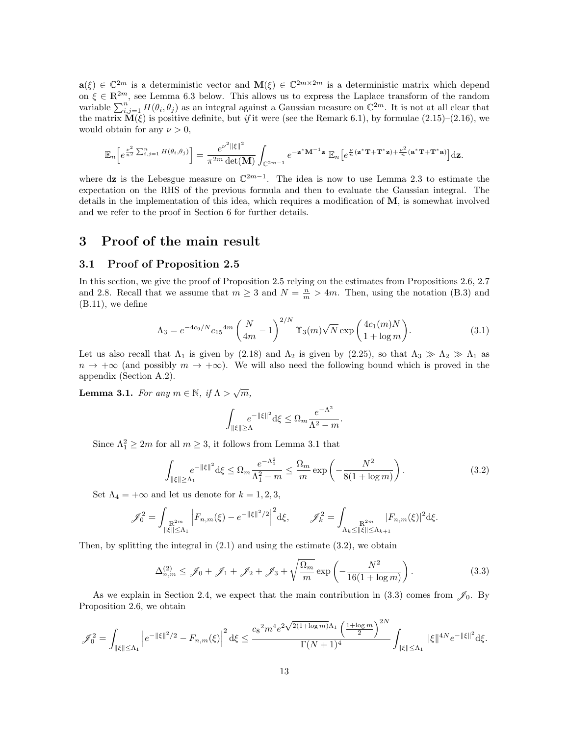$\mathbf{a}(\xi) \in \mathbb{C}^{2m}$ is a deterministic vector and $\mathbf{M}(\xi) \in \mathbb{C}^{2m\times 2m}$ is a deterministic matrix which depend on $\xi \in \mathbb{R}^{2m}$, see Lemma 6.3 below. This allows us to express the Laplace transform of the random variable $\sum_{i,j=1}^n H(\theta_i,\theta_j)$ as an integral against a Gaussian measure on $\mathbb{C}^{2m}$. It is not at all clear that the matrix $\mathbf{M}(\xi)$ is positive definite, but *if* it were (see the Remark 6.1), by formulae (2.15)–(2.16), we would obtain for any $\nu > 0$,

$$\mathbb{E}_n\Big[e^{\frac{\nu^2}{n^2}\sum_{i,j=1}^n H(\theta_i,\theta_j)}\Big] = \frac{e^{\nu^2\|\xi\|^2}}{\pi^{2m}\det(\mathbf{M})}\int_{\mathbb{C}^{2m-1}} e^{-\mathbf{z}^*\mathbf{M}^{-1}\mathbf{z}}\ \mathbb{E}_n\Big[e^{\frac{\nu}{n}(\mathbf{z}^*\mathbf{T}+\mathbf{T}^*\mathbf{z})+\frac{\nu^2}{n}(\mathbf{a}^*\mathbf{T}+\mathbf{T}^*\mathbf{a})}\Big]\mathrm{d}\mathbf{z}.$$

where $\mathrm{d}\mathbf{z}$ is the Lebesgue measure on $\mathbb{C}^{2m-1}$. The idea is now to use Lemma 2.3 to estimate the expectation on the RHS of the previous formula and then to evaluate the Gaussian integral. The details in the implementation of this idea, which requires a modification of $\mathbf{M}$, is somewhat involved and we refer to the proof in Section 6 for further details.

# 3 Proof of the main result

## 3.1 Proof of Proposition 2.5

In this section, we give the proof of Proposition 2.5 relying on the estimates from Propositions 2.6, 2.7 and 2.8. Recall that we assume that $m \geq 3$ and $N = \frac{n}{m} > 4m$. Then, using the notation (B.3) and (B.11), we define

$$\Lambda_3 = e^{-4c_9/N}{c_{15}}^{4m}\left(\frac{N}{4m}-1\right)^{2/N}\Upsilon_3(m)\sqrt{N}\exp\left(\frac{4c_1(m)N}{1+\log m}\right). \tag{3.1}$$

Let us also recall that $\Lambda_1$ is given by (2.18) and $\Lambda_2$ is given by (2.25), so that $\Lambda_3 \gg \Lambda_2 \gg \Lambda_1$ as $n \to +\infty$ (and possibly $m \to +\infty$). We will also need the following bound which is proved in the appendix (Section A.2).

**Lemma 3.1.** *For any $m \in \mathbb{N}$, if $\Lambda > \sqrt{m}$,*

$$\int_{\|\xi\|\geq\Lambda} e^{-\|\xi\|^2}\mathrm{d}\xi \leq \Omega_m\frac{e^{-\Lambda^2}}{\Lambda^2-m}.$$

Since $\Lambda_1^2 \geq 2m$ for all $m \geq 3$, it follows from Lemma 3.1 that

$$\int_{\|\xi\|\geq\Lambda_1} e^{-\|\xi\|^2}\mathrm{d}\xi \leq \Omega_m\frac{e^{-\Lambda_1^2}}{\Lambda_1^2-m} \leq \frac{\Omega_m}{m}\exp\left(-\frac{N^2}{8(1+\log m)}\right). \tag{3.2}$$

Set $\Lambda_4 = +\infty$ and let us denote for $k = 1, 2, 3$,

$$\mathscr{I}_0^2 = \int_{\substack{\mathbb{R}^{2m}\\ \|\xi\|\leq\Lambda_1}}\left|F_{n,m}(\xi) - e^{-\|\xi\|^2/2}\right|^2\mathrm{d}\xi, \qquad \mathscr{I}_k^2 = \int_{\substack{\mathbb{R}^{2m}\\ \Lambda_k\leq\|\xi\|\leq\Lambda_{k+1}}}|F_{n,m}(\xi)|^2\mathrm{d}\xi.$$

Then, by splitting the integral in (2.1) and using the estimate (3.2), we obtain

$$\Delta_{n,m}^{(2)} \leq \mathscr{I}_0 + \mathscr{I}_1 + \mathscr{I}_2 + \mathscr{I}_3 + \sqrt{\frac{\Omega_m}{m}}\exp\left(-\frac{N^2}{16(1+\log m)}\right). \tag{3.3}$$

As we explain in Section 2.4, we expect that the main contribution in (3.3) comes from $\mathscr{I}_0$. By Proposition 2.6, we obtain

$$\mathscr{I}_0^2 = \int_{\|\xi\|\leq\Lambda_1}\left|e^{-\|\xi\|^2/2} - F_{n,m}(\xi)\right|^2\mathrm{d}\xi \leq \frac{{c_8}^2 m^4 e^{2\sqrt{2(1+\log m)}\Lambda_1}\left(\frac{1+\log m}{2}\right)^{2N}}{\Gamma(N+1)^4}\int_{\|\xi\|\leq\Lambda_1}\|\xi\|^{4N}e^{-\|\xi\|^2}\mathrm{d}\xi.$$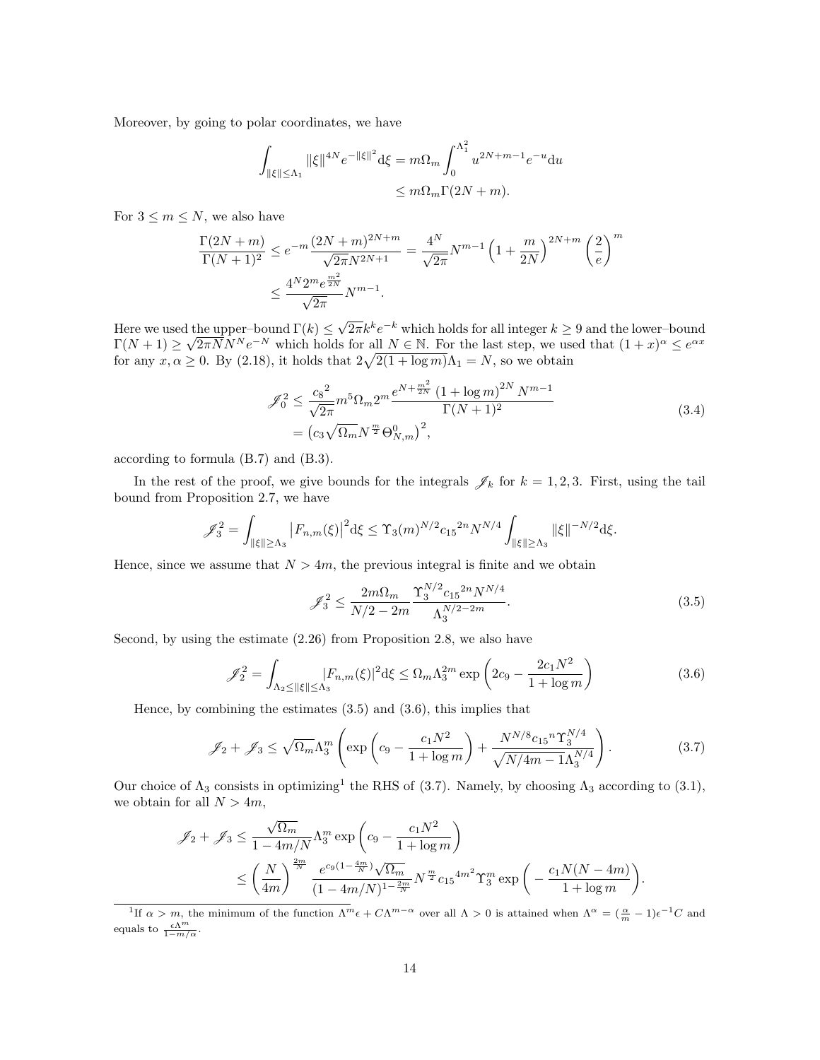Moreover, by going to polar coordinates, we have

$$\begin{aligned}\int_{\|\xi\|\le\Lambda_1} \|\xi\|^{4N} e^{-\|\xi\|^2}\mathrm{d}\xi &= m\Omega_m \int_0^{\Lambda_1^2} u^{2N+m-1}e^{-u}\mathrm{d}u \\ &\le m\Omega_m \Gamma(2N+m).\end{aligned}$$

For $3\le m\le N$, we also have

$$\begin{aligned}\frac{\Gamma(2N+m)}{\Gamma(N+1)^2} &\le e^{-m}\frac{(2N+m)^{2N+m}}{\sqrt{2\pi}N^{2N+1}} = \frac{4^N}{\sqrt{2\pi}}N^{m-1}\Big(1+\frac{m}{2N}\Big)^{2N+m}\Big(\frac{2}{e}\Big)^m \\ &\le \frac{4^N 2^m e^{\frac{m^2}{2N}}}{\sqrt{2\pi}}N^{m-1}.\end{aligned}$$

Here we used the upper–bound $\Gamma(k)\le\sqrt{2\pi}k^k e^{-k}$ which holds for all integer $k\ge 9$ and the lower–bound $\Gamma(N+1)\ge\sqrt{2\pi N}N^N e^{-N}$ which holds for all $N\in\mathbb{N}$. For the last step, we used that $(1+x)^\alpha\le e^{\alpha x}$ for any $x,\alpha\ge 0$. By (2.18), it holds that $2\sqrt{2(1+\log m)}\Lambda_1 = N$, so we obtain

$$\begin{aligned}\mathscr{J}_0^2 &\le \frac{{c_8}^2}{\sqrt{2\pi}}m^5\Omega_m 2^m\frac{e^{N+\frac{m^2}{2N}}\left(1+\log m\right)^{2N}N^{m-1}}{\Gamma(N+1)^2} \\ &= \left(c_3\sqrt{\Omega_m}N^{\frac{m}{2}}\Theta^0_{N,m}\right)^2,\end{aligned}\tag{3.4}$$

according to formula (B.7) and (B.3).

In the rest of the proof, we give bounds for the integrals $\mathscr{J}_k$ for $k=1,2,3$. First, using the tail bound from Proposition 2.7, we have

$$\mathscr{J}_3^2 = \int_{\|\xi\|\ge\Lambda_3}\left|F_{n,m}(\xi)\right|^2\mathrm{d}\xi \le \Upsilon_3(m)^{N/2}{c_{15}}^{2n}N^{N/4}\int_{\|\xi\|\ge\Lambda_3}\|\xi\|^{-N/2}\mathrm{d}\xi.$$

Hence, since we assume that $N>4m$, the previous integral is finite and we obtain

$$\mathscr{J}_3^2 \le \frac{2m\Omega_m}{N/2-2m}\frac{\Upsilon_3^{N/2}{c_{15}}^{2n}N^{N/4}}{\Lambda_3^{N/2-2m}}.\tag{3.5}$$

Second, by using the estimate (2.26) from Proposition 2.8, we also have

$$\mathscr{J}_2^2 = \int_{\Lambda_2\le\|\xi\|\le\Lambda_3}|F_{n,m}(\xi)|^2\mathrm{d}\xi \le \Omega_m\Lambda_3^{2m}\exp\left(2c_9 - \frac{2c_1N^2}{1+\log m}\right)\tag{3.6}$$

Hence, by combining the estimates (3.5) and (3.6), this implies that

$$\mathscr{J}_2+\mathscr{J}_3 \le \sqrt{\Omega_m}\Lambda_3^m\left(\exp\left(c_9-\frac{c_1N^2}{1+\log m}\right)+\frac{N^{N/8}{c_{15}}^n\Upsilon_3^{N/4}}{\sqrt{N/4m-1}\Lambda_3^{N/4}}\right).\tag{3.7}$$

Our choice of $\Lambda_3$ consists in optimizing[1] the RHS of (3.7). Namely, by choosing $\Lambda_3$ according to (3.1), we obtain for all $N>4m$,

$$\begin{aligned}\mathscr{J}_2+\mathscr{J}_3 &\le \frac{\sqrt{\Omega_m}}{1-4m/N}\Lambda_3^m\exp\left(c_9-\frac{c_1N^2}{1+\log m}\right) \\ &\le \left(\frac{N}{4m}\right)^{\frac{2m}{N}}\frac{e^{c_9(1-\frac{4m}{N})}\sqrt{\Omega_m}}{(1-4m/N)^{1-\frac{2m}{N}}}N^{\frac{m}{2}}{c_{15}}^{4m^2}\Upsilon_3^m\exp\bigg(-\frac{c_1N(N-4m)}{1+\log m}\bigg).\end{aligned}$$

[1] If $\alpha>m$, the minimum of the function $\Lambda^m\epsilon + C\Lambda^{m-\alpha}$ over all $\Lambda>0$ is attained when $\Lambda^\alpha = (\frac{\alpha}{m}-1)\epsilon^{-1}C$ and equals to $\frac{\epsilon\Lambda^m}{1-m/\alpha}$.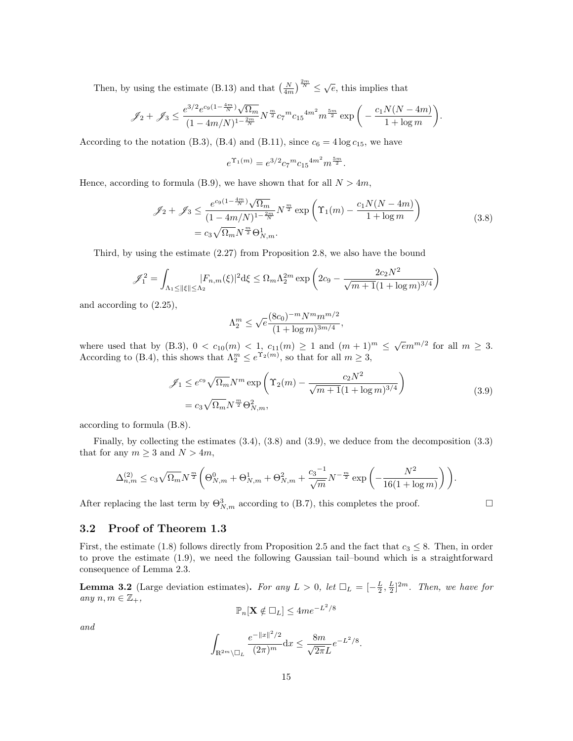Then, by using the estimate (B.13) and that $\left(\frac{N}{4m}\right)^{\frac{2m}{N}} \leq \sqrt{e}$, this implies that

$$
\mathscr{J}_2 + \mathscr{J}_3 \leq \frac{e^{3/2} e^{c_9(1-\frac{4m}{N})}\sqrt{\Omega_m}}{(1-4m/N)^{1-\frac{2m}{N}}} N^{\frac{m}{2}} {c_7}^m {c_{15}}^{4m^2} m^{\frac{5m}{2}} \exp\left(-\frac{c_1 N(N-4m)}{1+\log m}\right).
$$

According to the notation (B.3), (B.4) and (B.11), since $c_6 = 4\log c_{15}$, we have

$$
e^{\Upsilon_1(m)} = e^{3/2} {c_7}^m {c_{15}}^{4m^2} m^{\frac{5m}{2}}.
$$

Hence, according to formula (B.9), we have shown that for all $N > 4m$,

$$
\begin{aligned}
\mathscr{J}_2 + \mathscr{J}_3 &\leq \frac{e^{c_9(1-\frac{4m}{N})}\sqrt{\Omega_m}}{(1-4m/N)^{1-\frac{2m}{N}}} N^{\frac{m}{2}} \exp\left(\Upsilon_1(m) - \frac{c_1 N(N-4m)}{1+\log m}\right) \\
&= c_3 \sqrt{\Omega_m} N^{\frac{m}{2}} \Theta^1_{N,m}.
\end{aligned}
\tag{3.8}
$$

Third, by using the estimate (2.27) from Proposition 2.8, we also have the bound

$$
{\mathscr{J}_1}^2 = \int_{\Lambda_1 \leq \|\xi\| \leq \Lambda_2} |F_{n,m}(\xi)|^2 \mathrm{d}\xi \leq \Omega_m \Lambda_2^{2m} \exp\left(2c_9 - \frac{2c_2 N^2}{\sqrt{m+1}(1+\log m)^{3/4}}\right)
$$

and according to (2.25),

$$
\Lambda_2^m \leq \sqrt{e} \frac{(8c_0)^{-m} N^m m^{m/2}}{(1+\log m)^{3m/4}},
$$

where used that by (B.3), $0 < c_{10}(m) < 1$, $c_{11}(m) \geq 1$ and $(m+1)^m \leq \sqrt{e} m^{m/2}$ for all $m \geq 3$. According to (B.4), this shows that $\Lambda_2^m \leq e^{\Upsilon_2(m)}$, so that for all $m \geq 3$,

$$
\begin{aligned}
\mathscr{J}_1 &\leq e^{c_9} \sqrt{\Omega_m} N^m \exp\left(\Upsilon_2(m) - \frac{c_2 N^2}{\sqrt{m+1}(1+\log m)^{3/4}}\right) \\
&= c_3 \sqrt{\Omega_m} N^{\frac{m}{2}} \Theta^2_{N,m},
\end{aligned}
\tag{3.9}
$$

according to formula (B.8).

Finally, by collecting the estimates (3.4), (3.8) and (3.9), we deduce from the decomposition (3.3) that for any $m \geq 3$ and $N > 4m$,

$$
\Delta^{(2)}_{n,m} \leq c_3 \sqrt{\Omega_m} N^{\frac{m}{2}} \left(\Theta^0_{N,m} + \Theta^1_{N,m} + \Theta^2_{N,m} + \frac{{c_3}^{-1}}{\sqrt{m}} N^{-\frac{m}{2}} \exp\left(-\frac{N^2}{16(1+\log m)}\right)\right).
$$

After replacing the last term by $\Theta^3_{N,m}$ according to (B.7), this completes the proof. $\square$

## 3.2 Proof of Theorem 1.3

First, the estimate (1.8) follows directly from Proposition 2.5 and the fact that $c_3 \leq 8$. Then, in order to prove the estimate (1.9), we need the following Gaussian tail–bound which is a straightforward consequence of Lemma 2.3.

**Lemma 3.2** (Large deviation estimates)**.** *For any $L > 0$, let $\square_L = [-\frac{L}{2}, \frac{L}{2}]^{2m}$. Then, we have for any $n, m \in \mathbb{Z}_+$,*

$$
\mathbb{P}_n[\mathbf{X} \notin \square_L] \leq 4me^{-L^2/8}
$$

*and*

$$
\int_{\mathbb{R}^{2m}\setminus\square_L} \frac{e^{-\|x\|^2/2}}{(2\pi)^m} \mathrm{d}x \leq \frac{8m}{\sqrt{2\pi}L} e^{-L^2/8}.
$$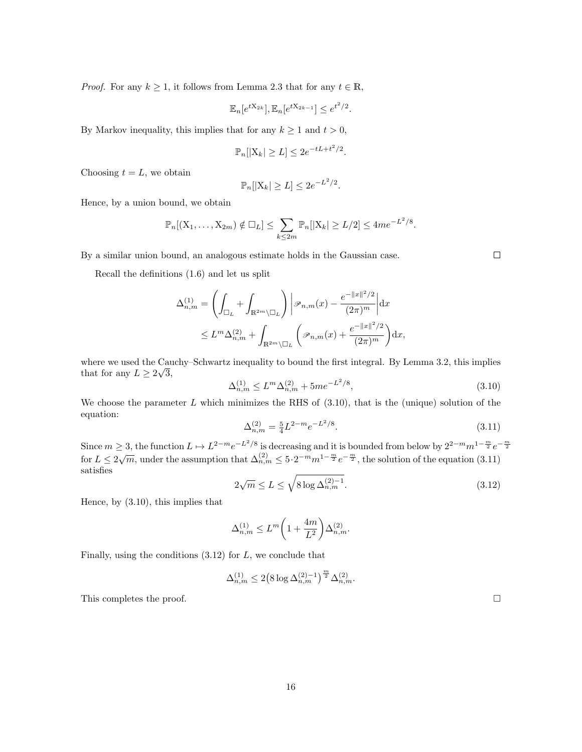*Proof.* For any $k \geq 1$, it follows from Lemma 2.3 that for any $t \in \mathbb{R}$,

$$\mathbb{E}_n[e^{t\mathrm{X}_{2k}}], \mathbb{E}_n[e^{t\mathrm{X}_{2k-1}}] \leq e^{t^2/2}.$$

By Markov inequality, this implies that for any $k \geq 1$ and $t > 0$,

$$\mathbb{P}_n[|\mathrm{X}_k| \geq L] \leq 2e^{-tL+t^2/2}.$$

Choosing $t = L$, we obtain

$$\mathbb{P}_n[|\mathrm{X}_k| \geq L] \leq 2e^{-L^2/2}.$$

Hence, by a union bound, we obtain

$$\mathbb{P}_n[(\mathrm{X}_1, \dots, \mathrm{X}_{2m}) \notin \square_L] \leq \sum_{k \leq 2m} \mathbb{P}_n[|\mathrm{X}_k| \geq L/2] \leq 4me^{-L^2/8}.$$

By a similar union bound, an analogous estimate holds in the Gaussian case. $\square$

Recall the definitions (1.6) and let us split

$$\begin{aligned}
\Delta^{(1)}_{n,m} &= \left( \int_{\square_L} + \int_{\mathbb{R}^{2m} \setminus \square_L} \right) \left| \mathscr{P}_{n,m}(x) - \frac{e^{-\|x\|^2/2}}{(2\pi)^m} \right| \mathrm{d}x \\
&\leq L^m \Delta^{(2)}_{n,m} + \int_{\mathbb{R}^{2m} \setminus \square_L} \left( \mathscr{P}_{n,m}(x) + \frac{e^{-\|x\|^2/2}}{(2\pi)^m} \right) \mathrm{d}x,
\end{aligned}$$

where we used the Cauchy–Schwartz inequality to bound the first integral. By Lemma 3.2, this implies that for any $L \geq 2\sqrt{3}$,

$$\Delta^{(1)}_{n,m} \leq L^m \Delta^{(2)}_{n,m} + 5me^{-L^2/8}, \tag{3.10}$$

We choose the parameter $L$ which minimizes the RHS of (3.10), that is the (unique) solution of the equation:

$$\Delta^{(2)}_{n,m} = \tfrac{5}{4} L^{2-m} e^{-L^2/8}. \tag{3.11}$$

Since $m \geq 3$, the function $L \mapsto L^{2-m} e^{-L^2/8}$ is decreasing and it is bounded from below by $2^{2-m} m^{1-\frac{m}{2}} e^{-\frac{m}{2}}$ for $L \leq 2\sqrt{m}$, under the assumption that $\Delta^{(2)}_{n,m} \leq 5 \cdot 2^{-m} m^{1-\frac{m}{2}} e^{-\frac{m}{2}}$, the solution of the equation (3.11) satisfies

$$2\sqrt{m} \leq L \leq \sqrt{8 \log \Delta^{(2)-1}_{n,m}}. \tag{3.12}$$

Hence, by (3.10), this implies that

$$\Delta^{(1)}_{n,m} \leq L^m \left( 1 + \frac{4m}{L^2} \right) \Delta^{(2)}_{n,m}.$$

Finally, using the conditions (3.12) for $L$, we conclude that

$$\Delta^{(1)}_{n,m} \leq 2 \big( 8 \log \Delta^{(2)-1}_{n,m} \big)^{\frac{m}{2}} \Delta^{(2)}_{n,m}.$$

This completes the proof. $\square$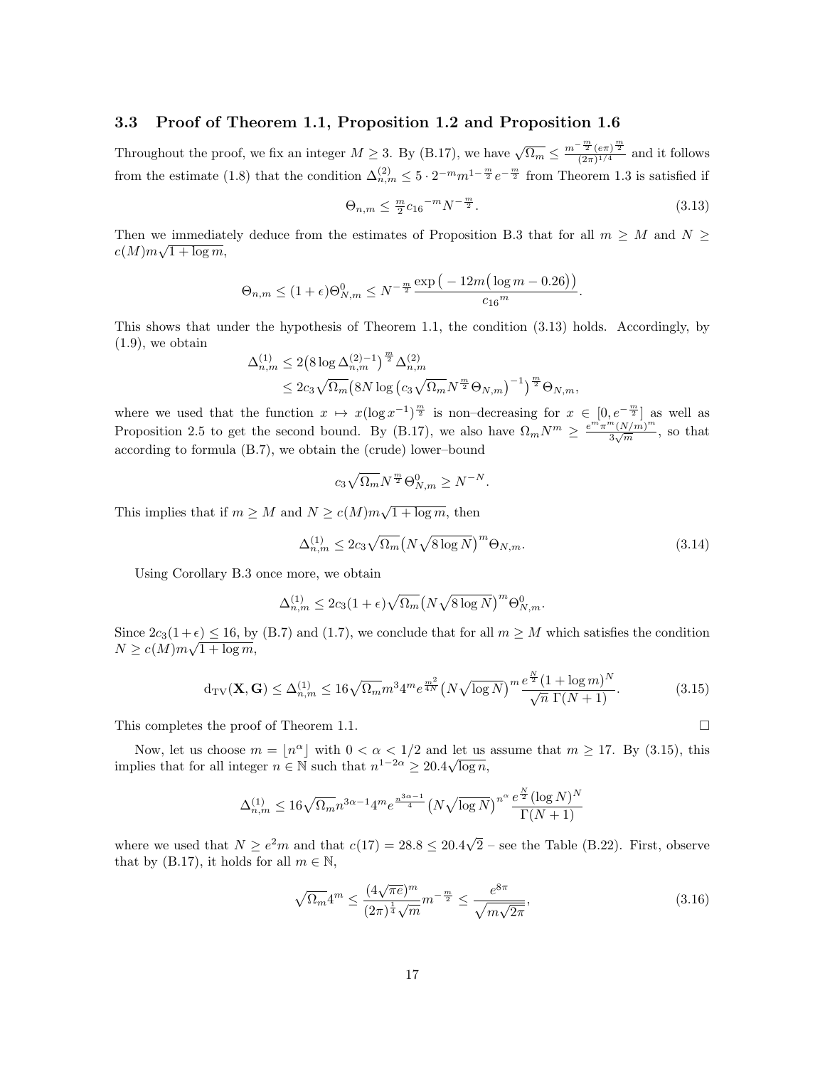### 3.3 Proof of Theorem 1.1, Proposition 1.2 and Proposition 1.6

Throughout the proof, we fix an integer $M \geq 3$. By (B.17), we have $\sqrt{\Omega_m} \leq \frac{m^{-\frac{m}{2}}(e\pi)^{\frac{m}{2}}}{(2\pi)^{1/4}}$ and it follows from the estimate (1.8) that the condition $\Delta^{(2)}_{n,m} \leq 5 \cdot 2^{-m} m^{1-\frac{m}{2}} e^{-\frac{m}{2}}$ from Theorem 1.3 is satisfied if

$$\Theta_{n,m} \leq \tfrac{m}{2} {c_{16}}^{-m} N^{-\frac{m}{2}}. \tag{3.13}$$

Then we immediately deduce from the estimates of Proposition B.3 that for all $m \geq M$ and $N \geq c(M)m\sqrt{1+\log m}$,

$$\Theta_{n,m} \leq (1+\epsilon)\Theta^0_{N,m} \leq N^{-\frac{m}{2}} \frac{\exp\big(-12m\big(\log m - 0.26\big)\big)}{{c_{16}}^m}.$$

This shows that under the hypothesis of Theorem 1.1, the condition (3.13) holds. Accordingly, by (1.9), we obtain

$$\begin{aligned}
\Delta^{(1)}_{n,m} &\leq 2\big(8 \log \Delta^{(2)-1}_{n,m}\big)^{\frac{m}{2}} \Delta^{(2)}_{n,m} \\
&\leq 2c_3\sqrt{\Omega_m}\big(8N \log\big(c_3\sqrt{\Omega_m} N^{\frac{m}{2}} \Theta_{N,m}\big)^{-1}\big)^{\frac{m}{2}} \Theta_{N,m},
\end{aligned}$$

where we used that the function $x \mapsto x(\log x^{-1})^{\frac{m}{2}}$ is non–decreasing for $x \in [0, e^{-\frac{m}{2}}]$ as well as Proposition 2.5 to get the second bound. By (B.17), we also have $\Omega_m N^m \geq \frac{e^m \pi^m (N/m)^m}{3\sqrt{m}}$, so that according to formula (B.7), we obtain the (crude) lower–bound

$$c_3\sqrt{\Omega_m} N^{\frac{m}{2}} \Theta^0_{N,m} \geq N^{-N}.$$

This implies that if $m \geq M$ and $N \geq c(M)m\sqrt{1+\log m}$, then

$$\Delta^{(1)}_{n,m} \leq 2c_3\sqrt{\Omega_m}\big(N\sqrt{8\log N}\big)^m \Theta_{N,m}. \tag{3.14}$$

Using Corollary B.3 once more, we obtain

$$\Delta^{(1)}_{n,m} \leq 2c_3(1+\epsilon)\sqrt{\Omega_m}\big(N\sqrt{8\log N}\big)^m \Theta^0_{N,m}.$$

Since $2c_3(1+\epsilon) \leq 16$, by (B.7) and (1.7), we conclude that for all $m \geq M$ which satisfies the condition $N \geq c(M)m\sqrt{1+\log m}$,

$$\mathrm{d_{TV}}(\mathbf{X}, \mathbf{G}) \leq \Delta^{(1)}_{n,m} \leq 16\sqrt{\Omega_m} m^3 4^m e^{\frac{m^2}{4N}} \big(N\sqrt{\log N}\big)^m \frac{e^{\frac{N}{2}}(1+\log m)^N}{\sqrt{n}\ \Gamma(N+1)}. \tag{3.15}$$

This completes the proof of Theorem 1.1. ∎

Now, let us choose $m = \lfloor n^\alpha \rfloor$ with $0 < \alpha < 1/2$ and let us assume that $m \geq 17$. By (3.15), this implies that for all integer $n \in \mathbb{N}$ such that $n^{1-2\alpha} \geq 20.4\sqrt{\log n}$,

$$\Delta^{(1)}_{n,m} \leq 16\sqrt{\Omega_m} n^{3\alpha-1} 4^m e^{\frac{n^{3\alpha-1}}{4}} \big(N\sqrt{\log N}\big)^{n^\alpha} \frac{e^{\frac{N}{2}}(\log N)^N}{\Gamma(N+1)}$$

where we used that $N \geq e^2 m$ and that $c(17) = 28.8 \leq 20.4\sqrt{2}$ – see the Table (B.22). First, observe that by (B.17), it holds for all $m \in \mathbb{N}$,

$$\sqrt{\Omega_m} 4^m \leq \frac{(4\sqrt{\pi e})^m}{(2\pi)^{\frac{1}{4}}\sqrt{m}} m^{-\frac{m}{2}} \leq \frac{e^{8\pi}}{\sqrt{m\sqrt{2\pi}}}, \tag{3.16}$$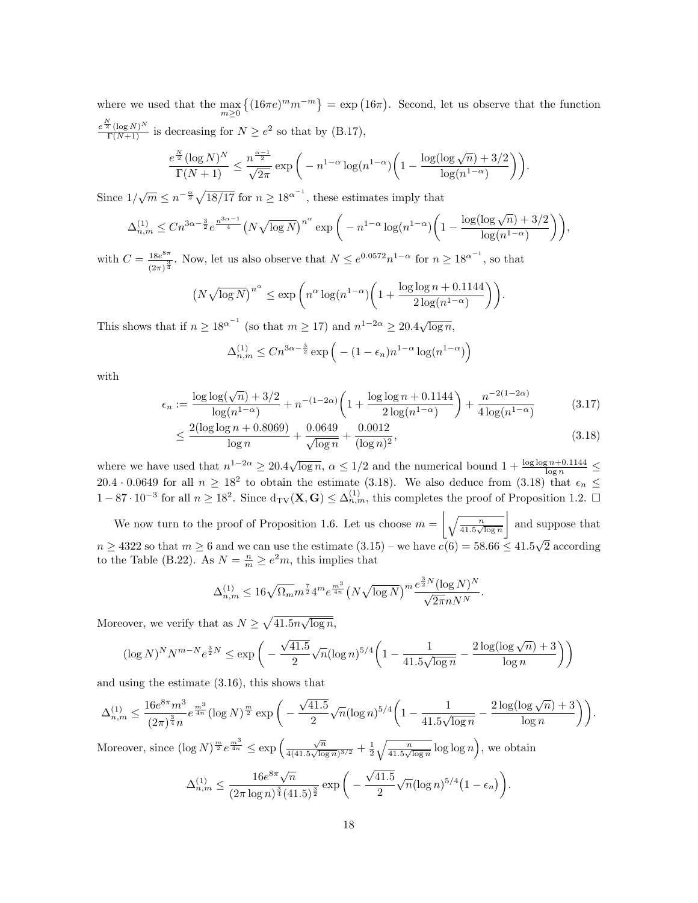where we used that the $\max_{m\geq 0}\big\{(16\pi e)^m m^{-m}\big\} = \exp\big(16\pi\big)$. Second, let us observe that the function $\frac{e^{\frac{N}{2}}(\log N)^N}{\Gamma(N+1)}$ is decreasing for $N \geq e^2$ so that by (B.17),

$$\frac{e^{\frac{N}{2}}(\log N)^N}{\Gamma(N+1)} \leq \frac{n^{\frac{\alpha-1}{2}}}{\sqrt{2\pi}} \exp\bigg( - n^{1-\alpha}\log(n^{1-\alpha})\bigg(1 - \frac{\log(\log\sqrt{n}) + 3/2}{\log(n^{1-\alpha})}\bigg)\bigg).$$

Since $1/\sqrt{m} \leq n^{-\frac{\alpha}{2}}\sqrt{18/17}$ for $n \geq 18^{\alpha^{-1}}$, these estimates imply that

$$\Delta^{(1)}_{n,m} \leq C n^{3\alpha-\frac{3}{2}} e^{\frac{n^{3\alpha-1}}{4}}\big(N\sqrt{\log N}\big)^{n^\alpha} \exp\bigg( - n^{1-\alpha}\log(n^{1-\alpha})\bigg(1 - \frac{\log(\log\sqrt{n}) + 3/2}{\log(n^{1-\alpha})}\bigg)\bigg),$$

with $C = \frac{18e^{8\pi}}{(2\pi)^{\frac{3}{4}}}$. Now, let us also observe that $N \leq e^{0.0572}n^{1-\alpha}$ for $n \geq 18^{\alpha^{-1}}$, so that

$$\big(N\sqrt{\log N}\big)^{n^\alpha} \leq \exp\bigg(n^\alpha \log(n^{1-\alpha})\bigg(1 + \frac{\log\log n + 0.1144}{2\log(n^{1-\alpha})}\bigg)\bigg).$$

This shows that if $n \geq 18^{\alpha^{-1}}$ (so that $m \geq 17$) and $n^{1-2\alpha} \geq 20.4\sqrt{\log n}$,

$$\Delta^{(1)}_{n,m} \leq C n^{3\alpha-\frac{3}{2}} \exp\Big( - (1-\epsilon_n) n^{1-\alpha}\log(n^{1-\alpha})\Big)$$

with

$$\epsilon_n := \frac{\log\log(\sqrt{n}) + 3/2}{\log(n^{1-\alpha})} + n^{-(1-2\alpha)}\bigg(1 + \frac{\log\log n + 0.1144}{2\log(n^{1-\alpha})}\bigg) + \frac{n^{-2(1-2\alpha)}}{4\log(n^{1-\alpha})} \tag{3.17}$$

$$\leq \frac{2(\log\log n + 0.8069)}{\log n} + \frac{0.0649}{\sqrt{\log n}} + \frac{0.0012}{(\log n)^2}, \tag{3.18}$$

where we have used that $n^{1-2\alpha} \geq 20.4\sqrt{\log n}$, $\alpha \leq 1/2$ and the numerical bound $1 + \frac{\log\log n + 0.1144}{\log n} \leq 20.4 \cdot 0.0649$ for all $n \geq 18^2$ to obtain the estimate (3.18). We also deduce from (3.18) that $\epsilon_n \leq 1 - 87 \cdot 10^{-3}$ for all $n \geq 18^2$. Since $\mathrm{d}_{\mathrm{TV}}(\mathbf{X}, \mathbf{G}) \leq \Delta^{(1)}_{n,m}$, this completes the proof of Proposition 1.2. $\square$

We now turn to the proof of Proposition 1.6. Let us choose $m = \bigg\lfloor \sqrt{\frac{n}{41.5\sqrt{\log n}}} \bigg\rfloor$ and suppose that $n \geq 4322$ so that $m \geq 6$ and we can use the estimate (3.15) – we have $c(6) = 58.66 \leq 41.5\sqrt{2}$ according to the Table (B.22). As $N = \frac{n}{m} \geq e^2 m$, this implies that

$$\Delta^{(1)}_{n,m} \leq 16\sqrt{\Omega_m} m^{\frac{7}{2}} 4^m e^{\frac{m^3}{4n}}\big(N\sqrt{\log N}\big)^m \frac{e^{\frac{3}{2}N}(\log N)^N}{\sqrt{2\pi} n N^N}.$$

Moreover, we verify that as $N \geq \sqrt{41.5 n\sqrt{\log n}}$,

$$(\log N)^N N^{m-N} e^{\frac{3}{2}N} \leq \exp\bigg( - \frac{\sqrt{41.5}}{2}\sqrt{n}(\log n)^{5/4}\bigg(1 - \frac{1}{41.5\sqrt{\log n}} - \frac{2\log(\log\sqrt{n}) + 3}{\log n}\bigg)\bigg)$$

and using the estimate (3.16), this shows that

$$\Delta^{(1)}_{n,m} \leq \frac{16e^{8\pi}m^3}{(2\pi)^{\frac{3}{4}} n} e^{\frac{m^3}{4n}}(\log N)^{\frac{m}{2}} \exp\bigg( - \frac{\sqrt{41.5}}{2}\sqrt{n}(\log n)^{5/4}\bigg(1 - \frac{1}{41.5\sqrt{\log n}} - \frac{2\log(\log\sqrt{n}) + 3}{\log n}\bigg)\bigg).$$

Moreover, since $(\log N)^{\frac{m}{2}} e^{\frac{m^3}{4n}} \leq \exp\Big(\frac{\sqrt{n}}{4(41.5\sqrt{\log n})^{3/2}} + \frac{1}{2}\sqrt{\frac{n}{41.5\sqrt{\log n}}}\log\log n\Big)$, we obtain

$$\Delta^{(1)}_{n,m} \leq \frac{16e^{8\pi}\sqrt{n}}{(2\pi\log n)^{\frac{3}{4}}(41.5)^{\frac{3}{2}}} \exp\bigg( - \frac{\sqrt{41.5}}{2}\sqrt{n}(\log n)^{5/4}\big(1 - \epsilon_n\big)\bigg).$$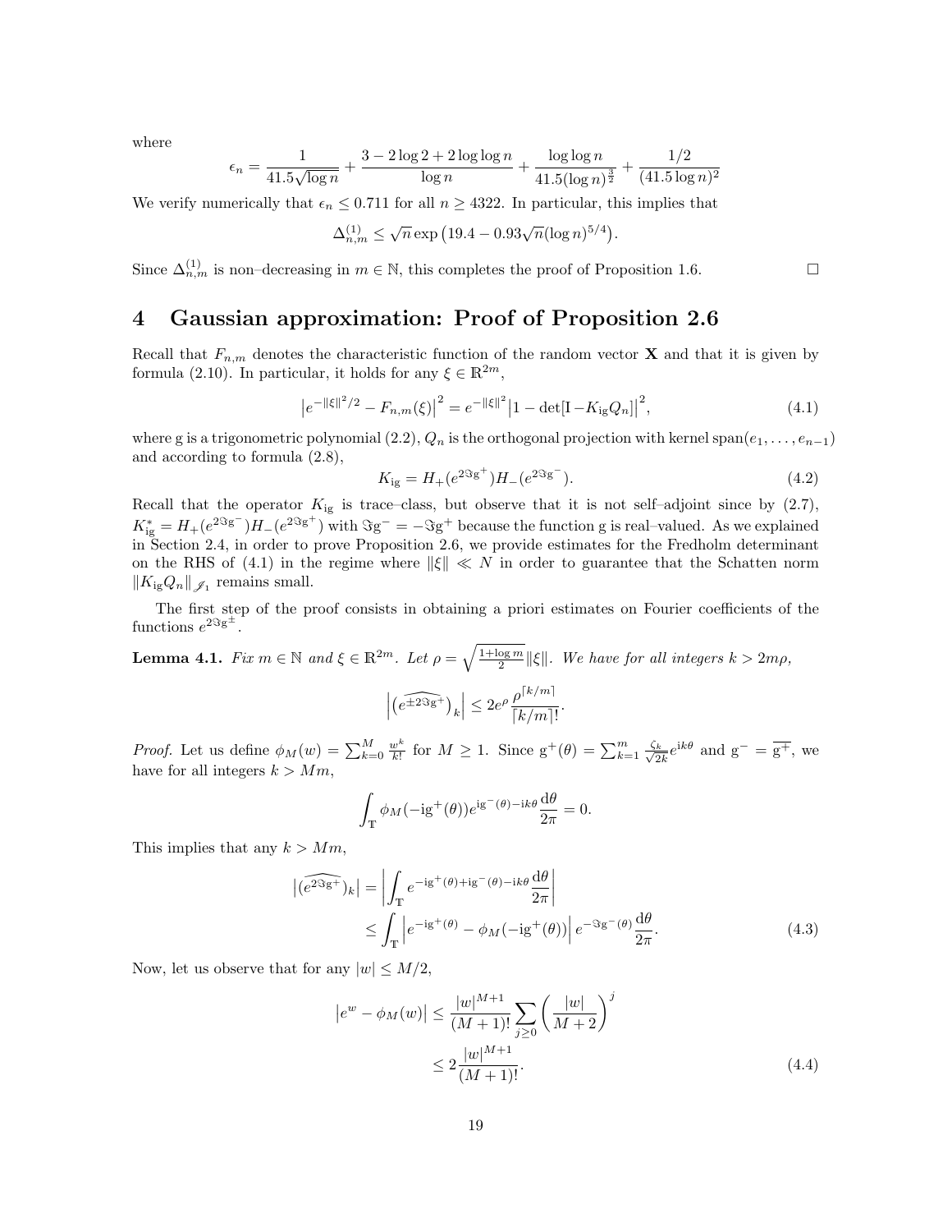where

$$\epsilon_n = \frac{1}{41.5\sqrt{\log n}} + \frac{3 - 2\log 2 + 2\log\log n}{\log n} + \frac{\log\log n}{41.5(\log n)^{\frac{3}{2}}} + \frac{1/2}{(41.5\log n)^2}$$

We verify numerically that $\epsilon_n \leq 0.711$ for all $n \geq 4322$. In particular, this implies that

$$\Delta^{(1)}_{n,m} \leq \sqrt{n}\exp\left(19.4 - 0.93\sqrt{n}(\log n)^{5/4}\right).$$

Since $\Delta^{(1)}_{n,m}$ is non–decreasing in $m \in \mathbb{N}$, this completes the proof of Proposition 1.6. $\square$

# 4 Gaussian approximation: Proof of Proposition 2.6

Recall that $F_{n,m}$ denotes the characteristic function of the random vector $\mathbf{X}$ and that it is given by formula (2.10). In particular, it holds for any $\xi \in \mathbb{R}^{2m}$,

$$\left|e^{-\|\xi\|^2/2} - F_{n,m}(\xi)\right|^2 = e^{-\|\xi\|^2}\left|1 - \det[\mathrm{I} - K_{\mathrm{ig}}Q_n]\right|^2, \tag{4.1}$$

where g is a trigonometric polynomial (2.2), $Q_n$ is the orthogonal projection with kernel $\mathrm{span}(e_1, \ldots, e_{n-1})$ and according to formula (2.8),

$$K_{\mathrm{ig}} = H_+(e^{2\Im \mathrm{g}^+})H_-(e^{2\Im \mathrm{g}^-}). \tag{4.2}$$

Recall that the operator $K_{\mathrm{ig}}$ is trace–class, but observe that it is not self–adjoint since by (2.7), $K^*_{\mathrm{ig}} = H_+(e^{2\Im \mathrm{g}^-})H_-(e^{2\Im \mathrm{g}^+})$ with $\Im \mathrm{g}^- = -\Im \mathrm{g}^+$ because the function g is real–valued. As we explained in Section 2.4, in order to prove Proposition 2.6, we provide estimates for the Fredholm determinant on the RHS of (4.1) in the regime where $\|\xi\| \ll N$ in order to guarantee that the Schatten norm $\|K_{\mathrm{ig}}Q_n\|_{\mathscr{J}_1}$ remains small.

The first step of the proof consists in obtaining a priori estimates on Fourier coefficients of the functions $e^{2\Im \mathrm{g}^\pm}$.

**Lemma 4.1.** *Fix $m \in \mathbb{N}$ and $\xi \in \mathbb{R}^{2m}$. Let $\rho = \sqrt{\frac{1+\log m}{2}}\|\xi\|$. We have for all integers $k > 2m\rho$,*

$$\left|\left(\widehat{e^{\pm 2\Im \mathrm{g}^+}}\right)_k\right| \leq 2e^{\rho}\frac{\rho^{\lceil k/m\rceil}}{\lceil k/m\rceil!}.$$

*Proof.* Let us define $\phi_M(w) = \sum_{k=0}^{M}\frac{w^k}{k!}$ for $M \geq 1$. Since $\mathrm{g}^+(\theta) = \sum_{k=1}^{m}\frac{\zeta_k}{\sqrt{2k}}e^{\mathrm{i}k\theta}$ and $\mathrm{g}^- = \overline{\mathrm{g}^+}$, we have for all integers $k > Mm$,

$$\int_{\mathbb{T}}\phi_M(-\mathrm{i}\mathrm{g}^+(\theta))e^{\mathrm{i}\mathrm{g}^-(\theta)-\mathrm{i}k\theta}\frac{\mathrm{d}\theta}{2\pi} = 0.$$

This implies that any $k > Mm$,

$$\begin{aligned}\left|(\widehat{e^{2\Im \mathrm{g}^+}})_k\right| &= \left|\int_{\mathbb{T}}e^{-\mathrm{i}\mathrm{g}^+(\theta)+\mathrm{i}\mathrm{g}^-(\theta)-\mathrm{i}k\theta}\frac{\mathrm{d}\theta}{2\pi}\right| \\ &\leq \int_{\mathbb{T}}\left|e^{-\mathrm{i}\mathrm{g}^+(\theta)} - \phi_M(-\mathrm{i}\mathrm{g}^+(\theta))\right|e^{-\Im \mathrm{g}^-(\theta)}\frac{\mathrm{d}\theta}{2\pi}.\end{aligned} \tag{4.3}$$

Now, let us observe that for any $|w| \leq M/2$,

$$\begin{aligned}\left|e^w - \phi_M(w)\right| &\leq \frac{|w|^{M+1}}{(M+1)!}\sum_{j\geq 0}\left(\frac{|w|}{M+2}\right)^j \\ &\leq 2\frac{|w|^{M+1}}{(M+1)!}.\end{aligned} \tag{4.4}$$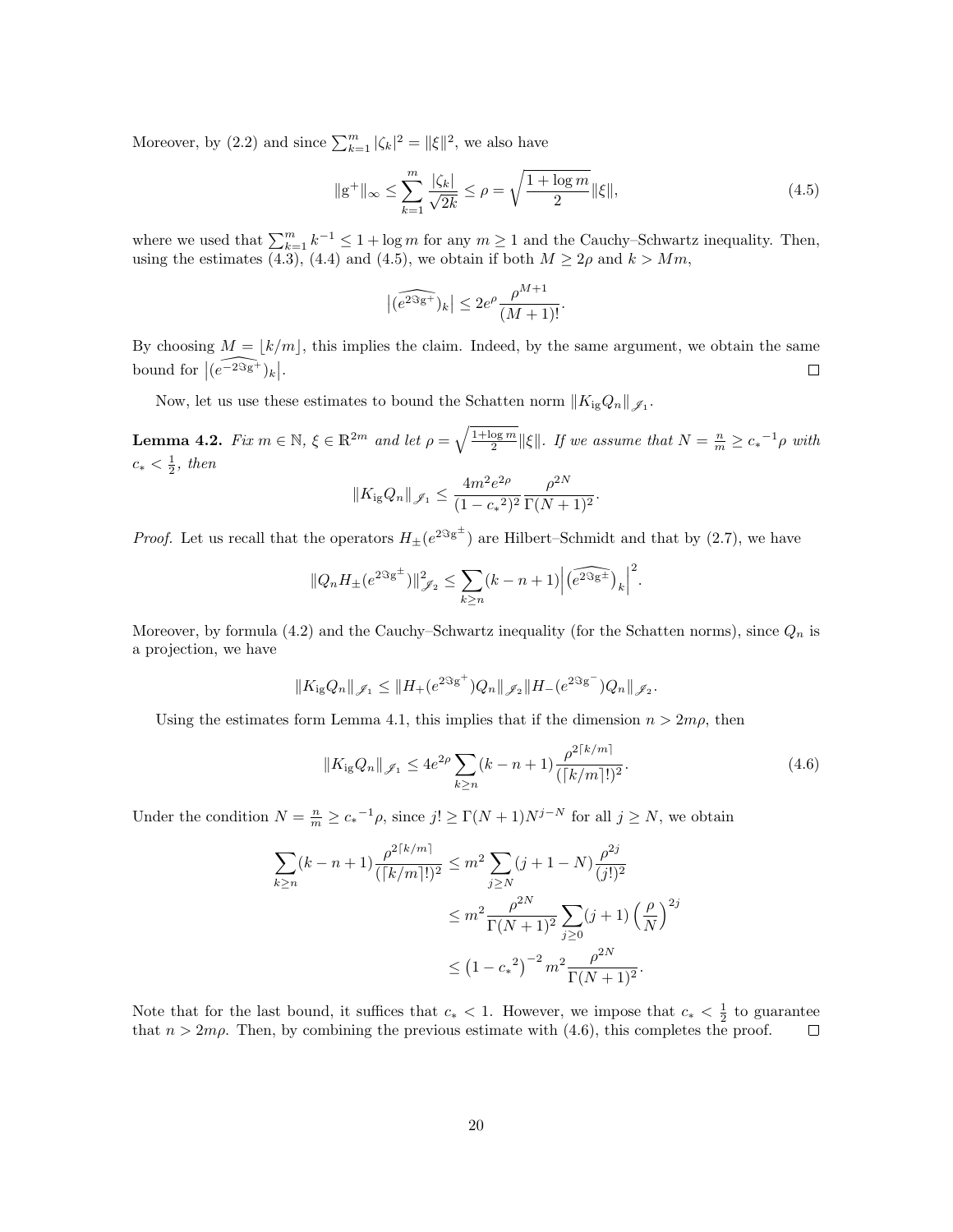Moreover, by (2.2) and since $\sum_{k=1}^m |\zeta_k|^2 = \|\xi\|^2$, we also have

$$\|\mathrm{g}^+\|_\infty \le \sum_{k=1}^m \frac{|\zeta_k|}{\sqrt{2k}} \le \rho = \sqrt{\frac{1+\log m}{2}}\|\xi\|, \tag{4.5}$$

where we used that $\sum_{k=1}^m k^{-1} \le 1 + \log m$ for any $m \ge 1$ and the Cauchy–Schwartz inequality. Then, using the estimates (4.3), (4.4) and (4.5), we obtain if both $M \ge 2\rho$ and $k > Mm$,

$$\big|(\widehat{e^{2\Im \mathrm{g}^+}})_k\big| \le 2e^\rho \frac{\rho^{M+1}}{(M+1)!}.$$

By choosing $M = \lfloor k/m \rfloor$, this implies the claim. Indeed, by the same argument, we obtain the same bound for $\big|(\widehat{e^{-2\Im \mathrm{g}^+}})_k\big|$. $\square$

Now, let us use these estimates to bound the Schatten norm $\|K_{\mathrm{ig}} Q_n\|_{\mathscr{J}_1}$.

**Lemma 4.2.** *Fix $m \in \mathbb{N}$, $\xi \in \mathbb{R}^{2m}$ and let $\rho = \sqrt{\frac{1+\log m}{2}}\|\xi\|$. If we assume that $N = \frac{n}{m} \ge {c_*}^{-1}\rho$ with $c_* < \frac{1}{2}$, then*

$$\|K_{\mathrm{ig}} Q_n\|_{\mathscr{J}_1} \le \frac{4m^2 e^{2\rho}}{(1-{c_*}^2)^2} \frac{\rho^{2N}}{\Gamma(N+1)^2}.$$

*Proof.* Let us recall that the operators $H_\pm(e^{2\Im \mathrm{g}^\pm})$ are Hilbert–Schmidt and that by (2.7), we have

$$\|Q_n H_\pm(e^{2\Im \mathrm{g}^\pm})\|_{\mathscr{J}_2}^2 \le \sum_{k \ge n} (k-n+1)\Big|\big(\widehat{e^{2\Im \mathrm{g}^\pm}}\big)_k\Big|^2.$$

Moreover, by formula (4.2) and the Cauchy–Schwartz inequality (for the Schatten norms), since $Q_n$ is a projection, we have

$$\|K_{\mathrm{ig}} Q_n\|_{\mathscr{J}_1} \le \|H_+(e^{2\Im \mathrm{g}^+})Q_n\|_{\mathscr{J}_2} \|H_-(e^{2\Im \mathrm{g}^-})Q_n\|_{\mathscr{J}_2}.$$

Using the estimates form Lemma 4.1, this implies that if the dimension $n > 2m\rho$, then

$$\|K_{\mathrm{ig}} Q_n\|_{\mathscr{J}_1} \le 4e^{2\rho} \sum_{k \ge n} (k-n+1) \frac{\rho^{2\lceil k/m \rceil}}{(\lceil k/m \rceil !)^2}. \tag{4.6}$$

Under the condition $N = \frac{n}{m} \ge {c_*}^{-1}\rho$, since $j! \ge \Gamma(N+1) N^{j-N}$ for all $j \ge N$, we obtain

$$\begin{aligned}
\sum_{k \ge n} (k-n+1) \frac{\rho^{2\lceil k/m \rceil}}{(\lceil k/m \rceil !)^2} &\le m^2 \sum_{j \ge N} (j+1-N) \frac{\rho^{2j}}{(j!)^2} \\
&\le m^2 \frac{\rho^{2N}}{\Gamma(N+1)^2} \sum_{j \ge 0} (j+1) \Big(\frac{\rho}{N}\Big)^{2j} \\
&\le \big(1 - {c_*}^2\big)^{-2} m^2 \frac{\rho^{2N}}{\Gamma(N+1)^2}.
\end{aligned}$$

Note that for the last bound, it suffices that $c_* < 1$. However, we impose that $c_* < \frac{1}{2}$ to guarantee that $n > 2m\rho$. Then, by combining the previous estimate with (4.6), this completes the proof. $\square$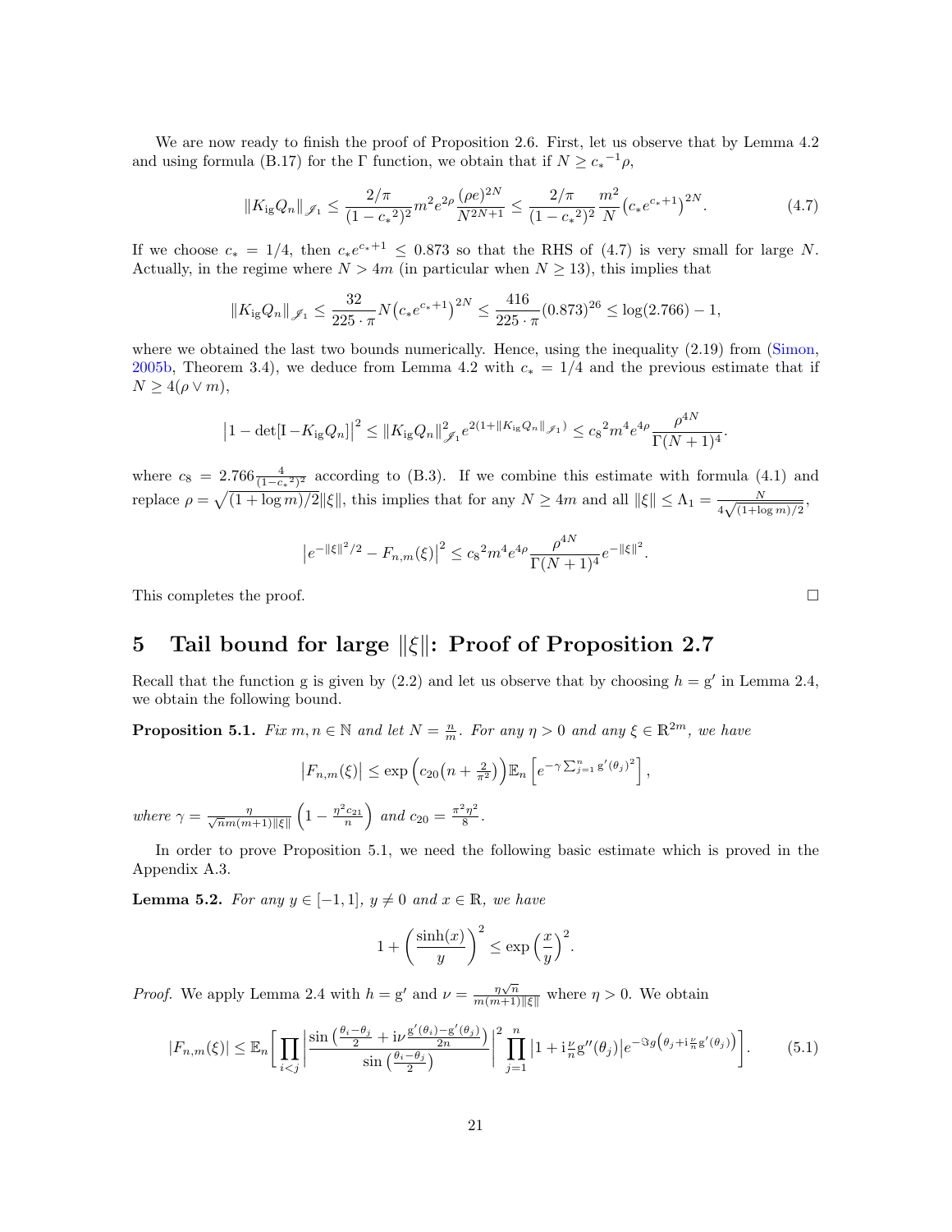We are now ready to finish the proof of Proposition 2.6. First, let us observe that by Lemma 4.2 and using formula (B.17) for the Γ function, we obtain that if $N \geq {c_*}^{-1}\rho$,

$$\|K_{\mathrm{ig}}Q_n\|_{\mathscr{J}_1} \leq \frac{2/\pi}{(1-{c_*}^2)^2} m^2 e^{2\rho} \frac{(\rho e)^{2N}}{N^{2N+1}} \leq \frac{2/\pi}{(1-{c_*}^2)^2} \frac{m^2}{N} \big(c_* e^{c_*+1}\big)^{2N}. \tag{4.7}$$

If we choose $c_* = 1/4$, then $c_* e^{c_*+1} \leq 0.873$ so that the RHS of (4.7) is very small for large $N$. Actually, in the regime where $N > 4m$ (in particular when $N \geq 13$), this implies that

$$\|K_{\mathrm{ig}}Q_n\|_{\mathscr{J}_1} \leq \frac{32}{225\cdot\pi} N \big(c_* e^{c_*+1}\big)^{2N} \leq \frac{416}{225\cdot\pi}(0.873)^{26} \leq \log(2.766) - 1,$$

where we obtained the last two bounds numerically. Hence, using the inequality (2.19) from (Simon, 2005b, Theorem 3.4), we deduce from Lemma 4.2 with $c_* = 1/4$ and the previous estimate that if $N \geq 4(\rho \vee m)$,

$$\big|1 - \det[\mathrm{I} - K_{\mathrm{ig}}Q_n]\big|^2 \leq \|K_{\mathrm{ig}}Q_n\|_{\mathscr{J}_1}^2 e^{2(1+\|K_{\mathrm{ig}}Q_n\|_{\mathscr{J}_1})} \leq {c_8}^2 m^4 e^{4\rho} \frac{\rho^{4N}}{\Gamma(N+1)^4}.$$

where $c_8 = 2.766\frac{4}{(1-{c_*}^2)^2}$ according to (B.3). If we combine this estimate with formula (4.1) and replace $\rho = \sqrt{(1+\log m)/2}\|\xi\|$, this implies that for any $N \geq 4m$ and all $\|\xi\| \leq \Lambda_1 = \frac{N}{4\sqrt{(1+\log m)/2}}$,

$$\big|e^{-\|\xi\|^2/2} - F_{n,m}(\xi)\big|^2 \leq {c_8}^2 m^4 e^{4\rho} \frac{\rho^{4N}}{\Gamma(N+1)^4} e^{-\|\xi\|^2}.$$

This completes the proof. □

# 5 Tail bound for large $\|\xi\|$: Proof of Proposition 2.7

Recall that the function g is given by (2.2) and let us observe that by choosing $h = \mathrm{g}'$ in Lemma 2.4, we obtain the following bound.

**Proposition 5.1.** *Fix $m, n \in \mathbb{N}$ and let $N = \frac{n}{m}$. For any $\eta > 0$ and any $\xi \in \mathbb{R}^{2m}$, we have*

$$\big|F_{n,m}(\xi)\big| \leq \exp\Big(c_{20}\big(n + \tfrac{2}{\pi^2}\big)\Big)\mathbb{E}_n\left[e^{-\gamma\sum_{j=1}^n \mathrm{g}'(\theta_j)^2}\right],$$

*where $\gamma = \frac{\eta}{\sqrt{n}m(m+1)\|\xi\|}\left(1 - \frac{\eta^2 c_{21}}{n}\right)$ and $c_{20} = \frac{\pi^2\eta^2}{8}$.*

In order to prove Proposition 5.1, we need the following basic estimate which is proved in the Appendix A.3.

**Lemma 5.2.** *For any $y \in [-1, 1]$, $y \neq 0$ and $x \in \mathbb{R}$, we have*

$$1 + \left(\frac{\sinh(x)}{y}\right)^2 \leq \exp\left(\frac{x}{y}\right)^2.$$

*Proof.* We apply Lemma 2.4 with $h = \mathrm{g}'$ and $\nu = \frac{\eta\sqrt{n}}{m(m+1)\|\xi\|}$ where $\eta > 0$. We obtain

$$|F_{n,m}(\xi)| \leq \mathbb{E}_n\Bigg[\prod_{i<j}\left|\frac{\sin\left(\frac{\theta_i-\theta_j}{2}\right) + \mathrm{i}\nu\frac{\mathrm{g}'(\theta_i)-\mathrm{g}'(\theta_j)}{2n}}{\sin\left(\frac{\theta_i-\theta_j}{2}\right)}\right|^2 \prod_{j=1}^n \big|1 + \mathrm{i}\tfrac{\nu}{n}\mathrm{g}''(\theta_j)\big| e^{-\Im g\left(\theta_j + \mathrm{i}\frac{\nu}{n}\mathrm{g}'(\theta_j)\right)}\Bigg]. \tag{5.1}$$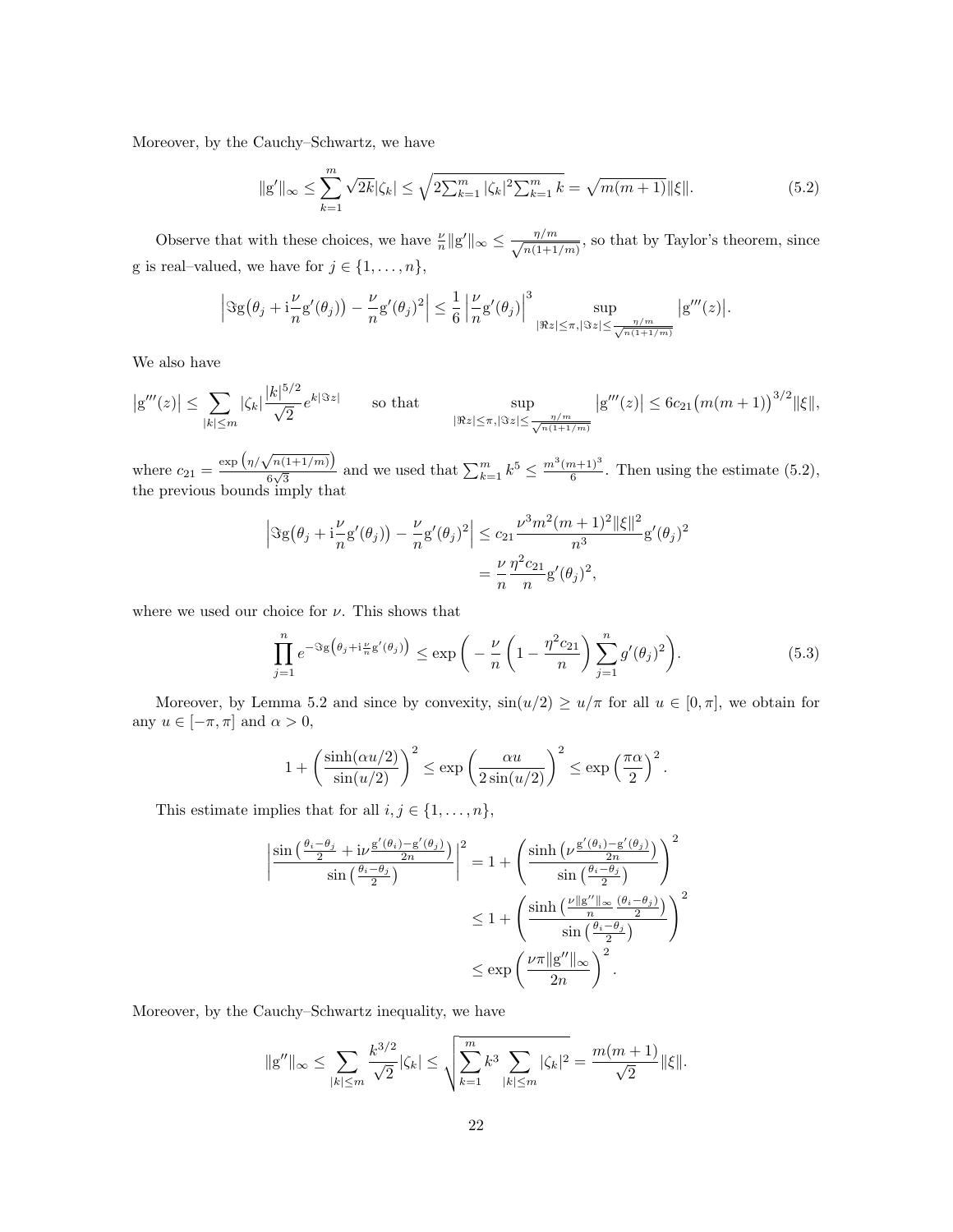Moreover, by the Cauchy–Schwartz, we have

$$\|\mathrm{g}'\|_\infty \le \sum_{k=1}^m \sqrt{2k}|\zeta_k| \le \sqrt{2\textstyle\sum_{k=1}^m |\zeta_k|^2 \sum_{k=1}^m k} = \sqrt{m(m+1)}\|\xi\|. \tag{5.2}$$

Observe that with these choices, we have $\frac{\nu}{n}\|\mathrm{g}'\|_\infty \le \frac{\eta/m}{\sqrt{n(1+1/m)}}$, so that by Taylor's theorem, since g is real–valued, we have for $j \in \{1,\dots,n\}$,

$$\Big|\Im \mathrm{g}\big(\theta_j + \mathrm{i}\tfrac{\nu}{n}\mathrm{g}'(\theta_j)\big) - \frac{\nu}{n}\mathrm{g}'(\theta_j)^2\Big| \le \frac{1}{6}\left|\frac{\nu}{n}\mathrm{g}'(\theta_j)\right|^3 \sup_{|\Re z|\le \pi, |\Im z| \le \frac{\eta/m}{\sqrt{n(1+1/m)}}} \big|\mathrm{g}'''(z)\big|.$$

We also have

$$\big|\mathrm{g}'''(z)\big| \le \sum_{|k|\le m} |\zeta_k| \frac{|k|^{5/2}}{\sqrt{2}} e^{k|\Im z|} \qquad \text{so that} \qquad \sup_{|\Re z|\le \pi, |\Im z| \le \frac{\eta/m}{\sqrt{n(1+1/m)}}} \big|\mathrm{g}'''(z)\big| \le 6c_{21}\big(m(m+1)\big)^{3/2}\|\xi\|,$$

where $c_{21} = \frac{\exp\left(\eta/\sqrt{n(1+1/m)}\right)}{6\sqrt{3}}$ and we used that $\sum_{k=1}^m k^5 \le \frac{m^3(m+1)^3}{6}$. Then using the estimate (5.2), the previous bounds imply that

$$\begin{aligned}
\Big|\Im \mathrm{g}\big(\theta_j + \mathrm{i}\tfrac{\nu}{n}\mathrm{g}'(\theta_j)\big) - \frac{\nu}{n}\mathrm{g}'(\theta_j)^2\Big| &\le c_{21}\frac{\nu^3 m^2(m+1)^2\|\xi\|^2}{n^3}\mathrm{g}'(\theta_j)^2 \\
&= \frac{\nu}{n}\frac{\eta^2 c_{21}}{n}\mathrm{g}'(\theta_j)^2,
\end{aligned}$$

where we used our choice for $\nu$. This shows that

$$\prod_{j=1}^n e^{-\Im \mathrm{g}\left(\theta_j + \mathrm{i}\frac{\nu}{n}\mathrm{g}'(\theta_j)\right)} \le \exp\bigg(-\frac{\nu}{n}\left(1 - \frac{\eta^2 c_{21}}{n}\right)\sum_{j=1}^n g'(\theta_j)^2\bigg). \tag{5.3}$$

Moreover, by Lemma 5.2 and since by convexity, $\sin(u/2) \ge u/\pi$ for all $u \in [0,\pi]$, we obtain for any $u \in [-\pi,\pi]$ and $\alpha > 0$,

$$1 + \left(\frac{\sinh(\alpha u/2)}{\sin(u/2)}\right)^2 \le \exp\left(\frac{\alpha u}{2\sin(u/2)}\right)^2 \le \exp\left(\frac{\pi\alpha}{2}\right)^2.$$

This estimate implies that for all $i,j \in \{1,\dots,n\}$,

$$\begin{aligned}
\left|\frac{\sin\left(\frac{\theta_i-\theta_j}{2} + \mathrm{i}\nu\frac{\mathrm{g}'(\theta_i)-\mathrm{g}'(\theta_j)}{2n}\right)}{\sin\left(\frac{\theta_i-\theta_j}{2}\right)}\right|^2 &= 1 + \left(\frac{\sinh\left(\nu\frac{\mathrm{g}'(\theta_i)-\mathrm{g}'(\theta_j)}{2n}\right)}{\sin\left(\frac{\theta_i-\theta_j}{2}\right)}\right)^2 \\
&\le 1 + \left(\frac{\sinh\left(\frac{\nu\|\mathrm{g}''\|_\infty}{n}\frac{(\theta_i-\theta_j)}{2}\right)}{\sin\left(\frac{\theta_i-\theta_j}{2}\right)}\right)^2 \\
&\le \exp\left(\frac{\nu\pi\|\mathrm{g}''\|_\infty}{2n}\right)^2.
\end{aligned}$$

Moreover, by the Cauchy–Schwartz inequality, we have

$$\|\mathrm{g}''\|_\infty \le \sum_{|k|\le m}\frac{k^{3/2}}{\sqrt{2}}|\zeta_k| \le \sqrt{\sum_{k=1}^m k^3 \sum_{|k|\le m}|\zeta_k|^2} = \frac{m(m+1)}{\sqrt{2}}\|\xi\|.$$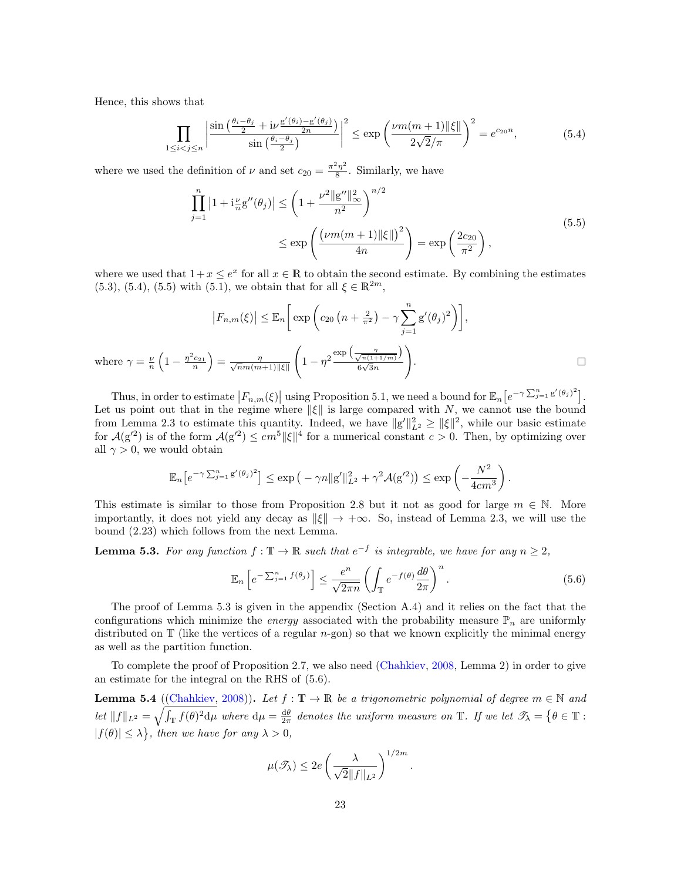Hence, this shows that

$$\prod_{1\le i<j\le n} \left| \frac{\sin\left(\frac{\theta_i-\theta_j}{2} + \mathrm{i}\nu\frac{\mathrm{g}'(\theta_i)-\mathrm{g}'(\theta_j)}{2n}\right)}{\sin\left(\frac{\theta_i-\theta_j}{2}\right)}\right|^2 \le \exp\left(\frac{\nu m(m+1)\|\xi\|}{2\sqrt{2}/\pi}\right)^2 = e^{c_{20}n}, \tag{5.4}$$

where we used the definition of $\nu$ and set $c_{20} = \frac{\pi^2\eta^2}{8}$. Similarly, we have

$$\begin{aligned}\prod_{j=1}^{n} \left|1 + \mathrm{i}\tfrac{\nu}{n}\mathrm{g}''(\theta_j)\right| &\le \left(1 + \frac{\nu^2\|\mathrm{g}''\|_\infty^2}{n^2}\right)^{n/2} \\ &\le \exp\left(\frac{\big(\nu m(m+1)\|\xi\|\big)^2}{4n}\right) = \exp\left(\frac{2c_{20}}{\pi^2}\right),\end{aligned} \tag{5.5}$$

where we used that $1+x \le e^x$ for all $x\in\mathbb{R}$ to obtain the second estimate. By combining the estimates (5.3), (5.4), (5.5) with (5.1), we obtain that for all $\xi\in\mathbb{R}^{2m}$,

$$\left|F_{n,m}(\xi)\right| \le \mathbb{E}_n\bigg[\exp\bigg(c_{20}\left(n+\tfrac{2}{\pi^2}\right) - \gamma\sum_{j=1}^{n}\mathrm{g}'(\theta_j)^2\bigg)\bigg],$$

where $\gamma = \frac{\nu}{n}\left(1 - \frac{\eta^2 c_{21}}{n}\right) = \frac{\eta}{\sqrt{n}m(m+1)\|\xi\|}\left(1 - \eta^2\frac{\exp\left(\frac{\eta}{\sqrt{n(1+1/m)}}\right)}{6\sqrt{3}n}\right)$. $\square$

Thus, in order to estimate $\left|F_{n,m}(\xi)\right|$ using Proposition 5.1, we need a bound for $\mathbb{E}_n\big[e^{-\gamma\sum_{j=1}^n \mathrm{g}'(\theta_j)^2}\big]$. Let us point out that in the regime where $\|\xi\|$ is large compared with $N$, we cannot use the bound from Lemma 2.3 to estimate this quantity. Indeed, we have $\|\mathrm{g}'\|_{L^2}^2 \ge \|\xi\|^2$, while our basic estimate for $\mathcal{A}(\mathrm{g}'^2)$ is of the form $\mathcal{A}(\mathrm{g}'^2) \le cm^5\|\xi\|^4$ for a numerical constant $c>0$. Then, by optimizing over all $\gamma>0$, we would obtain

$$\mathbb{E}_n\big[e^{-\gamma\sum_{j=1}^n \mathrm{g}'(\theta_j)^2}\big] \le \exp\big(-\gamma n\|\mathrm{g}'\|_{L^2}^2 + \gamma^2\mathcal{A}(\mathrm{g}'^2)\big) \le \exp\left(-\frac{N^2}{4cm^3}\right).$$

This estimate is similar to those from Proposition 2.8 but it not as good for large $m\in\mathbb{N}$. More importantly, it does not yield any decay as $\|\xi\|\to+\infty$. So, instead of Lemma 2.3, we will use the bound (2.23) which follows from the next Lemma.

**Lemma 5.3.** *For any function $f:\mathbb{T}\to\mathbb{R}$ such that $e^{-f}$ is integrable, we have for any $n\ge 2$,*

$$\mathbb{E}_n\left[e^{-\sum_{j=1}^n f(\theta_j)}\right] \le \frac{e^n}{\sqrt{2\pi n}}\left(\int_{\mathbb{T}} e^{-f(\theta)}\frac{d\theta}{2\pi}\right)^n. \tag{5.6}$$

The proof of Lemma 5.3 is given in the appendix (Section A.4) and it relies on the fact that the configurations which minimize the *energy* associated with the probability measure $\mathbb{P}_n$ are uniformly distributed on $\mathbb{T}$ (like the vertices of a regular $n$-gon) so that we known explicitly the minimal energy as well as the partition function.

To complete the proof of Proposition 2.7, we also need (Chahkiev, 2008, Lemma 2) in order to give an estimate for the integral on the RHS of (5.6).

**Lemma 5.4** ((Chahkiev, 2008)). *Let $f:\mathbb{T}\to\mathbb{R}$ be a trigonometric polynomial of degree $m\in\mathbb{N}$ and let $\|f\|_{L^2} = \sqrt{\int_{\mathbb{T}} f(\theta)^2 d\mu}$ where $d\mu = \frac{d\theta}{2\pi}$ denotes the uniform measure on $\mathbb{T}$. If we let $\mathscr{T}_\lambda = \big\{\theta\in\mathbb{T} : |f(\theta)|\le\lambda\big\}$, then we have for any $\lambda>0$,*

$$\mu(\mathscr{T}_\lambda) \le 2e\left(\frac{\lambda}{\sqrt{2}\|f\|_{L^2}}\right)^{1/2m}.$$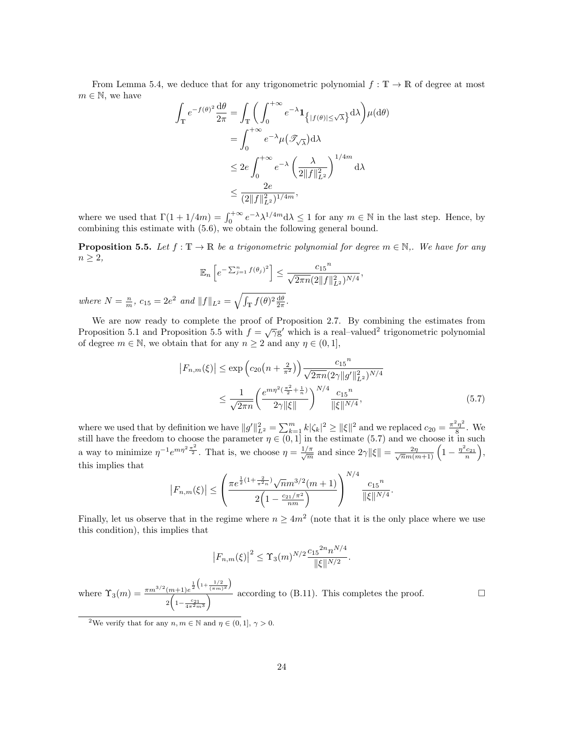From Lemma 5.4, we deduce that for any trigonometric polynomial $f : \mathbb{T} \to \mathbb{R}$ of degree at most $m \in \mathbb{N}$, we have

$$
\begin{aligned}
\int_{\mathbb{T}} e^{-f(\theta)^2} \frac{\mathrm{d}\theta}{2\pi} &= \int_{\mathbb{T}} \left( \int_0^{+\infty} e^{-\lambda} \mathbf{1}_{\left\{|f(\theta)| \leq \sqrt{\lambda}\right\}} \mathrm{d}\lambda \right) \mu(\mathrm{d}\theta) \\
&= \int_0^{+\infty} e^{-\lambda} \mu\big(\mathscr{T}_{\sqrt{\lambda}}\big) \mathrm{d}\lambda \\
&\leq 2e \int_0^{+\infty} e^{-\lambda} \left( \frac{\lambda}{2\|f\|_{L^2}^2} \right)^{1/4m} \mathrm{d}\lambda \\
&\leq \frac{2e}{(2\|f\|_{L^2}^2)^{1/4m}},
\end{aligned}
$$

where we used that $\Gamma(1 + 1/4m) = \int_0^{+\infty} e^{-\lambda} \lambda^{1/4m} \mathrm{d}\lambda \leq 1$ for any $m \in \mathbb{N}$ in the last step. Hence, by combining this estimate with (5.6), we obtain the following general bound.

**Proposition 5.5.** *Let $f : \mathbb{T} \to \mathbb{R}$ be a trigonometric polynomial for degree $m \in \mathbb{N}$,. We have for any $n \geq 2$,*

$$
\mathbb{E}_n \left[ e^{-\sum_{j=1}^n f(\theta_j)^2} \right] \leq \frac{{c_{15}}^n}{\sqrt{2\pi n} (2\|f\|_{L^2}^2)^{N/4}},
$$

*where $N = \frac{n}{m}$, $c_{15} = 2e^2$ and $\|f\|_{L^2} = \sqrt{\int_{\mathbb{T}} f(\theta)^2 \frac{\mathrm{d}\theta}{2\pi}}$.*

We are now ready to complete the proof of Proposition 2.7. By combining the estimates from Proposition 5.1 and Proposition 5.5 with $f = \sqrt{\gamma} g'$ which is a real–valued[2] trigonometric polynomial of degree $m \in \mathbb{N}$, we obtain that for any $n \geq 2$ and any $\eta \in (0, 1]$,

$$
\begin{aligned}
\big|F_{n,m}(\xi)\big| &\leq \exp\Big( c_{20}\big(n + \tfrac{2}{\pi^2}\big) \Big) \frac{{c_{15}}^n}{\sqrt{2\pi n} (2\gamma \|g'\|_{L^2}^2)^{N/4}} \\
&\leq \frac{1}{\sqrt{2\pi n}} \left( \frac{e^{m\eta^2 (\frac{\pi^2}{2} + \frac{1}{n})}}{2\gamma \|\xi\|} \right)^{N/4} \frac{{c_{15}}^n}{\|\xi\|^{N/4}},
\end{aligned}
\tag{5.7}
$$

where we used that by definition we have $\|g'\|_{L^2}^2 = \sum_{k=1}^m k|\zeta_k|^2 \geq \|\xi\|^2$ and we replaced $c_{20} = \frac{\pi^2 \eta^2}{8}$. We still have the freedom to choose the parameter $\eta \in (0, 1]$ in the estimate (5.7) and we choose it in such a way to minimize $\eta^{-1} e^{m\eta^2 \frac{\pi^2}{2}}$. That is, we choose $\eta = \frac{1/\pi}{\sqrt{m}}$ and since $2\gamma \|\xi\| = \frac{2\eta}{\sqrt{n} m(m+1)} \left(1 - \frac{\eta^2 c_{21}}{n}\right)$, this implies that

$$
\big|F_{n,m}(\xi)\big| \leq \left( \frac{\pi e^{\frac{1}{2}(1 + \frac{2}{\pi^2 n})} \sqrt{n} m^{3/2}(m+1)}{2\Big(1 - \frac{c_{21}/\pi^2}{nm}\Big)} \right)^{N/4} \frac{{c_{15}}^n}{\|\xi\|^{N/4}}.
$$

Finally, let us observe that in the regime where $n \geq 4m^2$ (note that it is the only place where we use this condition), this implies that

$$
\big|F_{n,m}(\xi)\big|^2 \leq \Upsilon_3(m)^{N/2} \frac{{c_{15}}^{2n} n^{N/4}}{\|\xi\|^{N/2}}.
$$

where $\Upsilon_3(m) = \frac{\pi m^{3/2}(m+1) e^{\frac{1}{2}\left(1 + \frac{1/2}{(\pi m)^2}\right)}}{2\left(1 - \frac{c_{21}}{4\pi^2 m^3}\right)}$ according to (B.11). This completes the proof. $\square$

[2] We verify that for any $n, m \in \mathbb{N}$ and $\eta \in (0, 1]$, $\gamma > 0$.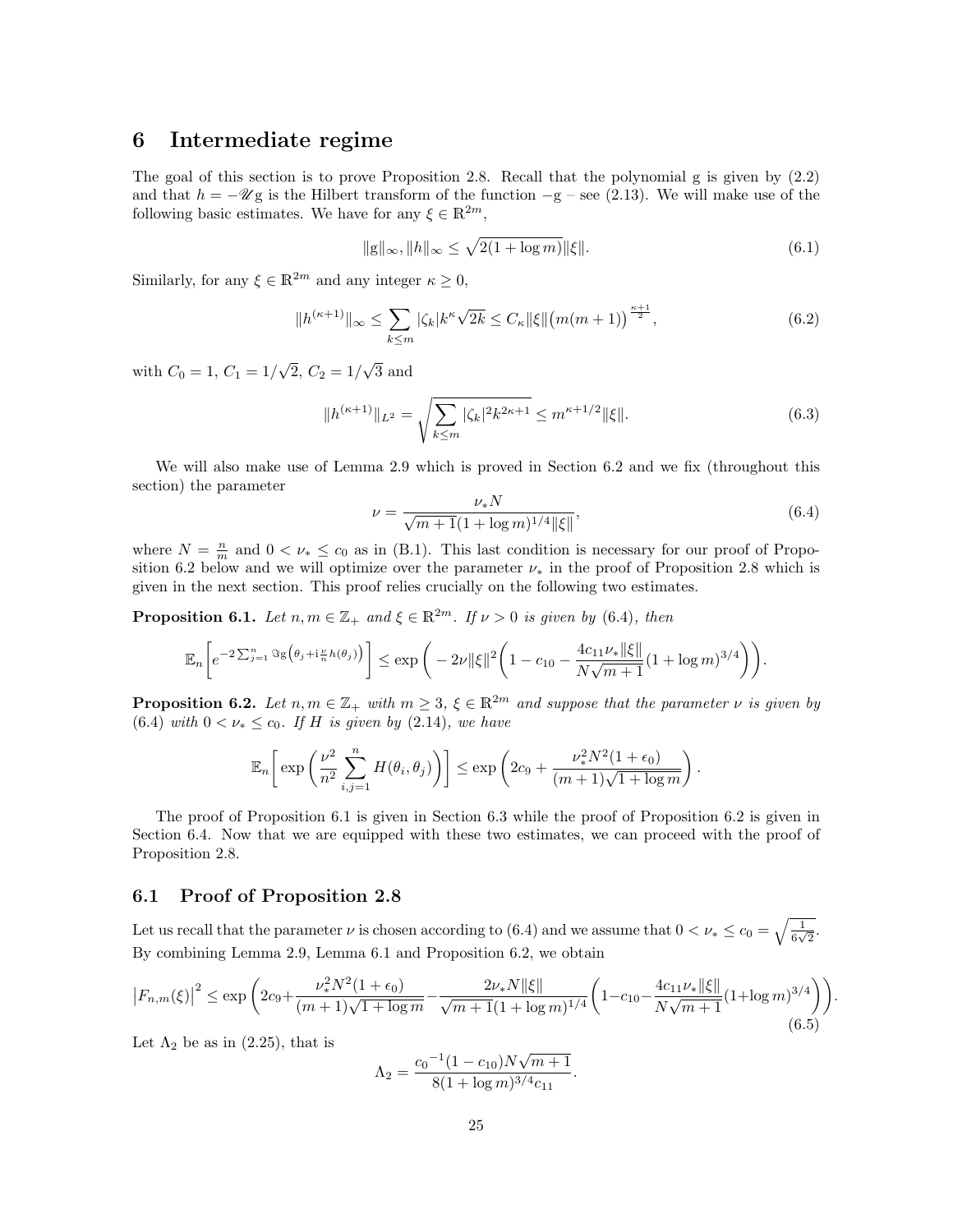# 6 Intermediate regime

The goal of this section is to prove Proposition 2.8. Recall that the polynomial g is given by (2.2) and that $h = -\mathscr{U}\mathrm{g}$ is the Hilbert transform of the function $-\mathrm{g}$ – see (2.13). We will make use of the following basic estimates. We have for any $\xi \in \mathbb{R}^{2m}$,

$$\|\mathrm{g}\|_\infty, \|h\|_\infty \le \sqrt{2(1+\log m)}\|\xi\|. \tag{6.1}$$

Similarly, for any $\xi \in \mathbb{R}^{2m}$ and any integer $\kappa \ge 0$,

$$\|h^{(\kappa+1)}\|_\infty \le \sum_{k\le m} |\zeta_k| k^\kappa \sqrt{2k} \le C_\kappa \|\xi\| \big(m(m+1)\big)^{\frac{\kappa+1}{2}}, \tag{6.2}$$

with $C_0 = 1$, $C_1 = 1/\sqrt{2}$, $C_2 = 1/\sqrt{3}$ and

$$\|h^{(\kappa+1)}\|_{L^2} = \sqrt{\sum_{k\le m} |\zeta_k|^2 k^{2\kappa+1}} \le m^{\kappa+1/2}\|\xi\|. \tag{6.3}$$

We will also make use of Lemma 2.9 which is proved in Section 6.2 and we fix (throughout this section) the parameter

$$\nu = \frac{\nu_* N}{\sqrt{m+1}(1+\log m)^{1/4}\|\xi\|}, \tag{6.4}$$

where $N = \frac{n}{m}$ and $0 < \nu_* \le c_0$ as in (B.1). This last condition is necessary for our proof of Proposition 6.2 below and we will optimize over the parameter $\nu_*$ in the proof of Proposition 2.8 which is given in the next section. This proof relies crucially on the following two estimates.

**Proposition 6.1.** *Let $n, m \in \mathbb{Z}_+$ and $\xi \in \mathbb{R}^{2m}$. If $\nu > 0$ is given by (6.4), then*

$$\mathbb{E}_n\Big[e^{-2\sum_{j=1}^n \Im \mathrm{g}\left(\theta_j + \mathrm{i}\frac{\nu}{n} h(\theta_j)\right)}\Big] \le \exp\bigg(-2\nu\|\xi\|^2\bigg(1 - c_{10} - \frac{4c_{11}\nu_*\|\xi\|}{N\sqrt{m+1}}(1+\log m)^{3/4}\bigg)\bigg).$$

**Proposition 6.2.** *Let $n, m \in \mathbb{Z}_+$ with $m \ge 3$, $\xi \in \mathbb{R}^{2m}$ and suppose that the parameter $\nu$ is given by (6.4) with $0 < \nu_* \le c_0$. If $H$ is given by (2.14), we have*

$$\mathbb{E}_n\bigg[\exp\bigg(\frac{\nu^2}{n^2}\sum_{i,j=1}^n H(\theta_i, \theta_j)\bigg)\bigg] \le \exp\bigg(2c_9 + \frac{\nu_*^2 N^2(1+\epsilon_0)}{(m+1)\sqrt{1+\log m}}\bigg).$$

The proof of Proposition 6.1 is given in Section 6.3 while the proof of Proposition 6.2 is given in Section 6.4. Now that we are equipped with these two estimates, we can proceed with the proof of Proposition 2.8.

## 6.1 Proof of Proposition 2.8

Let us recall that the parameter $\nu$ is chosen according to (6.4) and we assume that $0 < \nu_* \le c_0 = \sqrt{\frac{1}{6\sqrt{2}}}$. By combining Lemma 2.9, Lemma 6.1 and Proposition 6.2, we obtain

$$\big|F_{n,m}(\xi)\big|^2 \le \exp\bigg(2c_9 + \frac{\nu_*^2 N^2(1+\epsilon_0)}{(m+1)\sqrt{1+\log m}} - \frac{2\nu_* N\|\xi\|}{\sqrt{m+1}(1+\log m)^{1/4}}\bigg(1 - c_{10} - \frac{4c_{11}\nu_*\|\xi\|}{N\sqrt{m+1}}(1+\log m)^{3/4}\bigg)\bigg). \tag{6.5}$$

Let $\Lambda_2$ be as in (2.25), that is

$$\Lambda_2 = \frac{{c_0}^{-1}(1-c_{10})N\sqrt{m+1}}{8(1+\log m)^{3/4}c_{11}}.$$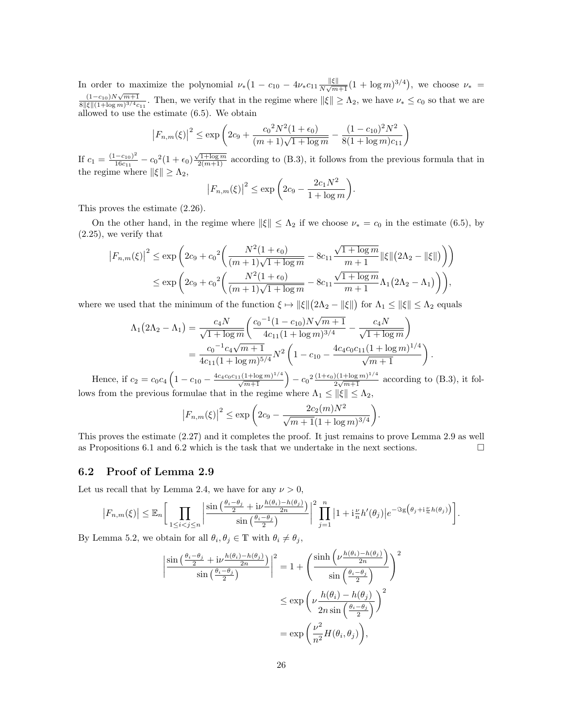In order to maximize the polynomial $\nu_*\big(1 - c_{10} - 4\nu_* c_{11}\frac{\|\xi\|}{N\sqrt{m+1}}(1+\log m)^{3/4}\big)$, we choose $\nu_* = \frac{(1-c_{10})N\sqrt{m+1}}{8\|\xi\|(1+\log m)^{3/4}c_{11}}$. Then, we verify that in the regime where $\|\xi\| \geq \Lambda_2$, we have $\nu_* \leq c_0$ so that we are allowed to use the estimate (6.5). We obtain

$$\big|F_{n,m}(\xi)\big|^2 \leq \exp\left(2c_9 + \frac{{c_0}^2 N^2(1+\epsilon_0)}{(m+1)\sqrt{1+\log m}} - \frac{(1-c_{10})^2 N^2}{8(1+\log m)c_{11}}\right)$$

If $c_1 = \frac{(1-c_{10})^2}{16c_{11}} - {c_0}^2(1+\epsilon_0)\frac{\sqrt{1+\log m}}{2(m+1)}$ according to (B.3), it follows from the previous formula that in the regime where $\|\xi\| \geq \Lambda_2$,

$$\big|F_{n,m}(\xi)\big|^2 \leq \exp\left(2c_9 - \frac{2c_1 N^2}{1+\log m}\right).$$

This proves the estimate (2.26).

On the other hand, in the regime where $\|\xi\| \leq \Lambda_2$ if we choose $\nu_* = c_0$ in the estimate (6.5), by (2.25), we verify that

$$\begin{aligned}
\big|F_{n,m}(\xi)\big|^2 &\leq \exp\left(2c_9 + {c_0}^2\bigg(\frac{N^2(1+\epsilon_0)}{(m+1)\sqrt{1+\log m}} - 8c_{11}\frac{\sqrt{1+\log m}}{m+1}\|\xi\|\big(2\Lambda_2 - \|\xi\|\big)\bigg)\right) \\
&\leq \exp\left(2c_9 + {c_0}^2\bigg(\frac{N^2(1+\epsilon_0)}{(m+1)\sqrt{1+\log m}} - 8c_{11}\frac{\sqrt{1+\log m}}{m+1}\Lambda_1\big(2\Lambda_2 - \Lambda_1\big)\bigg)\right),
\end{aligned}$$

where we used that the minimum of the function $\xi \mapsto \|\xi\|\big(2\Lambda_2 - \|\xi\|\big)$ for $\Lambda_1 \leq \|\xi\| \leq \Lambda_2$ equals

$$\begin{aligned}
\Lambda_1\big(2\Lambda_2 - \Lambda_1\big) &= \frac{c_4 N}{\sqrt{1+\log m}}\bigg(\frac{{c_0}^{-1}(1-c_{10})N\sqrt{m+1}}{4c_{11}(1+\log m)^{3/4}} - \frac{c_4 N}{\sqrt{1+\log m}}\bigg) \\
&= \frac{{c_0}^{-1}c_4\sqrt{m+1}}{4c_{11}(1+\log m)^{5/4}}N^2\left(1 - c_{10} - \frac{4c_4 c_0 c_{11}(1+\log m)^{1/4}}{\sqrt{m+1}}\right).
\end{aligned}$$

Hence, if $c_2 = c_0 c_4\left(1 - c_{10} - \frac{4c_4c_0c_{11}(1+\log m)^{1/4}}{\sqrt{m+1}}\right) - {c_0}^2\frac{(1+\epsilon_0)(1+\log m)^{1/4}}{2\sqrt{m+1}}$ according to (B.3), it follows from the previous formulae that in the regime where $\Lambda_1 \leq \|\xi\| \leq \Lambda_2$,

$$\big|F_{n,m}(\xi)\big|^2 \leq \exp\left(2c_9 - \frac{2c_2(m)N^2}{\sqrt{m+1}(1+\log m)^{3/4}}\right).$$

This proves the estimate (2.27) and it completes the proof. It just remains to prove Lemma 2.9 as well as Propositions 6.1 and 6.2 which is the task that we undertake in the next sections. $\square$

## 6.2 Proof of Lemma 2.9

Let us recall that by Lemma 2.4, we have for any $\nu > 0$,

$$\big|F_{n,m}(\xi)\big| \leq \mathbb{E}_n\bigg[\prod_{1\leq i<j\leq n}\left|\frac{\sin\left(\frac{\theta_i-\theta_j}{2} + \mathrm{i}\nu\frac{h(\theta_i)-h(\theta_j)}{2n}\right)}{\sin\left(\frac{\theta_i-\theta_j}{2}\right)}\right|^2\prod_{j=1}^n\big|1+\mathrm{i}\tfrac{\nu}{n}h'(\theta_j)\big|e^{-\Im\mathrm{g}\left(\theta_j+\mathrm{i}\frac{\nu}{n}h(\theta_j)\right)}\bigg].$$

By Lemma 5.2, we obtain for all $\theta_i, \theta_j \in \mathbb{T}$ with $\theta_i \neq \theta_j$,

$$\begin{aligned}
\left|\frac{\sin\left(\frac{\theta_i-\theta_j}{2} + \mathrm{i}\nu\frac{h(\theta_i)-h(\theta_j)}{2n}\right)}{\sin\left(\frac{\theta_i-\theta_j}{2}\right)}\right|^2 &= 1 + \left(\frac{\sinh\left(\nu\frac{h(\theta_i)-h(\theta_j)}{2n}\right)}{\sin\left(\frac{\theta_i-\theta_j}{2}\right)}\right)^2 \\
&\leq \exp\left(\nu\frac{h(\theta_i)-h(\theta_j)}{2n\sin\left(\frac{\theta_i-\theta_j}{2}\right)}\right)^2 \\
&= \exp\left(\frac{\nu^2}{n^2}H(\theta_i,\theta_j)\right),
\end{aligned}$$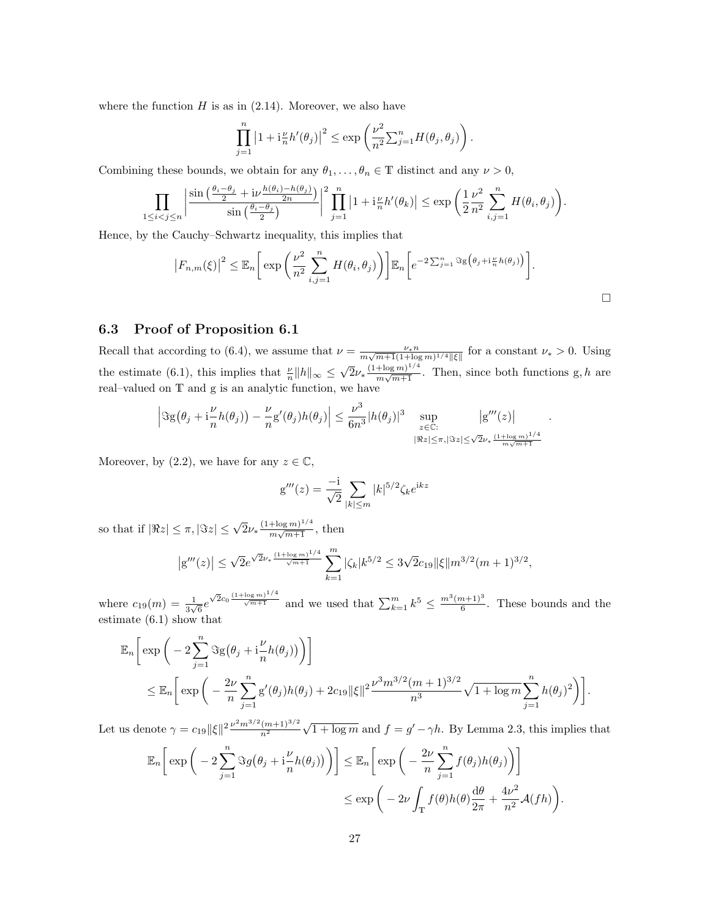where the function $H$ is as in (2.14). Moreover, we also have

$$\prod_{j=1}^{n} \left|1 + \mathrm{i}\tfrac{\nu}{n} h'(\theta_j)\right|^2 \leq \exp\left(\frac{\nu^2}{n^2} \textstyle\sum_{j=1}^{n} H(\theta_j, \theta_j)\right).$$

Combining these bounds, we obtain for any $\theta_1, \ldots, \theta_n \in \mathbb{T}$ distinct and any $\nu > 0$,

$$\prod_{1 \leq i < j \leq n} \left| \frac{\sin\left(\frac{\theta_i - \theta_j}{2} + \mathrm{i}\nu \frac{h(\theta_i) - h(\theta_j)}{2n}\right)}{\sin\left(\frac{\theta_i - \theta_j}{2}\right)} \right|^2 \prod_{j=1}^{n} \left|1 + \mathrm{i}\tfrac{\nu}{n} h'(\theta_k)\right| \leq \exp\left(\frac{1}{2}\frac{\nu^2}{n^2} \sum_{i,j=1}^{n} H(\theta_i, \theta_j)\right).$$

Hence, by the Cauchy–Schwartz inequality, this implies that

$$\left|F_{n,m}(\xi)\right|^2 \leq \mathbb{E}_n\left[\exp\left(\frac{\nu^2}{n^2} \sum_{i,j=1}^{n} H(\theta_i, \theta_j)\right)\right] \mathbb{E}_n\left[e^{-2\sum_{j=1}^{n} \Im \mathrm{g}\left(\theta_j + \mathrm{i}\frac{\nu}{n} h(\theta_j)\right)}\right].$$

□

### 6.3 Proof of Proposition 6.1

Recall that according to (6.4), we assume that $\nu = \frac{\nu_* n}{m\sqrt{m+1}(1+\log m)^{1/4}\|\xi\|}$ for a constant $\nu_* > 0$. Using the estimate (6.1), this implies that $\frac{\nu}{n}\|h\|_\infty \leq \sqrt{2}\nu_* \frac{(1+\log m)^{1/4}}{m\sqrt{m+1}}$. Then, since both functions $\mathrm{g}, h$ are real–valued on $\mathbb{T}$ and $\mathrm{g}$ is an analytic function, we have

$$\left|\Im \mathrm{g}\big(\theta_j + \mathrm{i}\frac{\nu}{n} h(\theta_j)\big) - \frac{\nu}{n} \mathrm{g}'(\theta_j) h(\theta_j)\right| \leq \frac{\nu^3}{6n^3} |h(\theta_j)|^3 \sup_{\substack{z \in \mathbb{C}: \\ |\Re z| \leq \pi, |\Im z| \leq \sqrt{2}\nu_* \frac{(1+\log m)^{1/4}}{m\sqrt{m+1}}}} \left|\mathrm{g}'''(z)\right| .$$

Moreover, by (2.2), we have for any $z \in \mathbb{C}$,

$$\mathrm{g}'''(z) = \frac{-\mathrm{i}}{\sqrt{2}} \sum_{|k| \leq m} |k|^{5/2} \zeta_k e^{\mathrm{i}kz}$$

so that if $|\Re z| \leq \pi, |\Im z| \leq \sqrt{2}\nu_* \frac{(1+\log m)^{1/4}}{m\sqrt{m+1}}$, then

$$\left|\mathrm{g}'''(z)\right| \leq \sqrt{2} e^{\sqrt{2}\nu_* \frac{(1+\log m)^{1/4}}{\sqrt{m+1}}} \sum_{k=1}^{m} |\zeta_k| k^{5/2} \leq 3\sqrt{2} c_{19} \|\xi\| m^{3/2} (m+1)^{3/2},$$

where $c_{19}(m) = \frac{1}{3\sqrt{6}} e^{\sqrt{2} c_0 \frac{(1+\log m)^{1/4}}{\sqrt{m+1}}}$ and we used that $\sum_{k=1}^{m} k^5 \leq \frac{m^3(m+1)^3}{6}$. These bounds and the estimate (6.1) show that

$$\begin{aligned}
&\mathbb{E}_n\left[\exp\left(-2\sum_{j=1}^{n} \Im \mathrm{g}\big(\theta_j + \mathrm{i}\frac{\nu}{n} h(\theta_j)\big)\right)\right] \\
&\quad \leq \mathbb{E}_n\left[\exp\left(-\frac{2\nu}{n}\sum_{j=1}^{n} \mathrm{g}'(\theta_j) h(\theta_j) + 2c_{19}\|\xi\|^2 \frac{\nu^3 m^{3/2}(m+1)^{3/2}}{n^3} \sqrt{1+\log m} \sum_{j=1}^{n} h(\theta_j)^2\right)\right].
\end{aligned}$$

Let us denote $\gamma = c_{19}\|\xi\|^2 \frac{\nu^2 m^{3/2}(m+1)^{3/2}}{n^2} \sqrt{1+\log m}$ and $f = g' - \gamma h$. By Lemma 2.3, this implies that

$$\begin{aligned}
\mathbb{E}_n\left[\exp\left(-2\sum_{j=1}^{n} \Im g\big(\theta_j + \mathrm{i}\frac{\nu}{n} h(\theta_j)\big)\right)\right] &\leq \mathbb{E}_n\left[\exp\left(-\frac{2\nu}{n}\sum_{j=1}^{n} f(\theta_j) h(\theta_j)\right)\right] \\
&\leq \exp\left(-2\nu \int_{\mathbb{T}} f(\theta) h(\theta) \frac{\mathrm{d}\theta}{2\pi} + \frac{4\nu^2}{n^2} \mathcal{A}(fh)\right).
\end{aligned}$$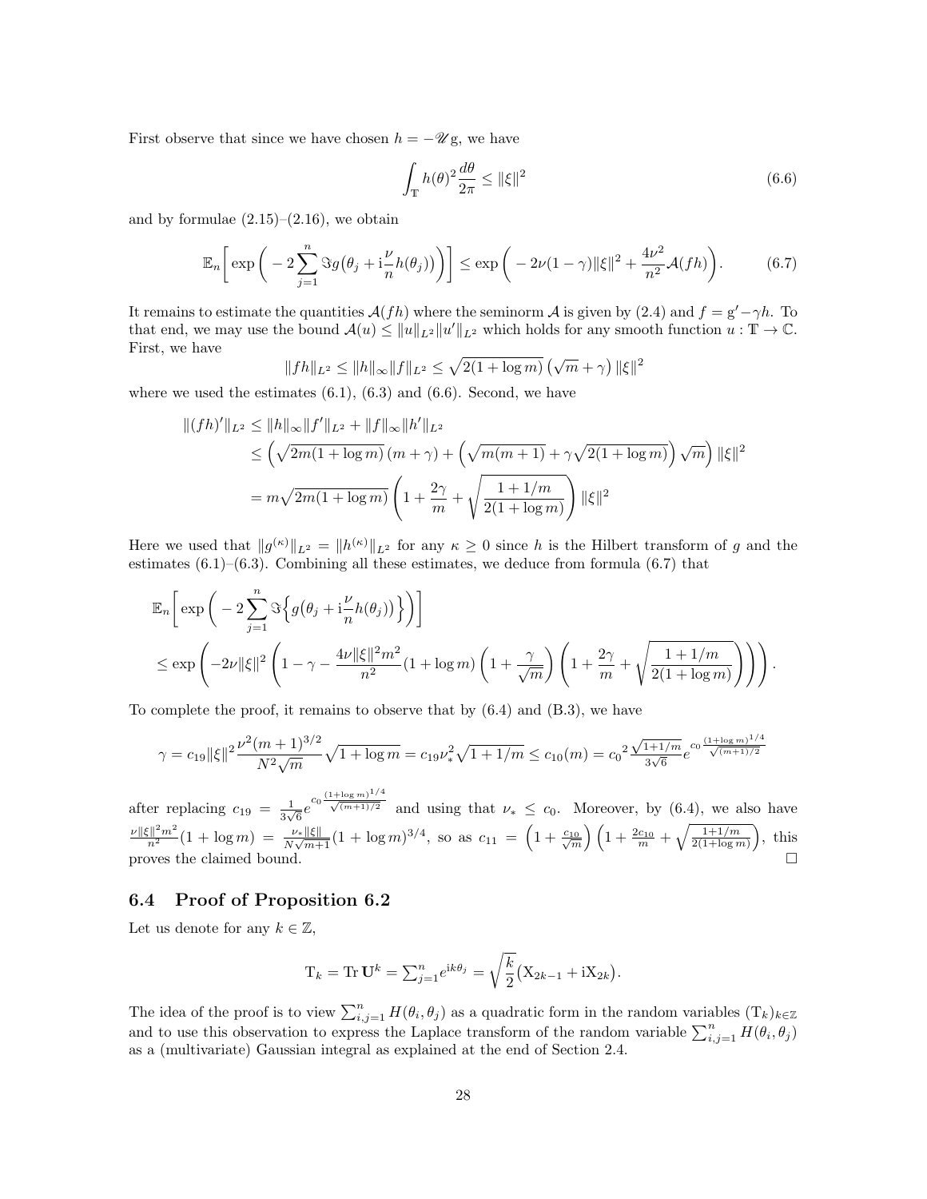First observe that since we have chosen $h = -\mathscr{U}\mathrm{g}$, we have

$$\int_{\mathbb{T}} h(\theta)^2 \frac{d\theta}{2\pi} \leq \|\xi\|^2 \tag{6.6}$$

and by formulae (2.15)–(2.16), we obtain

$$\mathbb{E}_n\bigg[\exp\bigg(-2\sum_{j=1}^n \Im g\big(\theta_j + \mathrm{i}\frac{\nu}{n}h(\theta_j)\big)\bigg)\bigg] \leq \exp\bigg(-2\nu(1-\gamma)\|\xi\|^2 + \frac{4\nu^2}{n^2}\mathcal{A}(fh)\bigg). \tag{6.7}$$

It remains to estimate the quantities $\mathcal{A}(fh)$ where the seminorm $\mathcal{A}$ is given by (2.4) and $f = \mathrm{g}' - \gamma h$. To that end, we may use the bound $\mathcal{A}(u) \leq \|u\|_{L^2}\|u'\|_{L^2}$ which holds for any smooth function $u : \mathbb{T} \to \mathbb{C}$. First, we have

$$\|fh\|_{L^2} \leq \|h\|_\infty \|f\|_{L^2} \leq \sqrt{2(1+\log m)}\,\big(\sqrt{m}+\gamma\big)\,\|\xi\|^2$$

where we used the estimates (6.1), (6.3) and (6.6). Second, we have

$$\begin{aligned}
\|(fh)'\|_{L^2} &\leq \|h\|_\infty \|f'\|_{L^2} + \|f\|_\infty \|h'\|_{L^2} \\
&\leq \Big(\sqrt{2m(1+\log m)}\,(m+\gamma) + \Big(\sqrt{m(m+1)} + \gamma\sqrt{2(1+\log m)}\Big)\sqrt{m}\Big)\,\|\xi\|^2 \\
&= m\sqrt{2m(1+\log m)}\left(1 + \frac{2\gamma}{m} + \sqrt{\frac{1+1/m}{2(1+\log m)}}\right)\|\xi\|^2
\end{aligned}$$

Here we used that $\|g^{(\kappa)}\|_{L^2} = \|h^{(\kappa)}\|_{L^2}$ for any $\kappa \geq 0$ since $h$ is the Hilbert transform of $g$ and the estimates (6.1)–(6.3). Combining all these estimates, we deduce from formula (6.7) that

$$\begin{aligned}
&\mathbb{E}_n\bigg[\exp\bigg(-2\sum_{j=1}^n \Im\Big\{g\big(\theta_j + \mathrm{i}\frac{\nu}{n}h(\theta_j)\big)\Big\}\bigg)\bigg] \\
&\leq \exp\left(-2\nu\|\xi\|^2\left(1 - \gamma - \frac{4\nu\|\xi\|^2 m^2}{n^2}(1+\log m)\left(1+\frac{\gamma}{\sqrt{m}}\right)\left(1 + \frac{2\gamma}{m} + \sqrt{\frac{1+1/m}{2(1+\log m)}}\right)\right)\right).
\end{aligned}$$

To complete the proof, it remains to observe that by (6.4) and (B.3), we have

$$\gamma = c_{19}\|\xi\|^2 \frac{\nu^2(m+1)^{3/2}}{N^2\sqrt{m}}\sqrt{1+\log m} = c_{19}\nu_*^2\sqrt{1+1/m} \leq c_{10}(m) = {c_0}^2\frac{\sqrt{1+1/m}}{3\sqrt{6}}e^{c_0\frac{(1+\log m)^{1/4}}{\sqrt{(m+1)/2}}}$$

after replacing $c_{19} = \frac{1}{3\sqrt{6}}e^{c_0\frac{(1+\log m)^{1/4}}{\sqrt{(m+1)/2}}}$ and using that $\nu_* \leq c_0$. Moreover, by (6.4), we also have $\frac{\nu\|\xi\|^2 m^2}{n^2}(1+\log m) = \frac{\nu_*\|\xi\|}{N\sqrt{m+1}}(1+\log m)^{3/4}$, so as $c_{11} = \left(1+\frac{c_{10}}{\sqrt{m}}\right)\left(1+\frac{2c_{10}}{m}+\sqrt{\frac{1+1/m}{2(1+\log m)}}\right)$, this proves the claimed bound. $\square$

### 6.4 Proof of Proposition 6.2

Let us denote for any $k \in \mathbb{Z}$,

$$\mathrm{T}_k = \operatorname{Tr}\mathbf{U}^k = \textstyle\sum_{j=1}^n e^{\mathrm{i}k\theta_j} = \sqrt{\frac{k}{2}}\big(\mathrm{X}_{2k-1} + \mathrm{i}\mathrm{X}_{2k}\big).$$

The idea of the proof is to view $\sum_{i,j=1}^n H(\theta_i, \theta_j)$ as a quadratic form in the random variables $(\mathrm{T}_k)_{k\in\mathbb{Z}}$ and to use this observation to express the Laplace transform of the random variable $\sum_{i,j=1}^n H(\theta_i,\theta_j)$ as a (multivariate) Gaussian integral as explained at the end of Section 2.4.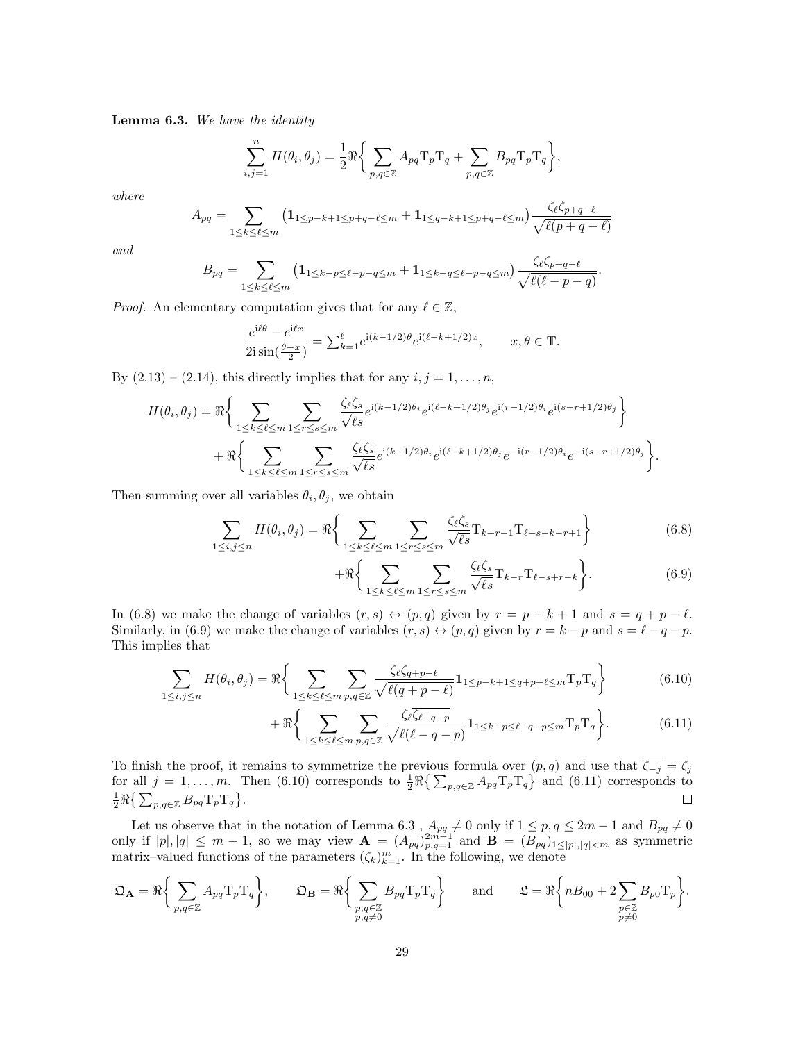**Lemma 6.3.** *We have the identity*

$$\sum_{i,j=1}^{n} H(\theta_i, \theta_j) = \frac{1}{2}\Re\bigg\{ \sum_{p,q\in\mathbb{Z}} A_{pq}\mathrm{T}_p\mathrm{T}_q + \sum_{p,q\in\mathbb{Z}} B_{pq}\mathrm{T}_p\mathrm{T}_q \bigg\},$$

*where*

$$A_{pq} = \sum_{1\le k\le \ell\le m} \big(\mathbf{1}_{1\le p-k+1\le p+q-\ell\le m} + \mathbf{1}_{1\le q-k+1\le p+q-\ell\le m}\big)\frac{\zeta_\ell\zeta_{p+q-\ell}}{\sqrt{\ell(p+q-\ell)}}$$

*and*

$$B_{pq} = \sum_{1\le k\le \ell\le m} \big(\mathbf{1}_{1\le k-p\le \ell-p-q\le m} + \mathbf{1}_{1\le k-q\le \ell-p-q\le m}\big)\frac{\zeta_\ell\zeta_{p+q-\ell}}{\sqrt{\ell(\ell-p-q)}}.$$

*Proof.* An elementary computation gives that for any $\ell\in\mathbb{Z}$,

$$\frac{e^{\mathrm{i}\ell\theta} - e^{\mathrm{i}\ell x}}{2\mathrm{i}\sin(\frac{\theta-x}{2})} = \textstyle\sum_{k=1}^{\ell} e^{\mathrm{i}(k-1/2)\theta}e^{\mathrm{i}(\ell-k+1/2)x}, \qquad x,\theta\in\mathbb{T}.$$

By (2.13) – (2.14), this directly implies that for any $i,j=1,\dots,n$,

$$\begin{aligned} H(\theta_i,\theta_j) = \Re\bigg\{ &\sum_{1\le k\le \ell\le m}\sum_{1\le r\le s\le m} \frac{\zeta_\ell\zeta_s}{\sqrt{\ell s}} e^{\mathrm{i}(k-1/2)\theta_i}e^{\mathrm{i}(\ell-k+1/2)\theta_j}e^{\mathrm{i}(r-1/2)\theta_i}e^{\mathrm{i}(s-r+1/2)\theta_j}\bigg\} \\ &+ \Re\bigg\{ \sum_{1\le k\le \ell\le m}\sum_{1\le r\le s\le m} \frac{\zeta_\ell\overline{\zeta_s}}{\sqrt{\ell s}} e^{\mathrm{i}(k-1/2)\theta_i}e^{\mathrm{i}(\ell-k+1/2)\theta_j}e^{-\mathrm{i}(r-1/2)\theta_i}e^{-\mathrm{i}(s-r+1/2)\theta_j}\bigg\}. \end{aligned}$$

Then summing over all variables $\theta_i,\theta_j$, we obtain

$$\sum_{1\le i,j\le n} H(\theta_i,\theta_j) = \Re\bigg\{ \sum_{1\le k\le \ell\le m}\sum_{1\le r\le s\le m} \frac{\zeta_\ell\zeta_s}{\sqrt{\ell s}} \mathrm{T}_{k+r-1}\mathrm{T}_{\ell+s-k-r+1}\bigg\} \tag{6.8}$$

$$+\Re\bigg\{ \sum_{1\le k\le \ell\le m}\sum_{1\le r\le s\le m} \frac{\zeta_\ell\overline{\zeta_s}}{\sqrt{\ell s}} \mathrm{T}_{k-r}\mathrm{T}_{\ell-s+r-k}\bigg\}. \tag{6.9}$$

In (6.8) we make the change of variables $(r,s)\leftrightarrow(p,q)$ given by $r=p-k+1$ and $s=q+p-\ell$. Similarly, in (6.9) we make the change of variables $(r,s)\leftrightarrow(p,q)$ given by $r=k-p$ and $s=\ell-q-p$. This implies that

$$\sum_{1\le i,j\le n} H(\theta_i,\theta_j) = \Re\bigg\{ \sum_{1\le k\le \ell\le m}\sum_{p,q\in\mathbb{Z}} \frac{\zeta_\ell\zeta_{q+p-\ell}}{\sqrt{\ell(q+p-\ell)}}\mathbf{1}_{1\le p-k+1\le q+p-\ell\le m}\mathrm{T}_p\mathrm{T}_q\bigg\} \tag{6.10}$$

$$+\Re\bigg\{ \sum_{1\le k\le \ell\le m}\sum_{p,q\in\mathbb{Z}} \frac{\zeta_\ell\overline{\zeta_{\ell-q-p}}}{\sqrt{\ell(\ell-q-p)}}\mathbf{1}_{1\le k-p\le \ell-q-p\le m}\mathrm{T}_p\mathrm{T}_q\bigg\}. \tag{6.11}$$

To finish the proof, it remains to symmetrize the previous formula over $(p,q)$ and use that $\overline{\zeta_{-j}}=\zeta_j$ for all $j=1,\dots,m$. Then (6.10) corresponds to $\frac{1}{2}\Re\big\{\sum_{p,q\in\mathbb{Z}} A_{pq}\mathrm{T}_p\mathrm{T}_q\big\}$ and (6.11) corresponds to $\frac{1}{2}\Re\big\{\sum_{p,q\in\mathbb{Z}} B_{pq}\mathrm{T}_p\mathrm{T}_q\big\}$. $\square$

Let us observe that in the notation of Lemma 6.3 , $A_{pq}\neq 0$ only if $1\le p,q\le 2m-1$ and $B_{pq}\neq 0$ only if $|p|,|q|\le m-1$, so we may view $\mathbf{A}=(A_{pq})_{p,q=1}^{2m-1}$ and $\mathbf{B}=(B_{pq})_{1\le|p|,|q|<m}$ as symmetric matrix–valued functions of the parameters $(\zeta_k)_{k=1}^m$. In the following, we denote

$$\mathfrak{Q}_{\mathbf{A}} = \Re\bigg\{\sum_{p,q\in\mathbb{Z}} A_{pq}\mathrm{T}_p\mathrm{T}_q\bigg\}, \qquad \mathfrak{Q}_{\mathbf{B}} = \Re\bigg\{\sum_{\substack{p,q\in\mathbb{Z}\\ p,q\neq 0}} B_{pq}\mathrm{T}_p\mathrm{T}_q\bigg\} \qquad \text{and} \qquad \mathfrak{L} = \Re\bigg\{nB_{00} + 2\sum_{\substack{p\in\mathbb{Z}\\ p\neq 0}} B_{p0}\mathrm{T}_p\bigg\}.$$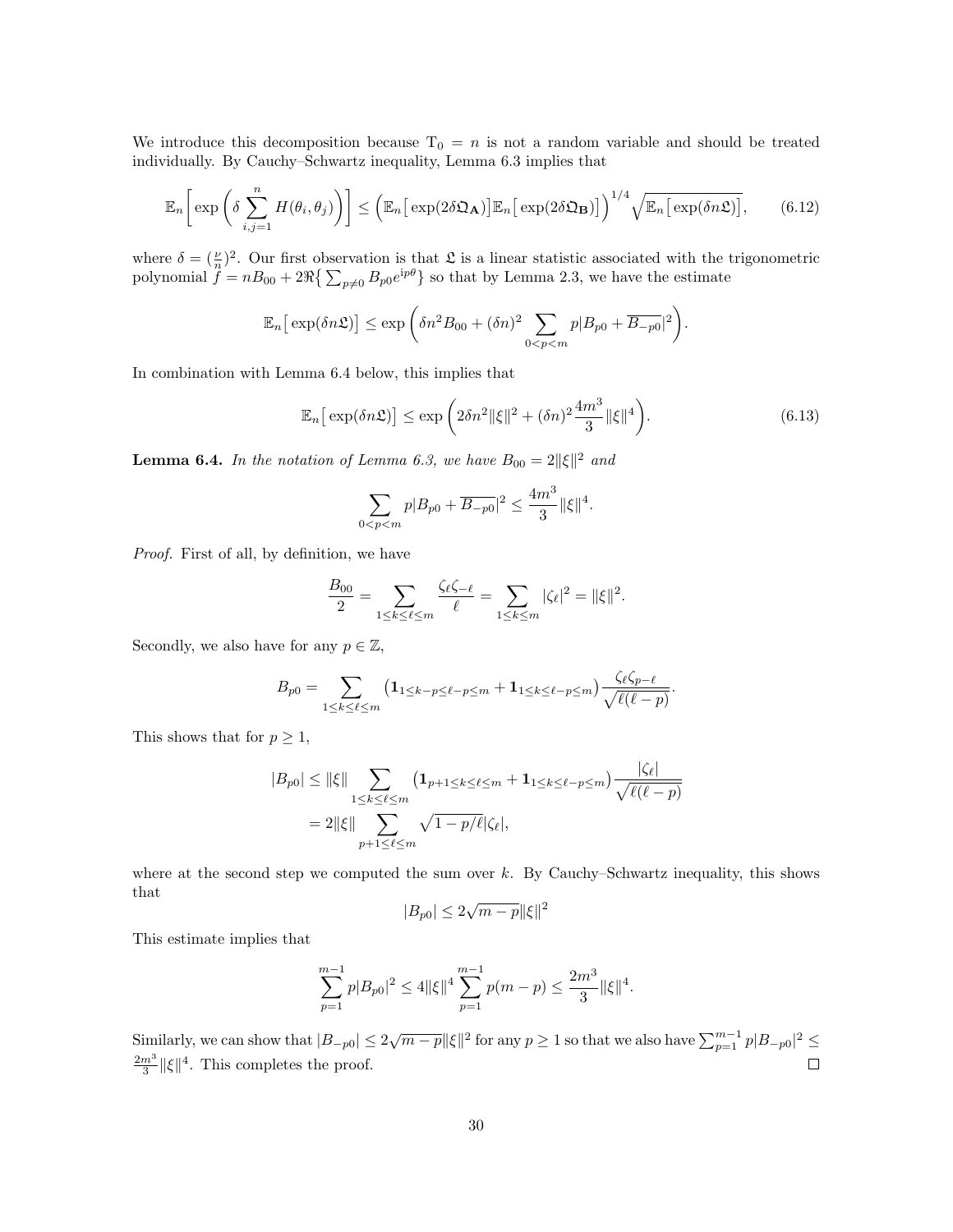We introduce this decomposition because $\mathrm{T}_0 = n$ is not a random variable and should be treated individually. By Cauchy–Schwartz inequality, Lemma 6.3 implies that

$$\mathbb{E}_n\bigg[\exp\bigg(\delta\sum_{i,j=1}^{n} H(\theta_i,\theta_j)\bigg)\bigg] \le \Big(\mathbb{E}_n\big[\exp(2\delta\mathfrak{Q}_{\mathbf{A}})\big]\mathbb{E}_n\big[\exp(2\delta\mathfrak{Q}_{\mathbf{B}})\big]\Big)^{1/4}\sqrt{\mathbb{E}_n\big[\exp(\delta n\mathfrak{L})\big]}, \tag{6.12}$$

where $\delta = (\frac{\nu}{n})^2$. Our first observation is that $\mathfrak{L}$ is a linear statistic associated with the trigonometric polynomial $f = nB_{00} + 2\Re\big\{\sum_{p\neq 0} B_{p0}e^{\mathrm{i}p\theta}\big\}$ so that by Lemma 2.3, we have the estimate

$$\mathbb{E}_n\big[\exp(\delta n\mathfrak{L})\big] \le \exp\bigg(\delta n^2 B_{00} + (\delta n)^2\sum_{0<p<m} p|B_{p0} + \overline{B_{-p0}}|^2\bigg).$$

In combination with Lemma 6.4 below, this implies that

$$\mathbb{E}_n\big[\exp(\delta n\mathfrak{L})\big] \le \exp\bigg(2\delta n^2\|\xi\|^2 + (\delta n)^2\frac{4m^3}{3}\|\xi\|^4\bigg). \tag{6.13}$$

**Lemma 6.4.** *In the notation of Lemma 6.3, we have $B_{00} = 2\|\xi\|^2$ and*

$$\sum_{0<p<m} p|B_{p0} + \overline{B_{-p0}}|^2 \le \frac{4m^3}{3}\|\xi\|^4.$$

*Proof.* First of all, by definition, we have

$$\frac{B_{00}}{2} = \sum_{1\le k\le \ell\le m}\frac{\zeta_\ell\zeta_{-\ell}}{\ell} = \sum_{1\le k\le m}|\zeta_\ell|^2 = \|\xi\|^2.$$

Secondly, we also have for any $p\in\mathbb{Z}$,

$$B_{p0} = \sum_{1\le k\le \ell\le m}\big(\mathbf{1}_{1\le k-p\le \ell-p\le m} + \mathbf{1}_{1\le k\le \ell-p\le m}\big)\frac{\zeta_\ell\zeta_{p-\ell}}{\sqrt{\ell(\ell-p)}}.$$

This shows that for $p\ge 1$,

$$\begin{aligned}
|B_{p0}| &\le \|\xi\|\sum_{1\le k\le \ell\le m}\big(\mathbf{1}_{p+1\le k\le \ell\le m} + \mathbf{1}_{1\le k\le \ell-p\le m}\big)\frac{|\zeta_\ell|}{\sqrt{\ell(\ell-p)}}\\
&= 2\|\xi\|\sum_{p+1\le \ell\le m}\sqrt{1-p/\ell}\,|\zeta_\ell|,
\end{aligned}$$

where at the second step we computed the sum over $k$. By Cauchy–Schwartz inequality, this shows that

$$|B_{p0}| \le 2\sqrt{m-p}\,\|\xi\|^2$$

This estimate implies that

$$\sum_{p=1}^{m-1} p|B_{p0}|^2 \le 4\|\xi\|^4\sum_{p=1}^{m-1}p(m-p) \le \frac{2m^3}{3}\|\xi\|^4.$$

Similarly, we can show that $|B_{-p0}| \le 2\sqrt{m-p}\|\xi\|^2$ for any $p\ge 1$ so that we also have $\sum_{p=1}^{m-1} p|B_{-p0}|^2 \le \frac{2m^3}{3}\|\xi\|^4$. This completes the proof. ◻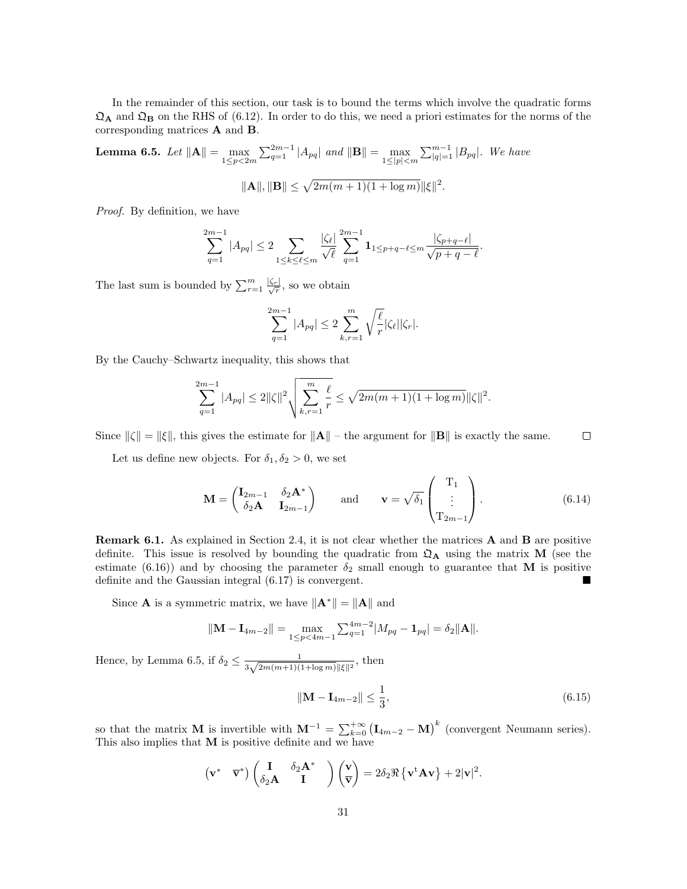In the remainder of this section, our task is to bound the terms which involve the quadratic forms $\mathfrak{Q}_{\mathbf{A}}$ and $\mathfrak{Q}_{\mathbf{B}}$ on the RHS of (6.12). In order to do this, we need a priori estimates for the norms of the corresponding matrices $\mathbf{A}$ and $\mathbf{B}$.

**Lemma 6.5.** *Let* $\|\mathbf{A}\| = \max_{1\le p<2m} \sum_{q=1}^{2m-1} |A_{pq}|$ *and* $\|\mathbf{B}\| = \max_{1\le |p|<m} \sum_{|q|=1}^{m-1} |B_{pq}|$. *We have*

$$\|\mathbf{A}\|, \|\mathbf{B}\| \le \sqrt{2m(m+1)(1+\log m)}\|\xi\|^2.$$

*Proof.* By definition, we have

$$\sum_{q=1}^{2m-1} |A_{pq}| \le 2 \sum_{1\le k\le \ell \le m} \frac{|\zeta_\ell|}{\sqrt{\ell}} \sum_{q=1}^{2m-1} \mathbf{1}_{1\le p+q-\ell\le m} \frac{|\zeta_{p+q-\ell}|}{\sqrt{p+q-\ell}}.$$

The last sum is bounded by $\sum_{r=1}^{m} \frac{|\zeta_r|}{\sqrt{r}}$, so we obtain

$$\sum_{q=1}^{2m-1} |A_{pq}| \le 2 \sum_{k,r=1}^{m} \sqrt{\frac{\ell}{r}} |\zeta_\ell||\zeta_r|.$$

By the Cauchy–Schwartz inequality, this shows that

$$\sum_{q=1}^{2m-1} |A_{pq}| \le 2\|\zeta\|^2 \sqrt{\sum_{k,r=1}^{m} \frac{\ell}{r}} \le \sqrt{2m(m+1)(1+\log m)}\|\zeta\|^2.$$

Since $\|\zeta\| = \|\xi\|$, this gives the estimate for $\|\mathbf{A}\|$ – the argument for $\|\mathbf{B}\|$ is exactly the same. $\square$

Let us define new objects. For $\delta_1, \delta_2 > 0$, we set

$$\mathbf{M} = \begin{pmatrix} \mathbf{I}_{2m-1} & \delta_2 \mathbf{A}^* \\ \delta_2 \mathbf{A} & \mathbf{I}_{2m-1} \end{pmatrix} \qquad \text{and} \qquad \mathbf{v} = \sqrt{\delta_1} \begin{pmatrix} \mathrm{T}_1 \\ \vdots \\ \mathrm{T}_{2m-1} \end{pmatrix}. \tag{6.14}$$

**Remark 6.1.** As explained in Section 2.4, it is not clear whether the matrices $\mathbf{A}$ and $\mathbf{B}$ are positive definite. This issue is resolved by bounding the quadratic from $\mathfrak{Q}_{\mathbf{A}}$ using the matrix $\mathbf{M}$ (see the estimate (6.16)) and by choosing the parameter $\delta_2$ small enough to guarantee that $\mathbf{M}$ is positive definite and the Gaussian integral (6.17) is convergent. ■

Since $\mathbf{A}$ is a symmetric matrix, we have $\|\mathbf{A}^*\| = \|\mathbf{A}\|$ and

$$\|\mathbf{M} - \mathbf{I}_{4m-2}\| = \max_{1\le p<4m-1} \sum_{q=1}^{4m-2} |M_{pq} - \mathbf{1}_{pq}| = \delta_2 \|\mathbf{A}\|.$$

Hence, by Lemma 6.5, if $\delta_2 \le \frac{1}{3\sqrt{2m(m+1)(1+\log m)}\|\xi\|^2}$, then

$$\|\mathbf{M} - \mathbf{I}_{4m-2}\| \le \frac{1}{3}, \tag{6.15}$$

so that the matrix $\mathbf{M}$ is invertible with $\mathbf{M}^{-1} = \sum_{k=0}^{+\infty} \big(\mathbf{I}_{4m-2} - \mathbf{M}\big)^k$ (convergent Neumann series). This also implies that $\mathbf{M}$ is positive definite and we have

$$\begin{pmatrix} \mathbf{v}^* & \overline{\mathbf{v}}^* \end{pmatrix} \begin{pmatrix} \mathbf{I} & \delta_2 \mathbf{A}^* \\ \delta_2 \mathbf{A} & \mathbf{I} \end{pmatrix} \begin{pmatrix} \mathbf{v} \\ \overline{\mathbf{v}} \end{pmatrix} = 2\delta_2 \Re\big\{\mathbf{v}^{\mathrm{t}} \mathbf{A} \mathbf{v}\big\} + 2|\mathbf{v}|^2.$$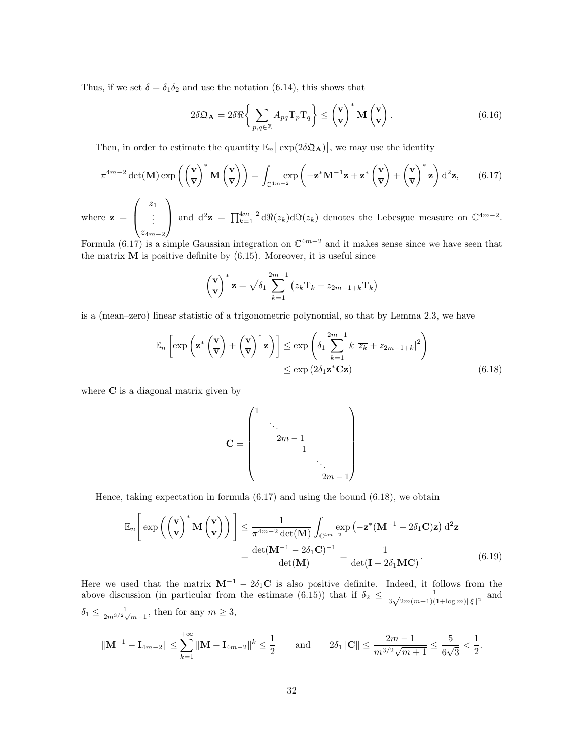Thus, if we set $\delta = \delta_1\delta_2$ and use the notation (6.14), this shows that

$$2\delta\mathfrak{Q}_{\mathbf{A}} = 2\delta\Re\bigg\{\sum_{p,q\in\mathbb{Z}} A_{pq}\mathrm{T}_p\mathrm{T}_q\bigg\} \leq \begin{pmatrix}\mathbf{v}\\ \overline{\mathbf{v}}\end{pmatrix}^* \mathbf{M}\begin{pmatrix}\mathbf{v}\\ \overline{\mathbf{v}}\end{pmatrix}. \tag{6.16}$$

Then, in order to estimate the quantity $\mathbb{E}_n\big[\exp(2\delta\mathfrak{Q}_{\mathbf{A}})\big]$, we may use the identity

$$\pi^{4m-2}\det(\mathbf{M})\exp\left(\begin{pmatrix}\mathbf{v}\\ \overline{\mathbf{v}}\end{pmatrix}^* \mathbf{M}\begin{pmatrix}\mathbf{v}\\ \overline{\mathbf{v}}\end{pmatrix}\right) = \int_{\mathbb{C}^{4m-2}} \exp\left(-\mathbf{z}^*\mathbf{M}^{-1}\mathbf{z} + \mathbf{z}^*\begin{pmatrix}\mathbf{v}\\ \overline{\mathbf{v}}\end{pmatrix} + \begin{pmatrix}\mathbf{v}\\ \overline{\mathbf{v}}\end{pmatrix}^*\mathbf{z}\right)\mathrm{d}^2\mathbf{z}, \tag{6.17}$$

where $\mathbf{z} = \begin{pmatrix} z_1\\ \vdots\\ z_{4m-2}\end{pmatrix}$ and $\mathrm{d}^2\mathbf{z} = \prod_{k=1}^{4m-2}\mathrm{d}\Re(z_k)\mathrm{d}\Im(z_k)$ denotes the Lebesgue measure on $\mathbb{C}^{4m-2}$. Formula (6.17) is a simple Gaussian integration on $\mathbb{C}^{4m-2}$ and it makes sense since we have seen that the matrix $\mathbf{M}$ is positive definite by (6.15). Moreover, it is useful since

$$\begin{pmatrix}\mathbf{v}\\ \overline{\mathbf{v}}\end{pmatrix}^*\mathbf{z} = \sqrt{\delta_1}\sum_{k=1}^{2m-1}\left(z_k\overline{\mathrm{T}_k} + z_{2m-1+k}\mathrm{T}_k\right)$$

is a (mean–zero) linear statistic of a trigonometric polynomial, so that by Lemma 2.3, we have

$$\begin{aligned}\mathbb{E}_n\left[\exp\left(\mathbf{z}^*\begin{pmatrix}\mathbf{v}\\ \overline{\mathbf{v}}\end{pmatrix} + \begin{pmatrix}\mathbf{v}\\ \overline{\mathbf{v}}\end{pmatrix}^*\mathbf{z}\right)\right] &\leq \exp\left(\delta_1\sum_{k=1}^{2m-1}k\left|\overline{z_k} + z_{2m-1+k}\right|^2\right)\\ &\leq \exp\left(2\delta_1\mathbf{z}^*\mathbf{C}\mathbf{z}\right)\end{aligned} \tag{6.18}$$

where $\mathbf{C}$ is a diagonal matrix given by

$$\mathbf{C} = \begin{pmatrix} 1 & & & & & \\ & \ddots & & & & \\ & & 2m-1 & & & \\ & & & 1 & & \\ & & & & \ddots & \\ & & & & & 2m-1\end{pmatrix}$$

Hence, taking expectation in formula (6.17) and using the bound (6.18), we obtain

$$\begin{aligned}\mathbb{E}_n\left[\exp\left(\begin{pmatrix}\mathbf{v}\\ \overline{\mathbf{v}}\end{pmatrix}^* \mathbf{M}\begin{pmatrix}\mathbf{v}\\ \overline{\mathbf{v}}\end{pmatrix}\right)\right] &\leq \frac{1}{\pi^{4m-2}\det(\mathbf{M})}\int_{\mathbb{C}^{4m-2}}\exp\left(-\mathbf{z}^*(\mathbf{M}^{-1} - 2\delta_1\mathbf{C})\mathbf{z}\right)\mathrm{d}^2\mathbf{z}\\ &= \frac{\det(\mathbf{M}^{-1} - 2\delta_1\mathbf{C})^{-1}}{\det(\mathbf{M})} = \frac{1}{\det(\mathbf{I} - 2\delta_1\mathbf{M}\mathbf{C})}.\end{aligned} \tag{6.19}$$

Here we used that the matrix $\mathbf{M}^{-1} - 2\delta_1\mathbf{C}$ is also positive definite. Indeed, it follows from the above discussion (in particular from the estimate (6.15)) that if $\delta_2 \leq \frac{1}{3\sqrt{2m(m+1)(1+\log m)}\|\xi\|^2}$ and $\delta_1 \leq \frac{1}{2m^{3/2}\sqrt{m+1}}$, then for any $m \geq 3$,

$$\|\mathbf{M}^{-1} - \mathbf{I}_{4m-2}\| \leq \sum_{k=1}^{+\infty}\|\mathbf{M} - \mathbf{I}_{4m-2}\|^k \leq \frac{1}{2} \qquad \text{and} \qquad 2\delta_1\|\mathbf{C}\| \leq \frac{2m-1}{m^{3/2}\sqrt{m+1}} \leq \frac{5}{6\sqrt{3}} < \frac{1}{2}.$$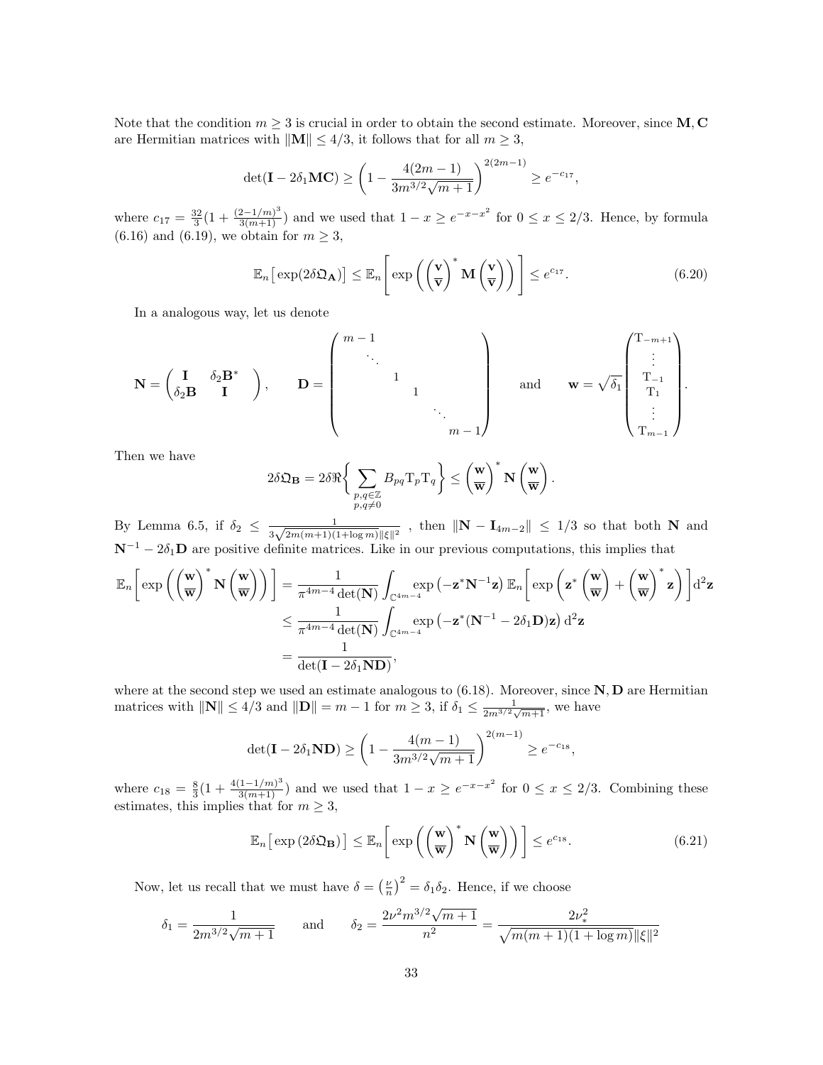Note that the condition $m \geq 3$ is crucial in order to obtain the second estimate. Moreover, since $\mathbf{M}, \mathbf{C}$ are Hermitian matrices with $\|\mathbf{M}\| \leq 4/3$, it follows that for all $m \geq 3$,

$$\det(\mathbf{I} - 2\delta_1 \mathbf{M}\mathbf{C}) \geq \left(1 - \frac{4(2m-1)}{3m^{3/2}\sqrt{m+1}}\right)^{2(2m-1)} \geq e^{-c_{17}},$$

where $c_{17} = \frac{32}{3}(1 + \frac{(2-1/m)^3}{3(m+1)})$ and we used that $1 - x \geq e^{-x-x^2}$ for $0 \leq x \leq 2/3$. Hence, by formula (6.16) and (6.19), we obtain for $m \geq 3$,

$$\mathbb{E}_n\big[\exp(2\delta \mathfrak{Q}_{\mathbf{A}})\big] \leq \mathbb{E}_n\left[\exp\left(\begin{pmatrix}\mathbf{v}\\ \overline{\mathbf{v}}\end{pmatrix}^* \mathbf{M} \begin{pmatrix}\mathbf{v}\\ \overline{\mathbf{v}}\end{pmatrix}\right)\right] \leq e^{c_{17}}. \tag{6.20}$$

In a analogous way, let us denote

$$\mathbf{N} = \begin{pmatrix} \mathbf{I} & \delta_2 \mathbf{B}^* \\ \delta_2 \mathbf{B} & \mathbf{I} \end{pmatrix}, \qquad \mathbf{D} = \begin{pmatrix} m-1 & & & & & \\ & \ddots & & & & \\ & & 1 & & & \\ & & & 1 & & \\ & & & & \ddots & \\ & & & & & m-1 \end{pmatrix} \qquad \text{and} \qquad \mathbf{w} = \sqrt{\delta_1}\begin{pmatrix} \mathrm{T}_{-m+1} \\ \vdots \\ \mathrm{T}_{-1} \\ \mathrm{T}_1 \\ \vdots \\ \mathrm{T}_{m-1} \end{pmatrix}.$$

Then we have

$$2\delta \mathfrak{Q}_{\mathbf{B}} = 2\delta \Re\bigg\{ \sum_{\substack{p,q \in \mathbb{Z} \\ p,q \neq 0}} B_{pq} \mathrm{T}_p \mathrm{T}_q \bigg\} \leq \begin{pmatrix}\mathbf{w}\\ \overline{\mathbf{w}}\end{pmatrix}^* \mathbf{N} \begin{pmatrix}\mathbf{w}\\ \overline{\mathbf{w}}\end{pmatrix}.$$

By Lemma 6.5, if $\delta_2 \leq \frac{1}{3\sqrt{2m(m+1)(1+\log m)}\|\xi\|^2}$ , then $\|\mathbf{N} - \mathbf{I}_{4m-2}\| \leq 1/3$ so that both $\mathbf{N}$ and $\mathbf{N}^{-1} - 2\delta_1 \mathbf{D}$ are positive definite matrices. Like in our previous computations, this implies that

$$\begin{aligned}
\mathbb{E}_n\left[\exp\left(\begin{pmatrix}\mathbf{w}\\ \overline{\mathbf{w}}\end{pmatrix}^* \mathbf{N} \begin{pmatrix}\mathbf{w}\\ \overline{\mathbf{w}}\end{pmatrix}\right)\right] &= \frac{1}{\pi^{4m-4}\det(\mathbf{N})} \int_{\mathbb{C}^{4m-4}} \exp\left(-\mathbf{z}^* \mathbf{N}^{-1} \mathbf{z}\right) \mathbb{E}_n\left[\exp\left(\mathbf{z}^* \begin{pmatrix}\mathbf{w}\\ \overline{\mathbf{w}}\end{pmatrix} + \begin{pmatrix}\mathbf{w}\\ \overline{\mathbf{w}}\end{pmatrix}^* \mathbf{z}\right)\right] \mathrm{d}^2\mathbf{z} \\
&\leq \frac{1}{\pi^{4m-4}\det(\mathbf{N})} \int_{\mathbb{C}^{4m-4}} \exp\left(-\mathbf{z}^* (\mathbf{N}^{-1} - 2\delta_1 \mathbf{D}) \mathbf{z}\right) \mathrm{d}^2\mathbf{z} \\
&= \frac{1}{\det(\mathbf{I} - 2\delta_1 \mathbf{N}\mathbf{D})},
\end{aligned}$$

where at the second step we used an estimate analogous to (6.18). Moreover, since $\mathbf{N}, \mathbf{D}$ are Hermitian matrices with $\|\mathbf{N}\| \leq 4/3$ and $\|\mathbf{D}\| = m-1$ for $m \geq 3$, if $\delta_1 \leq \frac{1}{2m^{3/2}\sqrt{m+1}}$, we have

$$\det(\mathbf{I} - 2\delta_1 \mathbf{N}\mathbf{D}) \geq \left(1 - \frac{4(m-1)}{3m^{3/2}\sqrt{m+1}}\right)^{2(m-1)} \geq e^{-c_{18}},$$

where $c_{18} = \frac{8}{3}(1 + \frac{4(1-1/m)^3}{3(m+1)})$ and we used that $1 - x \geq e^{-x-x^2}$ for $0 \leq x \leq 2/3$. Combining these estimates, this implies that for $m \geq 3$,

$$\mathbb{E}_n\big[\exp\left(2\delta \mathfrak{Q}_{\mathbf{B}}\right)\big] \leq \mathbb{E}_n\left[\exp\left(\begin{pmatrix}\mathbf{w}\\ \overline{\mathbf{w}}\end{pmatrix}^* \mathbf{N} \begin{pmatrix}\mathbf{w}\\ \overline{\mathbf{w}}\end{pmatrix}\right)\right] \leq e^{c_{18}}. \tag{6.21}$$

Now, let us recall that we must have $\delta = \left(\frac{\nu}{n}\right)^2 = \delta_1 \delta_2$. Hence, if we choose

$$\delta_1 = \frac{1}{2m^{3/2}\sqrt{m+1}} \qquad \text{and} \qquad \delta_2 = \frac{2\nu^2 m^{3/2}\sqrt{m+1}}{n^2} = \frac{2\nu_*^2}{\sqrt{m(m+1)(1+\log m)}\|\xi\|^2}$$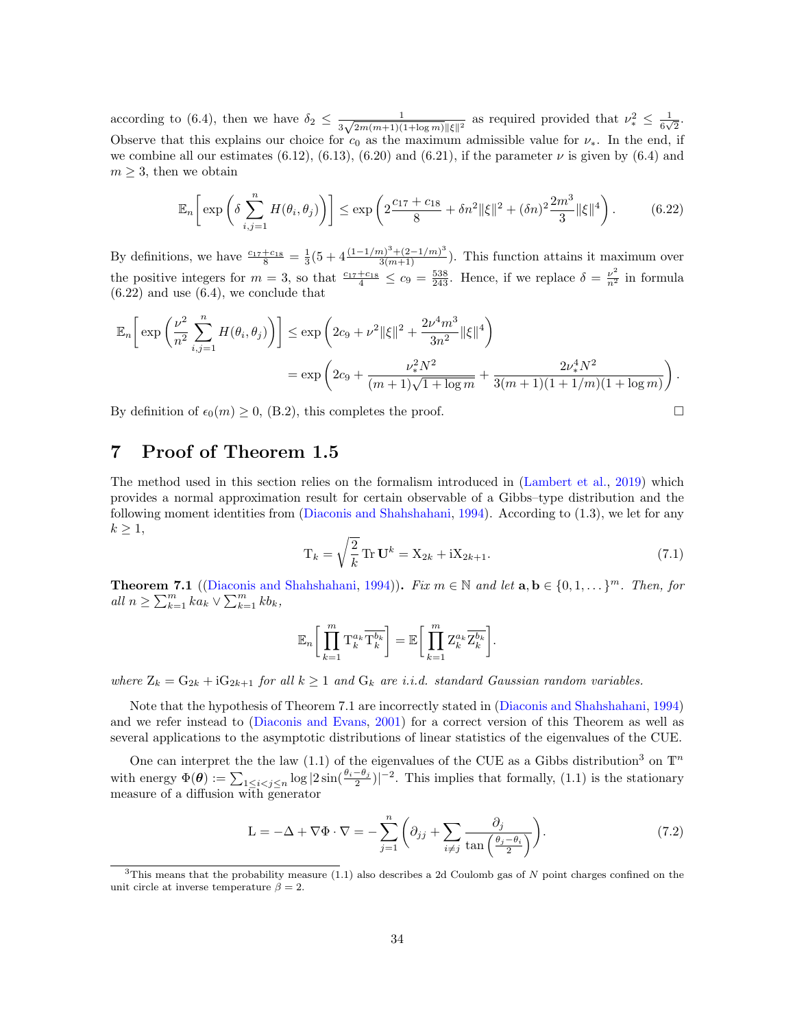according to (6.4), then we have $\delta_2 \leq \frac{1}{3\sqrt{2m(m+1)(1+\log m)}\|\xi\|^2}$ as required provided that $\nu_*^2 \leq \frac{1}{6\sqrt{2}}$. Observe that this explains our choice for $c_0$ as the maximum admissible value for $\nu_*$. In the end, if we combine all our estimates (6.12), (6.13), (6.20) and (6.21), if the parameter $\nu$ is given by (6.4) and $m \geq 3$, then we obtain

$$
\mathbb{E}_n\left[\exp\left(\delta \sum_{i,j=1}^{n} H(\theta_i,\theta_j)\right)\right] \leq \exp\left(2\frac{c_{17}+c_{18}}{8} + \delta n^2 \|\xi\|^2 + (\delta n)^2 \frac{2m^3}{3}\|\xi\|^4\right). \tag{6.22}
$$

By definitions, we have $\frac{c_{17}+c_{18}}{8} = \frac{1}{3}\left(5 + 4\frac{(1-1/m)^3+(2-1/m)^3}{3(m+1)}\right)$. This function attains it maximum over the positive integers for $m=3$, so that $\frac{c_{17}+c_{18}}{4} \leq c_9 = \frac{538}{243}$. Hence, if we replace $\delta = \frac{\nu^2}{n^2}$ in formula (6.22) and use (6.4), we conclude that

$$
\begin{aligned}
\mathbb{E}_n\left[\exp\left(\frac{\nu^2}{n^2}\sum_{i,j=1}^{n} H(\theta_i,\theta_j)\right)\right] &\leq \exp\left(2c_9 + \nu^2\|\xi\|^2 + \frac{2\nu^4 m^3}{3n^2}\|\xi\|^4\right) \\
&= \exp\left(2c_9 + \frac{\nu_*^2 N^2}{(m+1)\sqrt{1+\log m}} + \frac{2\nu_*^4 N^2}{3(m+1)(1+1/m)(1+\log m)}\right).
\end{aligned}
$$

By definition of $\epsilon_0(m) \geq 0$, (B.2), this completes the proof. $\square$

# 7 Proof of Theorem 1.5

The method used in this section relies on the formalism introduced in (Lambert et al., 2019) which provides a normal approximation result for certain observable of a Gibbs–type distribution and the following moment identities from (Diaconis and Shahshahani, 1994). According to (1.3), we let for any $k \geq 1$,

$$
\mathrm{T}_k = \sqrt{\frac{2}{k}}\,\mathrm{Tr}\,\mathbf{U}^k = \mathrm{X}_{2k} + \mathrm{i}\mathrm{X}_{2k+1}. \tag{7.1}
$$

**Theorem 7.1** ((Diaconis and Shahshahani, 1994)). *Fix $m \in \mathbb{N}$ and let $\mathbf{a}, \mathbf{b} \in \{0,1,\dots\}^m$. Then, for all $n \geq \sum_{k=1}^m k a_k \vee \sum_{k=1}^m k b_k$,*

$$
\mathbb{E}_n\left[\prod_{k=1}^{m} \mathrm{T}_k^{a_k}\overline{\mathrm{T}_k^{b_k}}\right] = \mathbb{E}\left[\prod_{k=1}^{m} \mathrm{Z}_k^{a_k}\overline{\mathrm{Z}_k^{b_k}}\right].
$$

*where $\mathrm{Z}_k = \mathrm{G}_{2k} + \mathrm{i}\mathrm{G}_{2k+1}$ for all $k \geq 1$ and $\mathrm{G}_k$ are i.i.d. standard Gaussian random variables.*

Note that the hypothesis of Theorem 7.1 are incorrectly stated in (Diaconis and Shahshahani, 1994) and we refer instead to (Diaconis and Evans, 2001) for a correct version of this Theorem as well as several applications to the asymptotic distributions of linear statistics of the eigenvalues of the CUE.

One can interpret the the law (1.1) of the eigenvalues of the CUE as a Gibbs distribution[3] on $\mathbb{T}^n$ with energy $\Phi(\boldsymbol{\theta}) := \sum_{1\leq i<j\leq n} \log|2\sin(\frac{\theta_i-\theta_j}{2})|^{-2}$. This implies that formally, (1.1) is the stationary measure of a diffusion with generator

$$
\mathrm{L} = -\Delta + \nabla\Phi\cdot\nabla = -\sum_{j=1}^{n}\left(\partial_{jj} + \sum_{i\neq j}\frac{\partial_j}{\tan\left(\frac{\theta_j-\theta_i}{2}\right)}\right). \tag{7.2}
$$

[3] This means that the probability measure (1.1) also describes a 2d Coulomb gas of $N$ point charges confined on the unit circle at inverse temperature $\beta = 2$.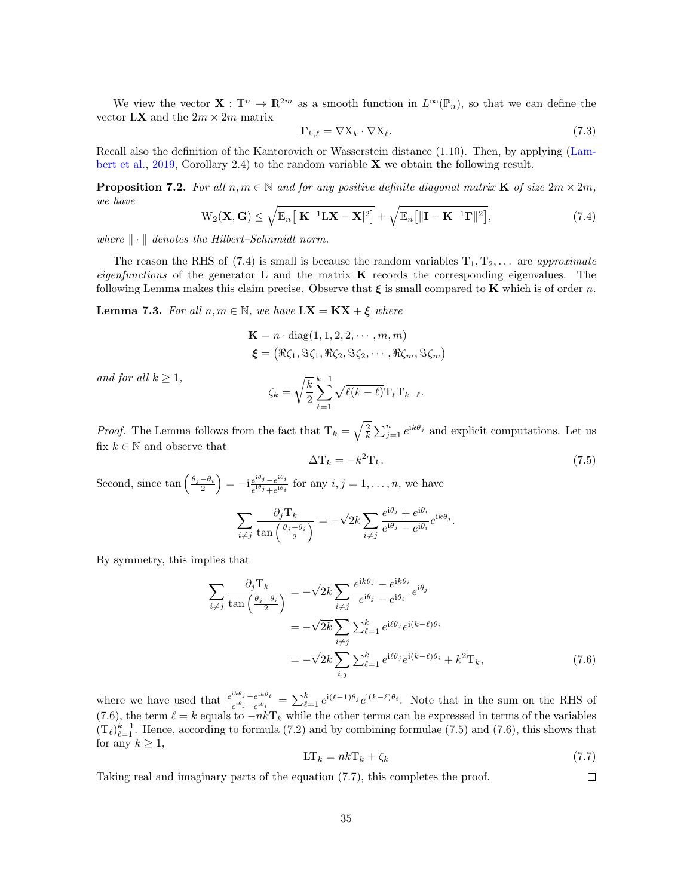We view the vector $\mathbf{X} : \mathbb{T}^n \to \mathbb{R}^{2m}$ as a smooth function in $L^\infty(\mathbb{P}_n)$, so that we can define the vector $\mathrm{L}\mathbf{X}$ and the $2m \times 2m$ matrix

$$\mathbf{\Gamma}_{k,\ell} = \nabla \mathrm{X}_k \cdot \nabla \mathrm{X}_\ell. \tag{7.3}$$

Recall also the definition of the Kantorovich or Wasserstein distance (1.10). Then, by applying (Lambert et al., 2019, Corollary 2.4) to the random variable $\mathbf{X}$ we obtain the following result.

**Proposition 7.2.** *For all $n, m \in \mathbb{N}$ and for any positive definite diagonal matrix $\mathbf{K}$ of size $2m \times 2m$, we have*

$$\mathrm{W}_2(\mathbf{X}, \mathbf{G}) \leq \sqrt{\mathbb{E}_n\big[|\mathbf{K}^{-1}\mathrm{L}\mathbf{X} - \mathbf{X}|^2\big]} + \sqrt{\mathbb{E}_n\big[\|\mathbf{I} - \mathbf{K}^{-1}\mathbf{\Gamma}\|^2\big]}, \tag{7.4}$$

*where $\|\cdot\|$ denotes the Hilbert–Schmnidt norm.*

The reason the RHS of (7.4) is small is because the random variables $\mathrm{T}_1, \mathrm{T}_2, \dots$ are *approximate eigenfunctions* of the generator L and the matrix $\mathbf{K}$ records the corresponding eigenvalues. The following Lemma makes this claim precise. Observe that $\boldsymbol{\xi}$ is small compared to $\mathbf{K}$ which is of order $n$.

**Lemma 7.3.** *For all $n, m \in \mathbb{N}$, we have $\mathrm{L}\mathbf{X} = \mathbf{K}\mathbf{X} + \boldsymbol{\xi}$ where*

$$\mathbf{K} = n \cdot \mathrm{diag}(1, 1, 2, 2, \cdots, m, m)$$
$$\boldsymbol{\xi} = \big(\Re\zeta_1, \Im\zeta_1, \Re\zeta_2, \Im\zeta_2, \cdots, \Re\zeta_m, \Im\zeta_m\big)$$

*and for all $k \geq 1$,*

$$\zeta_k = \sqrt{\frac{k}{2}} \sum_{\ell=1}^{k-1} \sqrt{\ell(k-\ell)}\, \mathrm{T}_\ell \mathrm{T}_{k-\ell}.$$

*Proof.* The Lemma follows from the fact that $\mathrm{T}_k = \sqrt{\frac{2}{k}} \sum_{j=1}^n e^{\mathrm{i}k\theta_j}$ and explicit computations. Let us fix $k \in \mathbb{N}$ and observe that

$$\Delta \mathrm{T}_k = -k^2 \mathrm{T}_k. \tag{7.5}$$

Second, since $\tan\left(\frac{\theta_j - \theta_i}{2}\right) = -\mathrm{i}\frac{e^{\mathrm{i}\theta_j} - e^{\mathrm{i}\theta_i}}{e^{\mathrm{i}\theta_j} + e^{\mathrm{i}\theta_i}}$ for any $i, j = 1, \dots, n$, we have

$$\sum_{i \neq j} \frac{\partial_j \mathrm{T}_k}{\tan\left(\frac{\theta_j - \theta_i}{2}\right)} = -\sqrt{2k} \sum_{i \neq j} \frac{e^{\mathrm{i}\theta_j} + e^{\mathrm{i}\theta_i}}{e^{\mathrm{i}\theta_j} - e^{\mathrm{i}\theta_i}} e^{\mathrm{i}k\theta_j}.$$

By symmetry, this implies that

$$\begin{aligned}
\sum_{i \neq j} \frac{\partial_j \mathrm{T}_k}{\tan\left(\frac{\theta_j - \theta_i}{2}\right)} &= -\sqrt{2k} \sum_{i \neq j} \frac{e^{\mathrm{i}k\theta_j} - e^{\mathrm{i}k\theta_i}}{e^{\mathrm{i}\theta_j} - e^{\mathrm{i}\theta_i}} e^{\mathrm{i}\theta_j} \\
&= -\sqrt{2k} \sum_{i \neq j} \textstyle\sum_{\ell=1}^k e^{\mathrm{i}\ell\theta_j} e^{\mathrm{i}(k-\ell)\theta_i} \\
&= -\sqrt{2k} \sum_{i,j} \textstyle\sum_{\ell=1}^k e^{\mathrm{i}\ell\theta_j} e^{\mathrm{i}(k-\ell)\theta_i} + k^2 \mathrm{T}_k,
\end{aligned} \tag{7.6}$$

where we have used that $\frac{e^{\mathrm{i}k\theta_j} - e^{\mathrm{i}k\theta_i}}{e^{\mathrm{i}\theta_j} - e^{\mathrm{i}\theta_i}} = \sum_{\ell=1}^k e^{\mathrm{i}(\ell-1)\theta_j} e^{\mathrm{i}(k-\ell)\theta_i}$. Note that in the sum on the RHS of (7.6), the term $\ell = k$ equals to $-nk\mathrm{T}_k$ while the other terms can be expressed in terms of the variables $(\mathrm{T}_\ell)_{\ell=1}^{k-1}$. Hence, according to formula (7.2) and by combining formulae (7.5) and (7.6), this shows that for any $k \geq 1$,

$$\mathrm{L}\mathrm{T}_k = nk\mathrm{T}_k + \zeta_k \tag{7.7}$$

Taking real and imaginary parts of the equation (7.7), this completes the proof. ∎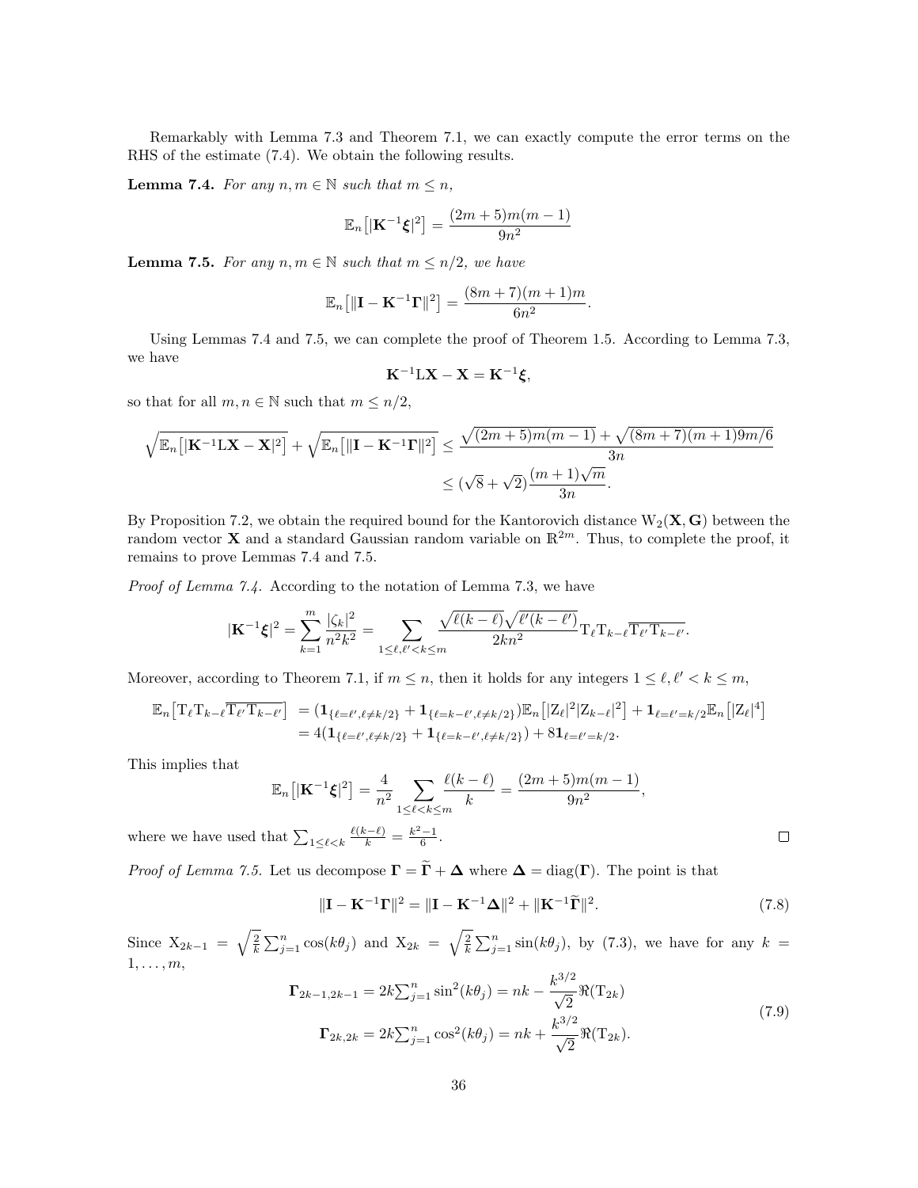Remarkably with Lemma 7.3 and Theorem 7.1, we can exactly compute the error terms on the RHS of the estimate (7.4). We obtain the following results.

**Lemma 7.4.** *For any $n, m \in \mathbb{N}$ such that $m \le n$,*

$$\mathbb{E}_n\big[|\mathbf{K}^{-1}\boldsymbol{\xi}|^2\big] = \frac{(2m+5)m(m-1)}{9n^2}$$

**Lemma 7.5.** *For any $n, m \in \mathbb{N}$ such that $m \le n/2$, we have*

$$\mathbb{E}_n\big[\|\mathbf{I} - \mathbf{K}^{-1}\boldsymbol{\Gamma}\|^2\big] = \frac{(8m+7)(m+1)m}{6n^2}.$$

Using Lemmas 7.4 and 7.5, we can complete the proof of Theorem 1.5. According to Lemma 7.3, we have

$$\mathbf{K}^{-1}\mathrm{L}\mathbf{X} - \mathbf{X} = \mathbf{K}^{-1}\boldsymbol{\xi},$$

so that for all $m, n \in \mathbb{N}$ such that $m \le n/2$,

$$\begin{aligned}\sqrt{\mathbb{E}_n\big[|\mathbf{K}^{-1}\mathrm{L}\mathbf{X} - \mathbf{X}|^2\big]} + \sqrt{\mathbb{E}_n\big[\|\mathbf{I} - \mathbf{K}^{-1}\boldsymbol{\Gamma}\|^2\big]} &\le \frac{\sqrt{(2m+5)m(m-1)} + \sqrt{(8m+7)(m+1)9m/6}}{3n}\\ &\le (\sqrt{8}+\sqrt{2})\frac{(m+1)\sqrt{m}}{3n}.\end{aligned}$$

By Proposition 7.2, we obtain the required bound for the Kantorovich distance $\mathrm{W}_2(\mathbf{X},\mathbf{G})$ between the random vector $\mathbf{X}$ and a standard Gaussian random variable on $\mathbb{R}^{2m}$. Thus, to complete the proof, it remains to prove Lemmas 7.4 and 7.5.

*Proof of Lemma 7.4.* According to the notation of Lemma 7.3, we have

$$|\mathbf{K}^{-1}\boldsymbol{\xi}|^2 = \sum_{k=1}^{m}\frac{|\zeta_k|^2}{n^2k^2} = \sum_{1\le \ell,\ell'<k\le m}\frac{\sqrt{\ell(k-\ell)}\sqrt{\ell'(k-\ell')}}{2kn^2}\mathrm{T}_\ell\mathrm{T}_{k-\ell}\overline{\mathrm{T}_{\ell'}\mathrm{T}_{k-\ell'}}.$$

Moreover, according to Theorem 7.1, if $m \le n$, then it holds for any integers $1 \le \ell, \ell' < k \le m$,

$$\begin{aligned}\mathbb{E}_n\big[\mathrm{T}_\ell\mathrm{T}_{k-\ell}\overline{\mathrm{T}_{\ell'}\mathrm{T}_{k-\ell'}}\big] &= (\mathbf{1}_{\{\ell=\ell',\ell\neq k/2\}} + \mathbf{1}_{\{\ell=k-\ell',\ell\neq k/2\}})\mathbb{E}_n\big[|\mathrm{Z}_\ell|^2|\mathrm{Z}_{k-\ell}|^2\big] + \mathbf{1}_{\ell=\ell'=k/2}\mathbb{E}_n\big[|\mathrm{Z}_\ell|^4\big]\\ &= 4(\mathbf{1}_{\{\ell=\ell',\ell\neq k/2\}} + \mathbf{1}_{\{\ell=k-\ell',\ell\neq k/2\}}) + 8\mathbf{1}_{\ell=\ell'=k/2}.\end{aligned}$$

This implies that

$$\mathbb{E}_n\big[|\mathbf{K}^{-1}\boldsymbol{\xi}|^2\big] = \frac{4}{n^2}\sum_{1\le\ell<k\le m}\frac{\ell(k-\ell)}{k} = \frac{(2m+5)m(m-1)}{9n^2},$$

where we have used that $\sum_{1\le\ell<k}\frac{\ell(k-\ell)}{k} = \frac{k^2-1}{6}$. □

*Proof of Lemma 7.5.* Let us decompose $\boldsymbol{\Gamma} = \widetilde{\boldsymbol{\Gamma}} + \boldsymbol{\Delta}$ where $\boldsymbol{\Delta} = \mathrm{diag}(\boldsymbol{\Gamma})$. The point is that

$$\|\mathbf{I} - \mathbf{K}^{-1}\boldsymbol{\Gamma}\|^2 = \|\mathbf{I} - \mathbf{K}^{-1}\boldsymbol{\Delta}\|^2 + \|\mathbf{K}^{-1}\widetilde{\boldsymbol{\Gamma}}\|^2. \tag{7.8}$$

Since $\mathrm{X}_{2k-1} = \sqrt{\frac{2}{k}}\sum_{j=1}^n\cos(k\theta_j)$ and $\mathrm{X}_{2k} = \sqrt{\frac{2}{k}}\sum_{j=1}^n\sin(k\theta_j)$, by (7.3), we have for any $k = 1,\dots,m$,

$$\begin{aligned}\boldsymbol{\Gamma}_{2k-1,2k-1} &= 2k\textstyle\sum_{j=1}^n\sin^2(k\theta_j) = nk - \frac{k^{3/2}}{\sqrt{2}}\Re(\mathrm{T}_{2k})\\ \boldsymbol{\Gamma}_{2k,2k} &= 2k\textstyle\sum_{j=1}^n\cos^2(k\theta_j) = nk + \frac{k^{3/2}}{\sqrt{2}}\Re(\mathrm{T}_{2k}).\end{aligned}\tag{7.9}$$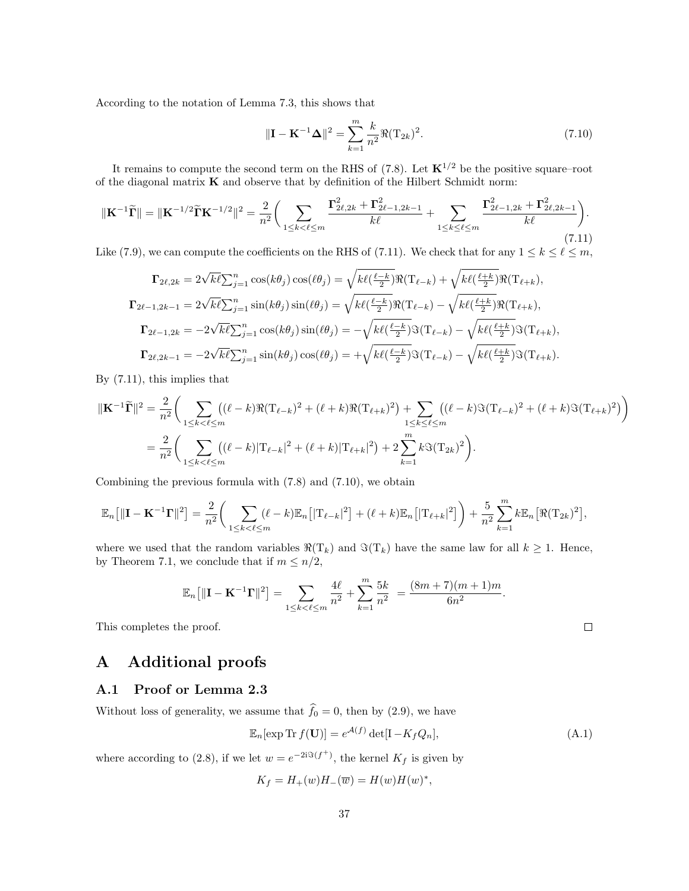According to the notation of Lemma 7.3, this shows that

$$\|\mathbf{I} - \mathbf{K}^{-1}\boldsymbol{\Delta}\|^2 = \sum_{k=1}^{m} \frac{k}{n^2} \Re(\mathrm{T}_{2k})^2. \tag{7.10}$$

It remains to compute the second term on the RHS of (7.8). Let $\mathbf{K}^{1/2}$ be the positive square–root of the diagonal matrix $\mathbf{K}$ and observe that by definition of the Hilbert Schmidt norm:

$$\|\mathbf{K}^{-1}\widetilde{\boldsymbol{\Gamma}}\| = \|\mathbf{K}^{-1/2}\widetilde{\boldsymbol{\Gamma}}\mathbf{K}^{-1/2}\|^2 = \frac{2}{n^2}\bigg( \sum_{1\le k<\ell\le m} \frac{\boldsymbol{\Gamma}_{2\ell,2k}^2 + \boldsymbol{\Gamma}_{2\ell-1,2k-1}^2}{k\ell} + \sum_{1\le k\le \ell\le m} \frac{\boldsymbol{\Gamma}_{2\ell-1,2k}^2 + \boldsymbol{\Gamma}_{2\ell,2k-1}^2}{k\ell} \bigg). \tag{7.11}$$

Like (7.9), we can compute the coefficients on the RHS of (7.11). We check that for any $1 \le k \le \ell \le m$,

$$\begin{aligned}
\boldsymbol{\Gamma}_{2\ell,2k} &= 2\sqrt{k\ell}\textstyle\sum_{j=1}^n \cos(k\theta_j)\cos(\ell\theta_j) = \sqrt{k\ell(\tfrac{\ell-k}{2})}\Re(\mathrm{T}_{\ell-k}) + \sqrt{k\ell(\tfrac{\ell+k}{2})}\Re(\mathrm{T}_{\ell+k}),\\
\boldsymbol{\Gamma}_{2\ell-1,2k-1} &= 2\sqrt{k\ell}\textstyle\sum_{j=1}^n \sin(k\theta_j)\sin(\ell\theta_j) = \sqrt{k\ell(\tfrac{\ell-k}{2})}\Re(\mathrm{T}_{\ell-k}) - \sqrt{k\ell(\tfrac{\ell+k}{2})}\Re(\mathrm{T}_{\ell+k}),\\
\boldsymbol{\Gamma}_{2\ell-1,2k} &= -2\sqrt{k\ell}\textstyle\sum_{j=1}^n \cos(k\theta_j)\sin(\ell\theta_j) = -\sqrt{k\ell(\tfrac{\ell-k}{2})}\Im(\mathrm{T}_{\ell-k}) - \sqrt{k\ell(\tfrac{\ell+k}{2})}\Im(\mathrm{T}_{\ell+k}),\\
\boldsymbol{\Gamma}_{2\ell,2k-1} &= -2\sqrt{k\ell}\textstyle\sum_{j=1}^n \sin(k\theta_j)\cos(\ell\theta_j) = +\sqrt{k\ell(\tfrac{\ell-k}{2})}\Im(\mathrm{T}_{\ell-k}) - \sqrt{k\ell(\tfrac{\ell+k}{2})}\Im(\mathrm{T}_{\ell+k}).
\end{aligned}$$

By (7.11), this implies that

$$\begin{aligned}
\|\mathbf{K}^{-1}\widetilde{\boldsymbol{\Gamma}}\|^2 &= \frac{2}{n^2}\bigg( \sum_{1\le k<\ell\le m} \big((\ell-k)\Re(\mathrm{T}_{\ell-k})^2 + (\ell+k)\Re(\mathrm{T}_{\ell+k})^2\big) + \sum_{1\le k\le \ell\le m} \big((\ell-k)\Im(\mathrm{T}_{\ell-k})^2 + (\ell+k)\Im(\mathrm{T}_{\ell+k})^2\big) \bigg)\\
&= \frac{2}{n^2}\bigg( \sum_{1\le k<\ell\le m} \big((\ell-k)|\mathrm{T}_{\ell-k}|^2 + (\ell+k)|\mathrm{T}_{\ell+k}|^2\big) + 2\sum_{k=1}^m k\Im(\mathrm{T}_{2k})^2 \bigg).
\end{aligned}$$

Combining the previous formula with (7.8) and (7.10), we obtain

$$\mathbb{E}_n\big[\|\mathbf{I} - \mathbf{K}^{-1}\boldsymbol{\Gamma}\|^2\big] = \frac{2}{n^2}\bigg( \sum_{1\le k<\ell\le m} (\ell-k)\mathbb{E}_n\big[|\mathrm{T}_{\ell-k}|^2\big] + (\ell+k)\mathbb{E}_n\big[|\mathrm{T}_{\ell+k}|^2\big] \bigg) + \frac{5}{n^2}\sum_{k=1}^m k\mathbb{E}_n\big[\Re(\mathrm{T}_{2k})^2\big],$$

where we used that the random variables $\Re(\mathrm{T}_k)$ and $\Im(\mathrm{T}_k)$ have the same law for all $k \ge 1$. Hence, by Theorem 7.1, we conclude that if $m \le n/2$,

$$\mathbb{E}_n\big[\|\mathbf{I} - \mathbf{K}^{-1}\boldsymbol{\Gamma}\|^2\big] = \sum_{1\le k<\ell\le m} \frac{4\ell}{n^2} + \sum_{k=1}^m \frac{5k}{n^2} \; = \frac{(8m+7)(m+1)m}{6n^2}.$$

This completes the proof. □

# A Additional proofs

## A.1 Proof or Lemma 2.3

Without loss of generality, we assume that $\widehat{f}_0 = 0$, then by (2.9), we have

$$\mathbb{E}_n[\exp \operatorname{Tr} f(\mathbf{U})] = e^{\mathcal{A}(f)} \det[\mathrm{I} - K_f Q_n], \tag{A.1}$$

where according to (2.8), if we let $w = e^{-2\mathrm{i}\Im(f^+)}$, the kernel $K_f$ is given by

$$K_f = H_+(w)H_-(\overline{w}) = H(w)H(w)^*,$$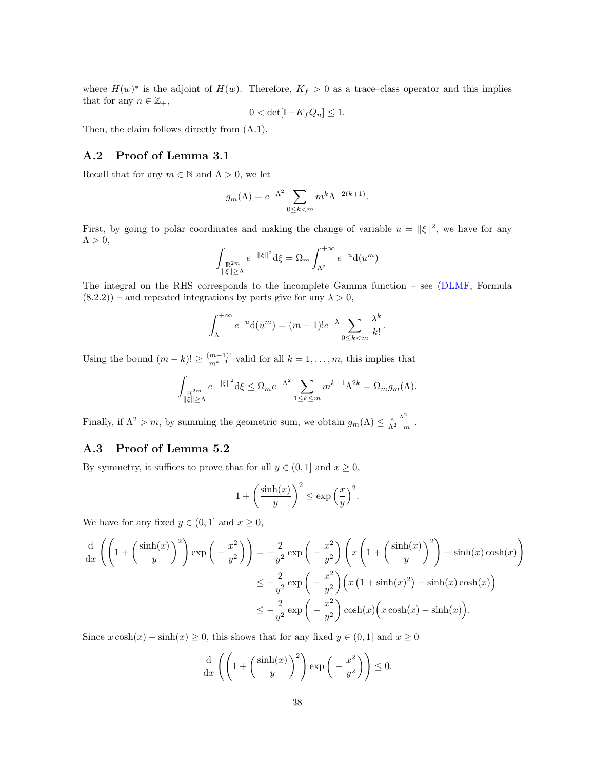where $H(w)^*$ is the adjoint of $H(w)$. Therefore, $K_f > 0$ as a trace–class operator and this implies that for any $n \in \mathbb{Z}_+$,

$$0 < \det[\mathrm{I} - K_f Q_n] \leq 1.$$

Then, the claim follows directly from (A.1).

### A.2 Proof of Lemma 3.1

Recall that for any $m \in \mathbb{N}$ and $\Lambda > 0$, we let

$$g_m(\Lambda) = e^{-\Lambda^2} \sum_{0 \leq k < m} m^k \Lambda^{-2(k+1)}.$$

First, by going to polar coordinates and making the change of variable $u = \|\xi\|^2$, we have for any $\Lambda > 0$,

$$\int_{\substack{\mathbb{R}^{2m} \\ \|\xi\| \geq \Lambda}} e^{-\|\xi\|^2} \mathrm{d}\xi = \Omega_m \int_{\Lambda^2}^{+\infty} e^{-u} \mathrm{d}(u^m)$$

The integral on the RHS corresponds to the incomplete Gamma function – see (DLMF, Formula (8.2.2)) – and repeated integrations by parts give for any $\lambda > 0$,

$$\int_{\lambda}^{+\infty} e^{-u} \mathrm{d}(u^m) = (m-1)! e^{-\lambda} \sum_{0 \leq k < m} \frac{\lambda^k}{k!}.$$

Using the bound $(m-k)! \geq \frac{(m-1)!}{m^{k-1}}$ valid for all $k = 1, \dots, m$, this implies that

$$\int_{\substack{\mathbb{R}^{2m} \\ \|\xi\| \geq \Lambda}} e^{-\|\xi\|^2} \mathrm{d}\xi \leq \Omega_m e^{-\Lambda^2} \sum_{1 \leq k \leq m} m^{k-1} \Lambda^{2k} = \Omega_m g_m(\Lambda).$$

Finally, if $\Lambda^2 > m$, by summing the geometric sum, we obtain $g_m(\Lambda) \leq \frac{e^{-\Lambda^2}}{\Lambda^2 - m}$ .

### A.3 Proof of Lemma 5.2

By symmetry, it suffices to prove that for all $y \in (0, 1]$ and $x \geq 0$,

$$1 + \left(\frac{\sinh(x)}{y}\right)^2 \leq \exp\left(\frac{x}{y}\right)^2.$$

We have for any fixed $y \in (0, 1]$ and $x \geq 0$,

$$\begin{aligned}
\frac{\mathrm{d}}{\mathrm{d}x}\left(\left(1 + \left(\frac{\sinh(x)}{y}\right)^2\right) \exp\left(-\frac{x^2}{y^2}\right)\right) &= -\frac{2}{y^2} \exp\left(-\frac{x^2}{y^2}\right)\left(x\left(1 + \left(\frac{\sinh(x)}{y}\right)^2\right) - \sinh(x)\cosh(x)\right) \\
&\leq -\frac{2}{y^2} \exp\left(-\frac{x^2}{y^2}\right)\Big(x\left(1 + \sinh(x)^2\right) - \sinh(x)\cosh(x)\Big) \\
&\leq -\frac{2}{y^2} \exp\left(-\frac{x^2}{y^2}\right) \cosh(x) \Big(x\cosh(x) - \sinh(x)\Big).
\end{aligned}$$

Since $x\cosh(x) - \sinh(x) \geq 0$, this shows that for any fixed $y \in (0, 1]$ and $x \geq 0$

$$\frac{\mathrm{d}}{\mathrm{d}x}\left(\left(1 + \left(\frac{\sinh(x)}{y}\right)^2\right) \exp\left(-\frac{x^2}{y^2}\right)\right) \leq 0.$$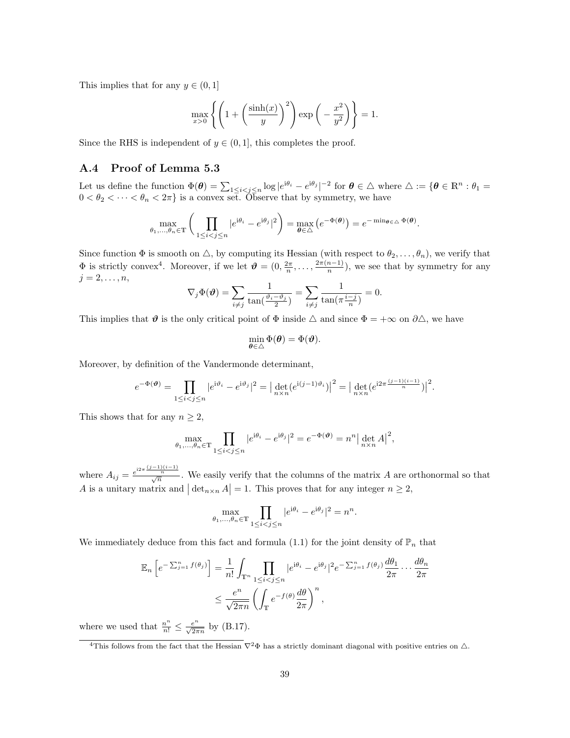This implies that for any $y \in (0,1]$

$$\max_{x>0} \left\{ \left( 1 + \left( \frac{\sinh(x)}{y} \right)^2 \right) \exp\left( -\frac{x^2}{y^2} \right) \right\} = 1.$$

Since the RHS is independent of $y \in (0,1]$, this completes the proof.

### A.4 Proof of Lemma 5.3

Let us define the function $\Phi(\boldsymbol{\theta}) = \sum_{1\le i<j\le n} \log |e^{\mathrm{i}\theta_i} - e^{\mathrm{i}\theta_j}|^{-2}$ for $\boldsymbol{\theta} \in \triangle$ where $\triangle := \{\boldsymbol{\theta} \in \mathbb{R}^n : \theta_1 = 0 < \theta_2 < \cdots < \theta_n < 2\pi\}$ is a convex set. Observe that by symmetry, we have

$$\max_{\theta_1,\dots,\theta_n \in \mathbb{T}} \left( \prod_{1\le i<j\le n} |e^{\mathrm{i}\theta_i} - e^{\mathrm{i}\theta_j}|^2 \right) = \max_{\boldsymbol{\theta}\in\triangle} \left( e^{-\Phi(\boldsymbol{\theta})} \right) = e^{-\min_{\boldsymbol{\theta}\in\triangle} \Phi(\boldsymbol{\theta})}.$$

Since function $\Phi$ is smooth on $\triangle$, by computing its Hessian (with respect to $\theta_2,\dots,\theta_n$), we verify that $\Phi$ is strictly convex[4]. Moreover, if we let $\boldsymbol{\vartheta} = (0, \frac{2\pi}{n}, \dots, \frac{2\pi(n-1)}{n})$, we see that by symmetry for any $j = 2,\dots,n$,

$$\nabla_j \Phi(\boldsymbol{\vartheta}) = \sum_{i\neq j} \frac{1}{\tan(\frac{\vartheta_i - \vartheta_j}{2})} = \sum_{i\neq j} \frac{1}{\tan(\pi\frac{i-j}{n})} = 0.$$

This implies that $\boldsymbol{\vartheta}$ is the only critical point of $\Phi$ inside $\triangle$ and since $\Phi = +\infty$ on $\partial\triangle$, we have

$$\min_{\boldsymbol{\theta}\in\triangle} \Phi(\boldsymbol{\theta}) = \Phi(\boldsymbol{\vartheta}).$$

Moreover, by definition of the Vandermonde determinant,

$$e^{-\Phi(\boldsymbol{\vartheta})} = \prod_{1\le i<j\le n} |e^{\mathrm{i}\vartheta_i} - e^{\mathrm{i}\vartheta_j}|^2 = \big|\det_{n\times n}(e^{\mathrm{i}(j-1)\vartheta_i})\big|^2 = \big|\det_{n\times n}(e^{\mathrm{i}2\pi\frac{(j-1)(i-1)}{n}})\big|^2.$$

This shows that for any $n \ge 2$,

$$\max_{\theta_1,\dots,\theta_n\in\mathbb{T}} \prod_{1\le i<j\le n} |e^{\mathrm{i}\theta_i} - e^{\mathrm{i}\theta_j}|^2 = e^{-\Phi(\boldsymbol{\vartheta})} = n^n \big|\det_{n\times n} A\big|^2,$$

where $A_{ij} = \frac{e^{\mathrm{i}2\pi\frac{(j-1)(i-1)}{n}}}{\sqrt{n}}$. We easily verify that the columns of the matrix $A$ are orthonormal so that $A$ is a unitary matrix and $\big|\det_{n\times n} A\big| = 1$. This proves that for any integer $n \ge 2$,

$$\max_{\theta_1,\dots,\theta_n\in\mathbb{T}} \prod_{1\le i<j\le n} |e^{\mathrm{i}\theta_i} - e^{\mathrm{i}\theta_j}|^2 = n^n.$$

We immediately deduce from this fact and formula (1.1) for the joint density of $\mathbb{P}_n$ that

$$\begin{aligned}
\mathbb{E}_n\left[ e^{-\sum_{j=1}^n f(\theta_j)} \right] &= \frac{1}{n!} \int_{\mathbb{T}^n} \prod_{1\le i<j\le n} |e^{\mathrm{i}\theta_i} - e^{\mathrm{i}\theta_j}|^2 e^{-\sum_{j=1}^n f(\theta_j)} \frac{d\theta_1}{2\pi} \cdots \frac{d\theta_n}{2\pi} \\
&\le \frac{e^n}{\sqrt{2\pi n}} \left( \int_{\mathbb{T}} e^{-f(\theta)} \frac{d\theta}{2\pi} \right)^n,
\end{aligned}$$

where we used that $\frac{n^n}{n!} \le \frac{e^n}{\sqrt{2\pi n}}$ by (B.17).

[4] This follows from the fact that the Hessian $\nabla^2\Phi$ has a strictly dominant diagonal with positive entries on $\triangle$.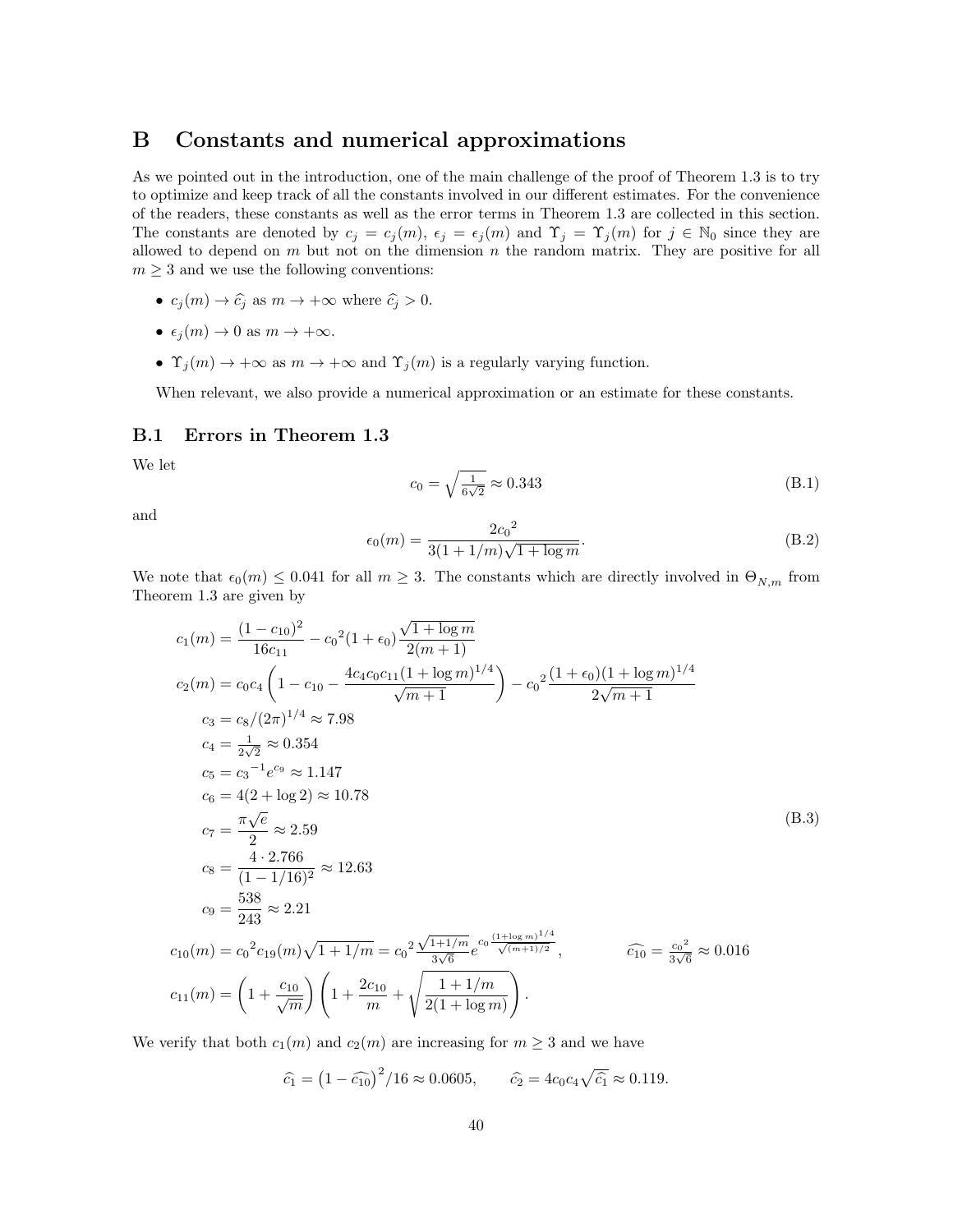# B Constants and numerical approximations

As we pointed out in the introduction, one of the main challenge of the proof of Theorem 1.3 is to try to optimize and keep track of all the constants involved in our different estimates. For the convenience of the readers, these constants as well as the error terms in Theorem 1.3 are collected in this section. The constants are denoted by $c_j = c_j(m)$, $\epsilon_j = \epsilon_j(m)$ and $\Upsilon_j = \Upsilon_j(m)$ for $j \in \mathbb{N}_0$ since they are allowed to depend on $m$ but not on the dimension $n$ the random matrix. They are positive for all $m \geq 3$ and we use the following conventions:

- $c_j(m) \to \widehat{c_j}$ as $m \to +\infty$ where $\widehat{c_j} > 0$.
- $\epsilon_j(m) \to 0$ as $m \to +\infty$.
- $\Upsilon_j(m) \to +\infty$ as $m \to +\infty$ and $\Upsilon_j(m)$ is a regularly varying function.

When relevant, we also provide a numerical approximation or an estimate for these constants.

## B.1 Errors in Theorem 1.3

We let

$$c_0 = \sqrt{\tfrac{1}{6\sqrt{2}}} \approx 0.343 \tag{B.1}$$

and

$$\epsilon_0(m) = \frac{2{c_0}^2}{3(1+1/m)\sqrt{1+\log m}}. \tag{B.2}$$

We note that $\epsilon_0(m) \leq 0.041$ for all $m \geq 3$. The constants which are directly involved in $\Theta_{N,m}$ from Theorem 1.3 are given by

$$\begin{aligned}
c_1(m) &= \frac{(1-c_{10})^2}{16c_{11}} - {c_0}^2(1+\epsilon_0)\frac{\sqrt{1+\log m}}{2(m+1)} \\
c_2(m) &= c_0c_4\left(1 - c_{10} - \frac{4c_4c_0c_{11}(1+\log m)^{1/4}}{\sqrt{m+1}}\right) - {c_0}^2\frac{(1+\epsilon_0)(1+\log m)^{1/4}}{2\sqrt{m+1}} \\
c_3 &= c_8/(2\pi)^{1/4} \approx 7.98 \\
c_4 &= \tfrac{1}{2\sqrt{2}} \approx 0.354 \\
c_5 &= {c_3}^{-1}e^{c_9} \approx 1.147 \\
c_6 &= 4(2+\log 2) \approx 10.78 \\
c_7 &= \frac{\pi\sqrt{e}}{2} \approx 2.59 \\
c_8 &= \frac{4 \cdot 2.766}{(1-1/16)^2} \approx 12.63 \\
c_9 &= \frac{538}{243} \approx 2.21 \\
c_{10}(m) &= {c_0}^2c_{19}(m)\sqrt{1+1/m} = {c_0}^2\frac{\sqrt{1+1/m}}{3\sqrt{6}}e^{c_0\frac{(1+\log m)^{1/4}}{\sqrt{(m+1)/2}}}, \qquad \widehat{c_{10}} = \tfrac{{c_0}^2}{3\sqrt{6}} \approx 0.016 \\
c_{11}(m) &= \left(1+\frac{c_{10}}{\sqrt{m}}\right)\left(1+\frac{2c_{10}}{m}+\sqrt{\frac{1+1/m}{2(1+\log m)}}\right).
\end{aligned} \tag{B.3}$$

We verify that both $c_1(m)$ and $c_2(m)$ are increasing for $m \geq 3$ and we have

$$\widehat{c_1} = \left(1-\widehat{c_{10}}\right)^2/16 \approx 0.0605, \qquad \widehat{c_2} = 4c_0c_4\sqrt{\widehat{c_1}} \approx 0.119.$$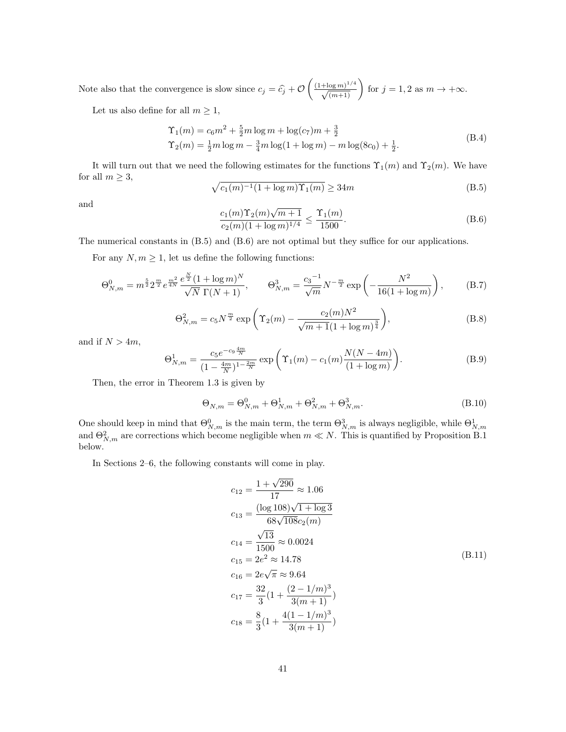Note also that the convergence is slow since $c_j = \widehat{c}_j + \mathcal{O}\left(\frac{(1+\log m)^{1/4}}{\sqrt{(m+1)}}\right)$ for $j = 1, 2$ as $m \to +\infty$.

Let us also define for all $m \geq 1$,

$$
\begin{aligned}
\Upsilon_1(m) &= c_6 m^2 + \tfrac{5}{2} m \log m + \log(c_7) m + \tfrac{3}{2} \\
\Upsilon_2(m) &= \tfrac{1}{2} m \log m - \tfrac{3}{4} m \log(1 + \log m) - m \log(8c_0) + \tfrac{1}{2}.
\end{aligned}
\tag{B.4}
$$

It will turn out that we need the following estimates for the functions $\Upsilon_1(m)$ and $\Upsilon_2(m)$. We have for all $m \geq 3$,

$$
\sqrt{c_1(m)^{-1}(1 + \log m)\Upsilon_1(m)} \geq 34m \tag{B.5}
$$

and

$$
\frac{c_1(m)\Upsilon_2(m)\sqrt{m+1}}{c_2(m)(1 + \log m)^{1/4}} \leq \frac{\Upsilon_1(m)}{1500}. \tag{B.6}
$$

The numerical constants in (B.5) and (B.6) are not optimal but they suffice for our applications.

For any $N, m \geq 1$, let us define the following functions:

$$
\Theta^0_{N,m} = m^{\frac{5}{2}} 2^{\frac{m}{2}} e^{\frac{m^2}{4N}} \frac{e^{\frac{N}{2}}(1 + \log m)^N}{\sqrt{N}\ \Gamma(N+1)}, \qquad \Theta^3_{N,m} = \frac{{c_3}^{-1}}{\sqrt{m}} N^{-\frac{m}{2}} \exp\left(-\frac{N^2}{16(1 + \log m)}\right), \tag{B.7}
$$

$$
\Theta^2_{N,m} = c_5 N^{\frac{m}{2}} \exp\left(\Upsilon_2(m) - \frac{c_2(m)N^2}{\sqrt{m+1}(1 + \log m)^{\frac{3}{4}}}\right), \tag{B.8}
$$

and if $N > 4m$,

$$
\Theta^1_{N,m} = \frac{c_5 e^{-c_9 \frac{4m}{N}}}{(1 - \frac{4m}{N})^{1 - \frac{2m}{N}}} \exp\left(\Upsilon_1(m) - c_1(m)\frac{N(N - 4m)}{(1 + \log m)}\right). \tag{B.9}
$$

Then, the error in Theorem 1.3 is given by

$$
\Theta_{N,m} = \Theta^0_{N,m} + \Theta^1_{N,m} + \Theta^2_{N,m} + \Theta^3_{N,m}. \tag{B.10}
$$

One should keep in mind that $\Theta^0_{N,m}$ is the main term, the term $\Theta^3_{N,m}$ is always negligible, while $\Theta^1_{N,m}$ and $\Theta^2_{N,m}$ are corrections which become negligible when $m \ll N$. This is quantified by Proposition B.1 below.

In Sections 2–6, the following constants will come in play.

$$
\begin{aligned}
c_{12} &= \frac{1 + \sqrt{290}}{17} \approx 1.06 \\
c_{13} &= \frac{(\log 108)\sqrt{1 + \log 3}}{68\sqrt{108} c_2(m)} \\
c_{14} &= \frac{\sqrt{13}}{1500} \approx 0.0024 \\
c_{15} &= 2e^2 \approx 14.78 \\
c_{16} &= 2e\sqrt{\pi} \approx 9.64 \\
c_{17} &= \frac{32}{3}\left(1 + \frac{(2 - 1/m)^3}{3(m+1)}\right) \\
c_{18} &= \frac{8}{3}\left(1 + \frac{4(1 - 1/m)^3}{3(m+1)}\right)
\end{aligned}
\tag{B.11}
$$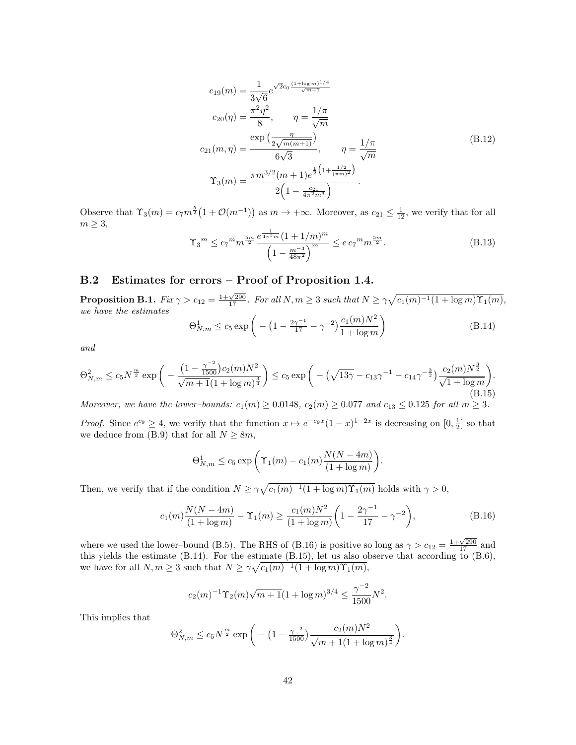$$
\begin{aligned}
c_{19}(m) &= \frac{1}{3\sqrt{6}} e^{\sqrt{2}c_0 \frac{(1+\log m)^{1/4}}{\sqrt{m+1}}} \\
c_{20}(\eta) &= \frac{\pi^2\eta^2}{8}, \qquad \eta = \frac{1/\pi}{\sqrt{m}} \\
c_{21}(m,\eta) &= \frac{\exp\left(\frac{\eta}{2\sqrt{m(m+1)}}\right)}{6\sqrt{3}}, \qquad \eta = \frac{1/\pi}{\sqrt{m}} \\
\Upsilon_3(m) &= \frac{\pi m^{3/2}(m+1)e^{\frac{1}{2}\left(1+\frac{1/2}{(\pi m)^2}\right)}}{2\left(1-\frac{c_{21}}{4\pi^2 m^3}\right)}.
\end{aligned}
\tag{B.12}
$$

Observe that $\Upsilon_3(m) = c_7 m^{\frac{5}{2}}\big(1+\mathcal{O}(m^{-1})\big)$ as $m \to +\infty$. Moreover, as $c_{21} \le \frac{1}{12}$, we verify that for all $m \ge 3$,

$$
\Upsilon_3{}^m \le c_7{}^m m^{\frac{5m}{2}} \frac{e^{\frac{1}{4\pi^2 m}}(1+1/m)^m}{\left(1-\frac{m^{-3}}{48\pi^2}\right)^m} \le e\, c_7{}^m m^{\frac{5m}{2}}. \tag{B.13}
$$

## B.2 Estimates for errors – Proof of Proposition 1.4.

**Proposition B.1.** *Fix $\gamma > c_{12} = \frac{1+\sqrt{290}}{17}$. For all $N, m \ge 3$ such that $N \ge \gamma\sqrt{c_1(m)^{-1}(1+\log m)\Upsilon_1(m)}$, we have the estimates*

$$
\Theta^1_{N,m} \le c_5 \exp\left( -\big(1 - \tfrac{2\gamma^{-1}}{17} - \gamma^{-2}\big)\frac{c_1(m)N^2}{1+\log m}\right) \tag{B.14}
$$

*and*

$$
\Theta^2_{N,m} \le c_5 N^{\frac{m}{2}} \exp\left( -\frac{\big(1-\frac{\gamma^{-2}}{1500}\big)c_2(m)N^2}{\sqrt{m+1}(1+\log m)^{\frac{3}{4}}}\right) \le c_5 \exp\left( -\big(\sqrt{13\gamma} - c_{13}\gamma^{-1} - c_{14}\gamma^{-\frac{3}{2}}\big)\frac{c_2(m)N^{\frac{3}{2}}}{\sqrt{1+\log m}}\right). \tag{B.15}
$$

*Moreover, we have the lower–bounds: $c_1(m) \ge 0.0148$, $c_2(m) \ge 0.077$ and $c_{13} \le 0.125$ for all $m \ge 3$.*

*Proof.* Since $e^{c_9} \ge 4$, we verify that the function $x \mapsto e^{-c_9 x}(1-x)^{1-2x}$ is decreasing on $[0, \frac{1}{2}]$ so that we deduce from (B.9) that for all $N \ge 8m$,

$$
\Theta^1_{N,m} \le c_5 \exp\left(\Upsilon_1(m) - c_1(m)\frac{N(N-4m)}{(1+\log m)}\right).
$$

Then, we verify that if the condition $N \ge \gamma\sqrt{c_1(m)^{-1}(1+\log m)\Upsilon_1(m)}$ holds with $\gamma > 0$,

$$
c_1(m)\frac{N(N-4m)}{(1+\log m)} - \Upsilon_1(m) \ge \frac{c_1(m)N^2}{(1+\log m)}\left(1 - \frac{2\gamma^{-1}}{17} - \gamma^{-2}\right), \tag{B.16}
$$

where we used the lower–bound (B.5). The RHS of (B.16) is positive so long as $\gamma > c_{12} = \frac{1+\sqrt{290}}{17}$ and this yields the estimate (B.14). For the estimate (B.15), let us also observe that according to (B.6), we have for all $N, m \ge 3$ such that $N \ge \gamma\sqrt{c_1(m)^{-1}(1+\log m)\Upsilon_1(m)}$,

$$
c_2(m)^{-1}\Upsilon_2(m)\sqrt{m+1}(1+\log m)^{3/4} \le \frac{\gamma^{-2}}{1500}N^2.
$$

This implies that

$$
\Theta^2_{N,m} \le c_5 N^{\frac{m}{2}} \exp\left( -\big(1-\tfrac{\gamma^{-2}}{1500}\big)\frac{c_2(m)N^2}{\sqrt{m+1}(1+\log m)^{\frac{3}{4}}}\right).
$$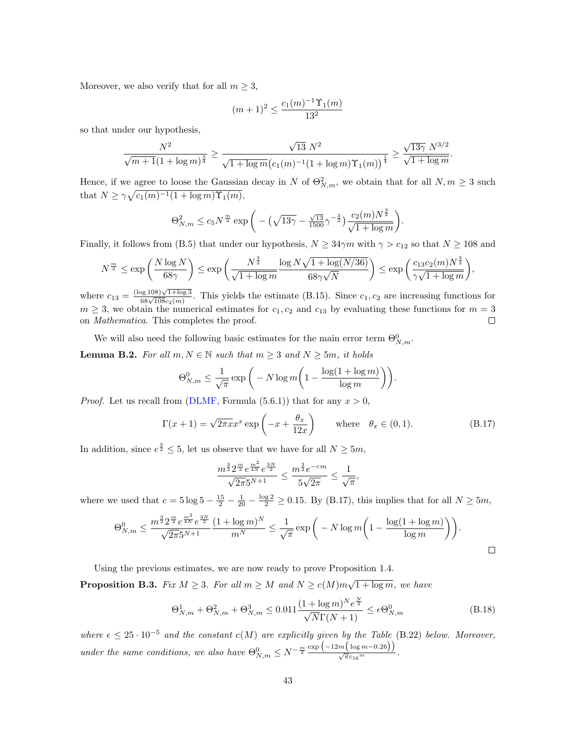Moreover, we also verify that for all $m \geq 3$,

$$
(m+1)^2 \leq \frac{c_1(m)^{-1}\Upsilon_1(m)}{13^2}
$$

so that under our hypothesis,

$$
\frac{N^2}{\sqrt{m+1}(1+\log m)^{\frac{3}{4}}} \geq \frac{\sqrt{13}\ N^2}{\sqrt{1+\log m}\big(c_1(m)^{-1}(1+\log m)\Upsilon_1(m)\big)^{\frac{1}{4}}} \geq \frac{\sqrt{13\gamma}\ N^{3/2}}{\sqrt{1+\log m}}.
$$

Hence, if we agree to loose the Gaussian decay in $N$ of $\Theta^2_{N,m}$, we obtain that for all $N, m \geq 3$ such that $N \geq \gamma\sqrt{c_1(m)^{-1}(1+\log m)\Upsilon_1(m)}$,

$$
\Theta^2_{N,m} \leq c_5 N^{\frac{m}{2}} \exp\bigg(-\big(\sqrt{13\gamma} - \tfrac{\sqrt{13}}{1500}\gamma^{-\frac{3}{2}}\big)\frac{c_2(m)N^{\frac{3}{2}}}{\sqrt{1+\log m}}\bigg).
$$

Finally, it follows from (B.5) that under our hypothesis, $N \geq 34\gamma m$ with $\gamma > c_{12}$ so that $N \geq 108$ and

$$
N^{\frac{m}{2}} \leq \exp\bigg(\frac{N\log N}{68\gamma}\bigg) \leq \exp\bigg(\frac{N^{\frac{3}{2}}}{\sqrt{1+\log m}}\frac{\log N\sqrt{1+\log(N/36)}}{68\gamma\sqrt{N}}\bigg) \leq \exp\bigg(\frac{c_{13}c_2(m)N^{\frac{3}{2}}}{\gamma\sqrt{1+\log m}}\bigg),
$$

where $c_{13} = \frac{(\log 108)\sqrt{1+\log 3}}{68\sqrt{108}c_2(m)}$. This yields the estimate (B.15). Since $c_1, c_2$ are increasing functions for $m \geq 3$, we obtain the numerical estimates for $c_1, c_2$ and $c_{13}$ by evaluating these functions for $m = 3$ on *Mathematica*. This completes the proof. ☐

We will also need the following basic estimates for the main error term $\Theta^0_{N,m}$.

**Lemma B.2.** *For all $m, N \in \mathbb{N}$ such that $m \geq 3$ and $N \geq 5m$, it holds*

$$
\Theta^0_{N,m} \leq \frac{1}{\sqrt{\pi}}\exp\bigg(-N\log m\bigg(1 - \frac{\log(1+\log m)}{\log m}\bigg)\bigg).
$$

*Proof.* Let us recall from (DLMF, Formula (5.6.1)) that for any $x > 0$,

$$
\Gamma(x+1) = \sqrt{2\pi x}x^x\exp\bigg(-x + \frac{\theta_x}{12x}\bigg) \qquad \text{where} \quad \theta_x \in (0,1). \tag{B.17}
$$

In addition, since $e^{\frac{3}{2}} \leq 5$, let us observe that we have for all $N \geq 5m$,

$$
\frac{m^{\frac{3}{2}}2^{\frac{m}{2}}e^{\frac{m^2}{4N}}e^{\frac{3N}{2}}}{\sqrt{2\pi}5^{N+1}} \leq \frac{m^{\frac{3}{2}}e^{-cm}}{5\sqrt{2\pi}} \leq \frac{1}{\sqrt{\pi}},
$$

where we used that $c = 5\log 5 - \frac{15}{2} - \frac{1}{20} - \frac{\log 2}{2} \geq 0.15$. By (B.17), this implies that for all $N \geq 5m$,

$$
\Theta^0_{N,m} \leq \frac{m^{\frac{3}{2}}2^{\frac{m}{2}}e^{\frac{m^2}{4N}}e^{\frac{3N}{2}}}{\sqrt{2\pi}5^{N+1}}\frac{(1+\log m)^N}{m^N} \leq \frac{1}{\sqrt{\pi}}\exp\bigg(-N\log m\bigg(1 - \frac{\log(1+\log m)}{\log m}\bigg)\bigg).
$$

☐

Using the previous estimates, we are now ready to prove Proposition 1.4.

**Proposition B.3.** *Fix $M \geq 3$. For all $m \geq M$ and $N \geq c(M)m\sqrt{1+\log m}$, we have*

$$
\Theta^1_{N,m} + \Theta^2_{N,m} + \Theta^3_{N,m} \leq 0.011\frac{(1+\log m)^N e^{\frac{N}{2}}}{\sqrt{N}\Gamma(N+1)} \leq \epsilon\Theta^0_{N,m} \tag{B.18}
$$

*where $\epsilon \leq 25 \cdot 10^{-5}$ and the constant $c(M)$ are explicitly given by the Table* (B.22) *below. Moreover, under the same conditions, we also have $\Theta^0_{N,m} \leq N^{-\frac{m}{2}}\frac{\exp\left(-12m\left(\log m - 0.26\right)\right)}{\sqrt{\pi}c_{16}{}^m}$.*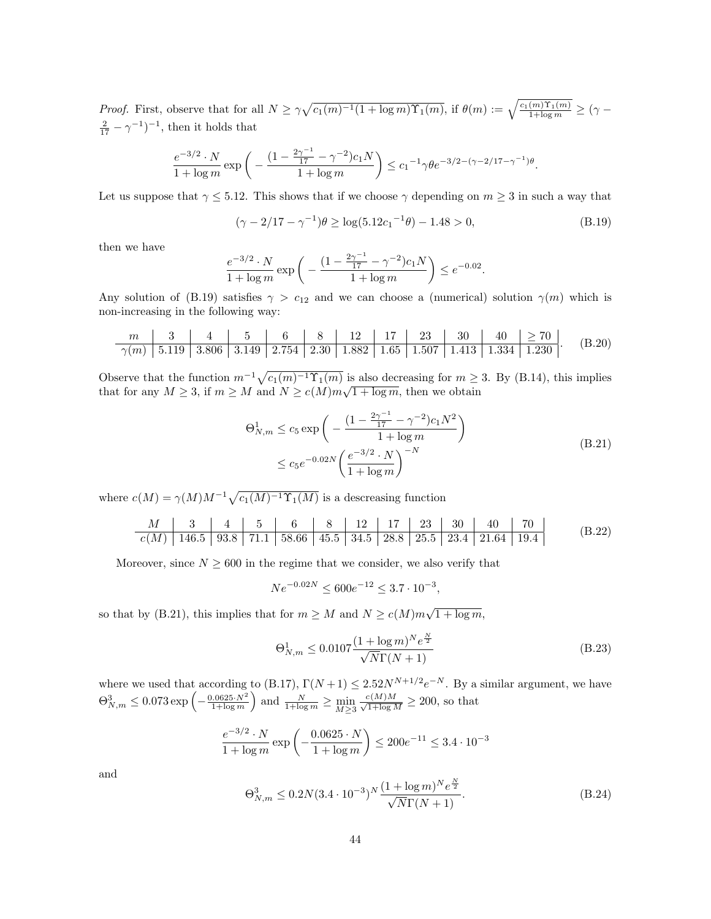*Proof.* First, observe that for all $N \geq \gamma\sqrt{c_1(m)^{-1}(1+\log m)\Upsilon_1(m)}$, if $\theta(m) := \sqrt{\frac{c_1(m)\Upsilon_1(m)}{1+\log m}} \geq (\gamma - \frac{2}{17} - \gamma^{-1})^{-1}$, then it holds that

$$\frac{e^{-3/2}\cdot N}{1+\log m}\exp\bigg(-\frac{(1-\frac{2\gamma^{-1}}{17}-\gamma^{-2})c_1 N}{1+\log m}\bigg) \leq {c_1}^{-1}\gamma\theta e^{-3/2-(\gamma-2/17-\gamma^{-1})\theta}.$$

Let us suppose that $\gamma \leq 5.12$. This shows that if we choose $\gamma$ depending on $m \geq 3$ in such a way that

$$(\gamma - 2/17 - \gamma^{-1})\theta \geq \log(5.12{c_1}^{-1}\theta) - 1.48 > 0, \tag{B.19}$$

then we have

$$\frac{e^{-3/2}\cdot N}{1+\log m}\exp\bigg(-\frac{(1-\frac{2\gamma^{-1}}{17}-\gamma^{-2})c_1 N}{1+\log m}\bigg) \leq e^{-0.02}.$$

Any solution of (B.19) satisfies $\gamma > c_{12}$ and we can choose a (numerical) solution $\gamma(m)$ which is non-increasing in the following way:

| $m$ | 3 | 4 | 5 | 6 | 8 | 12 | 17 | 23 | 30 | 40 | $\geq 70$ |
|---|---|---|---|---|---|---|---|---|---|---|---|
| $\gamma(m)$ | 5.119 | 3.806 | 3.149 | 2.754 | 2.30 | 1.882 | 1.65 | 1.507 | 1.413 | 1.334 | 1.230 |

(B.20)

Observe that the function $m^{-1}\sqrt{c_1(m)^{-1}\Upsilon_1(m)}$ is also decreasing for $m \geq 3$. By (B.14), this implies that for any $M \geq 3$, if $m \geq M$ and $N \geq c(M)m\sqrt{1+\log m}$, then we obtain

$$\begin{aligned}\Theta^1_{N,m} &\leq c_5 \exp\bigg(-\frac{(1-\frac{2\gamma^{-1}}{17}-\gamma^{-2})c_1 N^2}{1+\log m}\bigg)\\ &\leq c_5 e^{-0.02N}\bigg(\frac{e^{-3/2}\cdot N}{1+\log m}\bigg)^{-N}\end{aligned} \tag{B.21}$$

where $c(M) = \gamma(M)M^{-1}\sqrt{c_1(M)^{-1}\Upsilon_1(M)}$ is a descreasing function

| $M$ | 3 | 4 | 5 | 6 | 8 | 12 | 17 | 23 | 30 | 40 | 70 |
|---|---|---|---|---|---|---|---|---|---|---|---|
| $c(M)$ | 146.5 | 93.8 | 71.1 | 58.66 | 45.5 | 34.5 | 28.8 | 25.5 | 23.4 | 21.64 | 19.4 |

(B.22)

Moreover, since $N \geq 600$ in the regime that we consider, we also verify that

$$Ne^{-0.02N} \leq 600e^{-12} \leq 3.7\cdot 10^{-3},$$

so that by (B.21), this implies that for $m \geq M$ and $N \geq c(M)m\sqrt{1+\log m}$,

$$\Theta^1_{N,m} \leq 0.0107\frac{(1+\log m)^N e^{\frac{N}{2}}}{\sqrt{N}\Gamma(N+1)} \tag{B.23}$$

where we used that according to (B.17), $\Gamma(N+1) \leq 2.52N^{N+1/2}e^{-N}$. By a similar argument, we have $\Theta^3_{N,m} \leq 0.073\exp\Big(-\frac{0.0625\cdot N^2}{1+\log m}\Big)$ and $\frac{N}{1+\log m} \geq \min\limits_{M\geq 3}\frac{c(M)M}{\sqrt{1+\log M}} \geq 200$, so that

$$\frac{e^{-3/2}\cdot N}{1+\log m}\exp\bigg(-\frac{0.0625\cdot N}{1+\log m}\bigg) \leq 200e^{-11} \leq 3.4\cdot 10^{-3}$$

and

$$\Theta^3_{N,m} \leq 0.2N(3.4\cdot 10^{-3})^N\frac{(1+\log m)^N e^{\frac{N}{2}}}{\sqrt{N}\Gamma(N+1)}. \tag{B.24}$$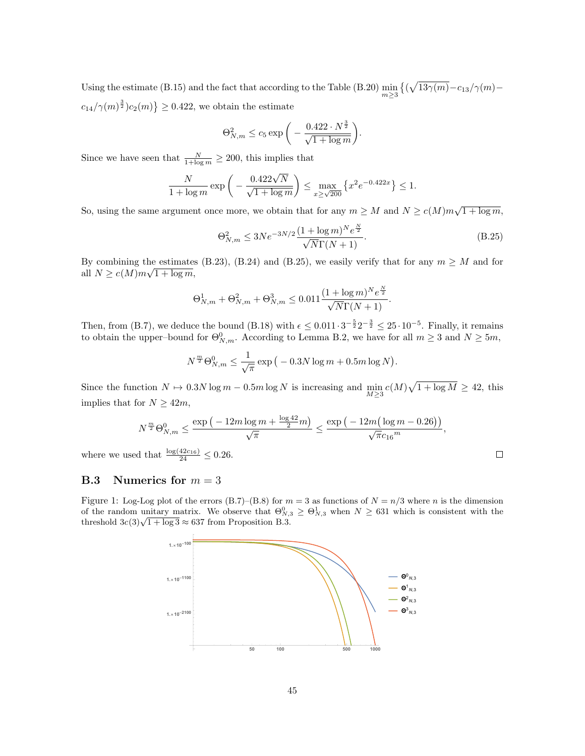Using the estimate (B.15) and the fact that according to the Table (B.20) $\min_{m\geq 3}\{(\sqrt{13\gamma(m)}-c_{13}/\gamma(m)-c_{14}/\gamma(m)^{\frac{3}{2}})c_2(m)\}\geq 0.422$, we obtain the estimate

$$\Theta^2_{N,m}\leq c_5\exp\Big(-\frac{0.422\cdot N^{\frac{3}{2}}}{\sqrt{1+\log m}}\Big).$$

Since we have seen that $\frac{N}{1+\log m}\geq 200$, this implies that

$$\frac{N}{1+\log m}\exp\Big(-\frac{0.422\sqrt{N}}{\sqrt{1+\log m}}\Big)\leq \max_{x\geq\sqrt{200}}\big\{x^2e^{-0.422x}\big\}\leq 1.$$

So, using the same argument once more, we obtain that for any $m\geq M$ and $N\geq c(M)m\sqrt{1+\log m}$,

$$\Theta^2_{N,m}\leq 3Ne^{-3N/2}\frac{(1+\log m)^N e^{\frac{N}{2}}}{\sqrt{N}\Gamma(N+1)}. \tag{B.25}$$

By combining the estimates (B.23), (B.24) and (B.25), we easily verify that for any $m\geq M$ and for all $N\geq c(M)m\sqrt{1+\log m}$,

$$\Theta^1_{N,m}+\Theta^2_{N,m}+\Theta^3_{N,m}\leq 0.011\frac{(1+\log m)^N e^{\frac{N}{2}}}{\sqrt{N}\Gamma(N+1)}.$$

Then, from (B.7), we deduce the bound (B.18) with $\epsilon\leq 0.011\cdot 3^{-\frac{5}{2}}2^{-\frac{3}{2}}\leq 25\cdot 10^{-5}$. Finally, it remains to obtain the upper–bound for $\Theta^0_{N,m}$. According to Lemma B.2, we have for all $m\geq 3$ and $N\geq 5m$,

$$N^{\frac{m}{2}}\Theta^0_{N,m}\leq\frac{1}{\sqrt{\pi}}\exp\big(-0.3N\log m+0.5m\log N\big).$$

Since the function $N\mapsto 0.3N\log m-0.5m\log N$ is increasing and $\min_{M\geq 3}c(M)\sqrt{1+\log M}\geq 42$, this implies that for $N\geq 42m$,

$$N^{\frac{m}{2}}\Theta^0_{N,m}\leq\frac{\exp\big(-12m\log m+\frac{\log 42}{2}m\big)}{\sqrt{\pi}}\leq\frac{\exp\big(-12m\big(\log m-0.26\big)\big)}{\sqrt{\pi}c_{16}{}^m},$$

where we used that $\frac{\log(42c_{16})}{24}\leq 0.26$. □

## B.3 Numerics for $m=3$

Figure 1: Log-Log plot of the errors (B.7)–(B.8) for $m=3$ as functions of $N=n/3$ where $n$ is the dimension of the random unitary matrix. We observe that $\Theta^0_{N,3}\geq\Theta^1_{N,3}$ when $N\geq 631$ which is consistent with the threshold $3c(3)\sqrt{1+\log 3}\approx 637$ from Proposition B.3.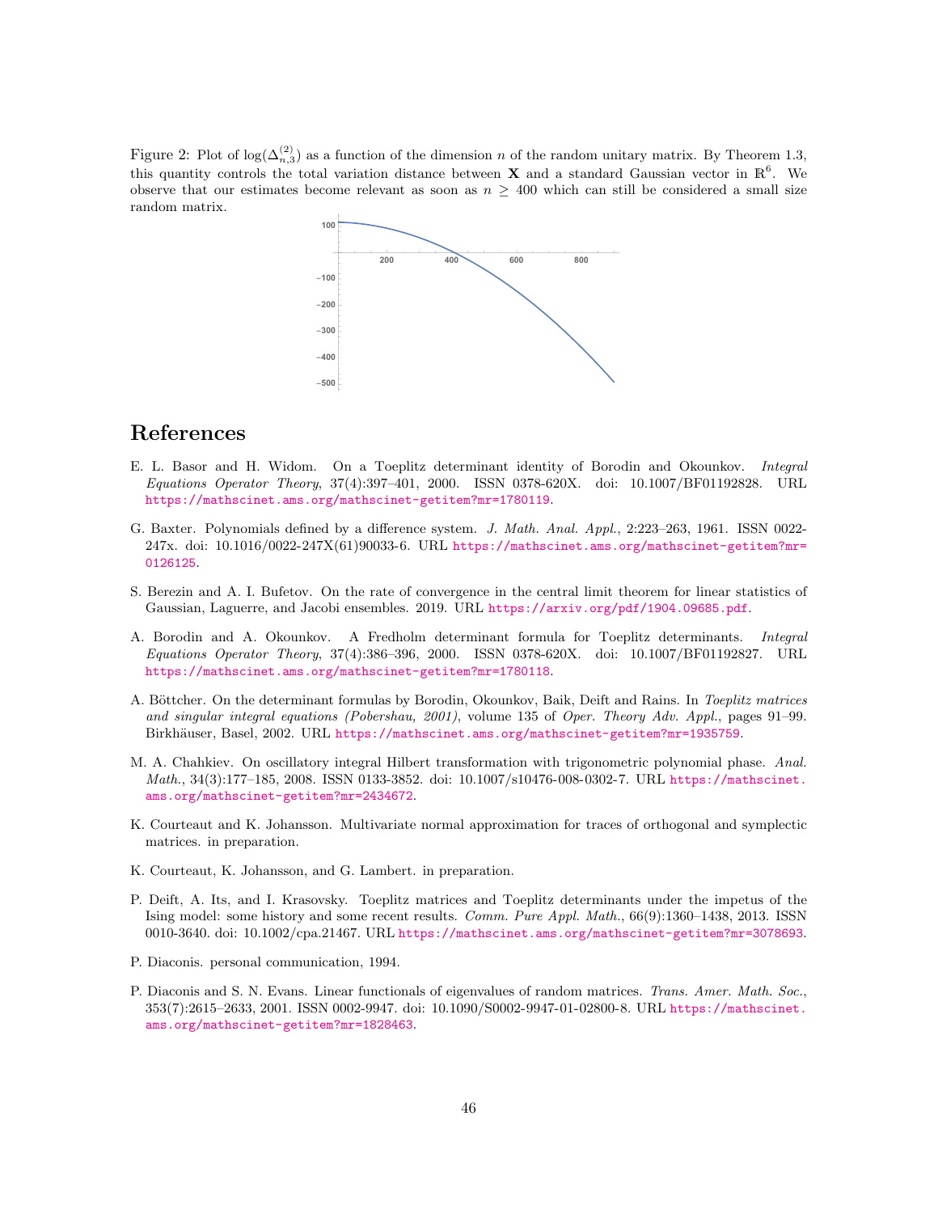Figure 2: Plot of $\log(\Delta_{n,3}^{(2)})$ as a function of the dimension $n$ of the random unitary matrix. By Theorem 1.3, this quantity controls the total variation distance between $\mathbf{X}$ and a standard Gaussian vector in $\mathbb{R}^6$. We observe that our estimates become relevant as soon as $n \geq 400$ which can still be considered a small size random matrix.

# References

E. L. Basor and H. Widom. On a Toeplitz determinant identity of Borodin and Okounkov. *Integral Equations Operator Theory*, 37(4):397–401, 2000. ISSN 0378-620X. doi: 10.1007/BF01192828. URL https://mathscinet.ams.org/mathscinet-getitem?mr=1780119.

G. Baxter. Polynomials defined by a difference system. *J. Math. Anal. Appl.*, 2:223–263, 1961. ISSN 0022-247x. doi: 10.1016/0022-247X(61)90033-6. URL https://mathscinet.ams.org/mathscinet-getitem?mr=0126125.

S. Berezin and A. I. Bufetov. On the rate of convergence in the central limit theorem for linear statistics of Gaussian, Laguerre, and Jacobi ensembles. 2019. URL https://arxiv.org/pdf/1904.09685.pdf.

A. Borodin and A. Okounkov. A Fredholm determinant formula for Toeplitz determinants. *Integral Equations Operator Theory*, 37(4):386–396, 2000. ISSN 0378-620X. doi: 10.1007/BF01192827. URL https://mathscinet.ams.org/mathscinet-getitem?mr=1780118.

A. Böttcher. On the determinant formulas by Borodin, Okounkov, Baik, Deift and Rains. In *Toeplitz matrices and singular integral equations (Pobershau, 2001)*, volume 135 of *Oper. Theory Adv. Appl.*, pages 91–99. Birkhäuser, Basel, 2002. URL https://mathscinet.ams.org/mathscinet-getitem?mr=1935759.

M. A. Chahkiev. On oscillatory integral Hilbert transformation with trigonometric polynomial phase. *Anal. Math.*, 34(3):177–185, 2008. ISSN 0133-3852. doi: 10.1007/s10476-008-0302-7. URL https://mathscinet.ams.org/mathscinet-getitem?mr=2434672.

K. Courteaut and K. Johansson. Multivariate normal approximation for traces of orthogonal and symplectic matrices. in preparation.

K. Courteaut, K. Johansson, and G. Lambert. in preparation.

P. Deift, A. Its, and I. Krasovsky. Toeplitz matrices and Toeplitz determinants under the impetus of the Ising model: some history and some recent results. *Comm. Pure Appl. Math.*, 66(9):1360–1438, 2013. ISSN 0010-3640. doi: 10.1002/cpa.21467. URL https://mathscinet.ams.org/mathscinet-getitem?mr=3078693.

P. Diaconis. personal communication, 1994.

P. Diaconis and S. N. Evans. Linear functionals of eigenvalues of random matrices. *Trans. Amer. Math. Soc.*, 353(7):2615–2633, 2001. ISSN 0002-9947. doi: 10.1090/S0002-9947-01-02800-8. URL https://mathscinet.ams.org/mathscinet-getitem?mr=1828463.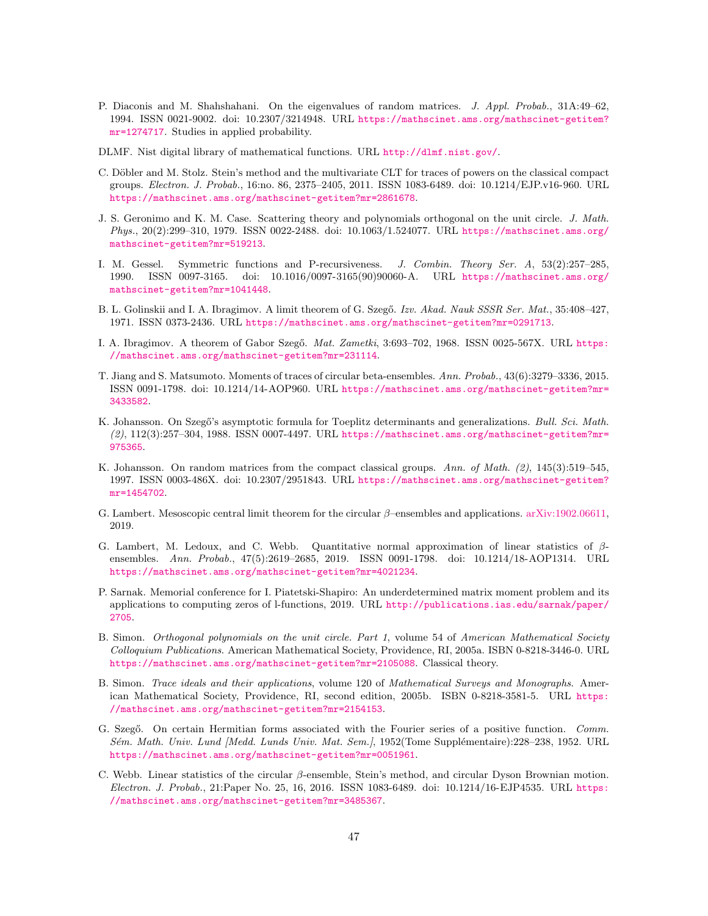P. Diaconis and M. Shahshahani. On the eigenvalues of random matrices. *J. Appl. Probab.*, 31A:49–62, 1994. ISSN 0021-9002. doi: 10.2307/3214948. URL https://mathscinet.ams.org/mathscinet-getitem?mr=1274717. Studies in applied probability.

DLMF. Nist digital library of mathematical functions. URL http://dlmf.nist.gov/.

C. Döbler and M. Stolz. Stein's method and the multivariate CLT for traces of powers on the classical compact groups. *Electron. J. Probab.*, 16:no. 86, 2375–2405, 2011. ISSN 1083-6489. doi: 10.1214/EJP.v16-960. URL https://mathscinet.ams.org/mathscinet-getitem?mr=2861678.

J. S. Geronimo and K. M. Case. Scattering theory and polynomials orthogonal on the unit circle. *J. Math. Phys.*, 20(2):299–310, 1979. ISSN 0022-2488. doi: 10.1063/1.524077. URL https://mathscinet.ams.org/mathscinet-getitem?mr=519213.

I. M. Gessel. Symmetric functions and P-recursiveness. *J. Combin. Theory Ser. A*, 53(2):257–285, 1990. ISSN 0097-3165. doi: 10.1016/0097-3165(90)90060-A. URL https://mathscinet.ams.org/mathscinet-getitem?mr=1041448.

B. L. Golinskii and I. A. Ibragimov. A limit theorem of G. Szegő. *Izv. Akad. Nauk SSSR Ser. Mat.*, 35:408–427, 1971. ISSN 0373-2436. URL https://mathscinet.ams.org/mathscinet-getitem?mr=0291713.

I. A. Ibragimov. A theorem of Gabor Szegő. *Mat. Zametki*, 3:693–702, 1968. ISSN 0025-567X. URL https://mathscinet.ams.org/mathscinet-getitem?mr=231114.

T. Jiang and S. Matsumoto. Moments of traces of circular beta-ensembles. *Ann. Probab.*, 43(6):3279–3336, 2015. ISSN 0091-1798. doi: 10.1214/14-AOP960. URL https://mathscinet.ams.org/mathscinet-getitem?mr=3433582.

K. Johansson. On Szegő's asymptotic formula for Toeplitz determinants and generalizations. *Bull. Sci. Math. (2)*, 112(3):257–304, 1988. ISSN 0007-4497. URL https://mathscinet.ams.org/mathscinet-getitem?mr=975365.

K. Johansson. On random matrices from the compact classical groups. *Ann. of Math. (2)*, 145(3):519–545, 1997. ISSN 0003-486X. doi: 10.2307/2951843. URL https://mathscinet.ams.org/mathscinet-getitem?mr=1454702.

G. Lambert. Mesoscopic central limit theorem for the circular $\beta$–ensembles and applications. arXiv:1902.06611, 2019.

G. Lambert, M. Ledoux, and C. Webb. Quantitative normal approximation of linear statistics of $\beta$-ensembles. *Ann. Probab.*, 47(5):2619–2685, 2019. ISSN 0091-1798. doi: 10.1214/18-AOP1314. URL https://mathscinet.ams.org/mathscinet-getitem?mr=4021234.

P. Sarnak. Memorial conference for I. Piatetski-Shapiro: An underdetermined matrix moment problem and its applications to computing zeros of l-functions, 2019. URL http://publications.ias.edu/sarnak/paper/2705.

B. Simon. *Orthogonal polynomials on the unit circle. Part 1*, volume 54 of *American Mathematical Society Colloquium Publications*. American Mathematical Society, Providence, RI, 2005a. ISBN 0-8218-3446-0. URL https://mathscinet.ams.org/mathscinet-getitem?mr=2105088. Classical theory.

B. Simon. *Trace ideals and their applications*, volume 120 of *Mathematical Surveys and Monographs*. American Mathematical Society, Providence, RI, second edition, 2005b. ISBN 0-8218-3581-5. URL https://mathscinet.ams.org/mathscinet-getitem?mr=2154153.

G. Szegő. On certain Hermitian forms associated with the Fourier series of a positive function. *Comm. Sém. Math. Univ. Lund [Medd. Lunds Univ. Mat. Sem.]*, 1952(Tome Supplémentaire):228–238, 1952. URL https://mathscinet.ams.org/mathscinet-getitem?mr=0051961.

C. Webb. Linear statistics of the circular $\beta$-ensemble, Stein's method, and circular Dyson Brownian motion. *Electron. J. Probab.*, 21:Paper No. 25, 16, 2016. ISSN 1083-6489. doi: 10.1214/16-EJP4535. URL https://mathscinet.ams.org/mathscinet-getitem?mr=3485367.